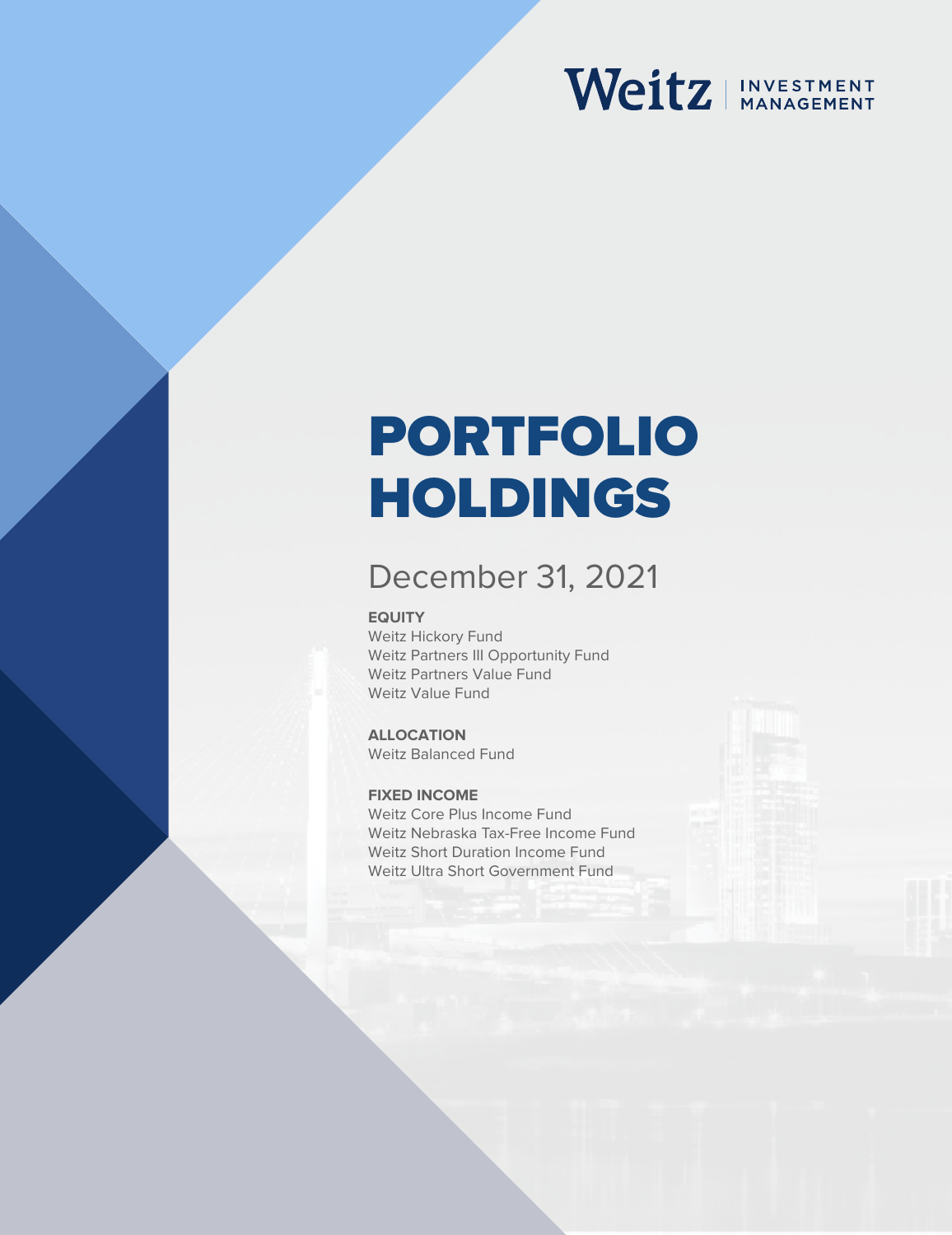Weitz | INVESTMENT MANAGEMENT

# PORTFOLIO HOLDINGS

## December 31, 2021

**EQUITY**

Weitz Hickory Fund

Weitz Partners III Opportunity Fund

Weitz Partners Value Fund

Weitz Value Fund

**ALLOCATION**

Weitz Balanced Fund

**FIXED INCOME**

Weitz Core Plus Income Fund

Weitz Nebraska Tax-Free Income Fund

Weitz Short Duration Income Fund

Weitz Ultra Short Government Fund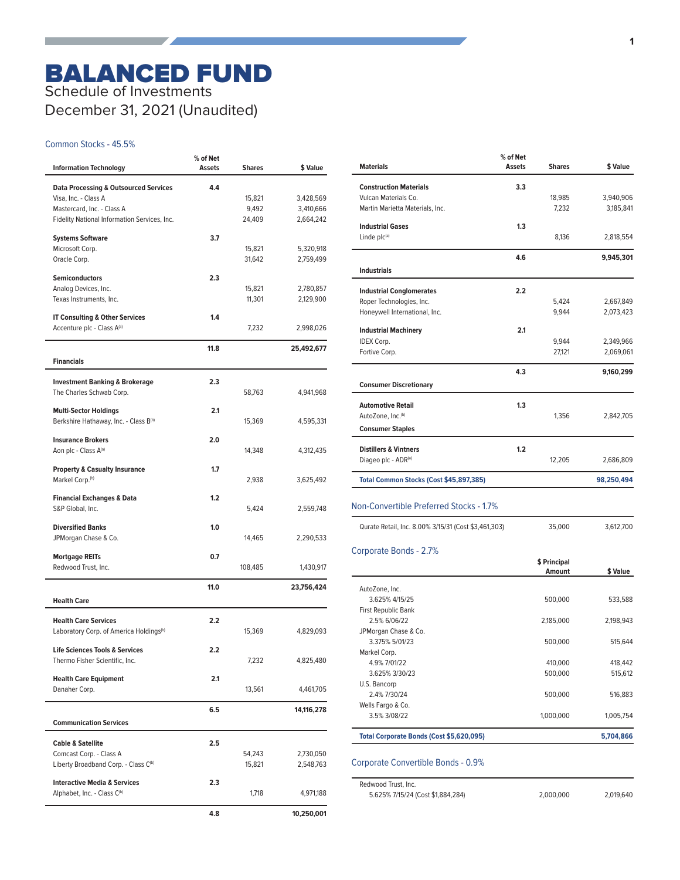# BALANCED FUND

Schedule of Investments

December 31, 2021 (Unaudited)

## Common Stocks - 45.5%

| Information Technology | % of Net Assets | Shares | $ Value |
|---|---|---|---|
| **Data Processing & Outsourced Services** | **4.4** | | |
| Visa, Inc. - Class A | | 15,821 | 3,428,569 |
| Mastercard, Inc. - Class A | | 9,492 | 3,410,666 |
| Fidelity National Information Services, Inc. | | 24,409 | 2,664,242 |
| **Systems Software** | **3.7** | | |
| Microsoft Corp. | | 15,821 | 5,320,918 |
| Oracle Corp. | | 31,642 | 2,759,499 |
| **Semiconductors** | **2.3** | | |
| Analog Devices, Inc. | | 15,821 | 2,780,857 |
| Texas Instruments, Inc. | | 11,301 | 2,129,900 |
| **IT Consulting & Other Services** | **1.4** | | |
| Accenture plc - Class A[(a)] | | 7,232 | 2,998,026 |
| | **11.8** | | **25,492,677** |
| **Financials** | | | |
| **Investment Banking & Brokerage** | **2.3** | | |
| The Charles Schwab Corp. | | 58,763 | 4,941,968 |
| **Multi-Sector Holdings** | **2.1** | | |
| Berkshire Hathaway, Inc. - Class B[(b)] | | 15,369 | 4,595,331 |
| **Insurance Brokers** | **2.0** | | |
| Aon plc - Class A[(a)] | | 14,348 | 4,312,435 |
| **Property & Casualty Insurance** | **1.7** | | |
| Markel Corp.[(b)] | | 2,938 | 3,625,492 |
| **Financial Exchanges & Data** | **1.2** | | |
| S&P Global, Inc. | | 5,424 | 2,559,748 |
| **Diversified Banks** | **1.0** | | |
| JPMorgan Chase & Co. | | 14,465 | 2,290,533 |
| **Mortgage REITs** | **0.7** | | |
| Redwood Trust, Inc. | | 108,485 | 1,430,917 |
| | **11.0** | | **23,756,424** |
| **Health Care** | | | |
| **Health Care Services** | **2.2** | | |
| Laboratory Corp. of America Holdings[(b)] | | 15,369 | 4,829,093 |
| **Life Sciences Tools & Services** | **2.2** | | |
| Thermo Fisher Scientific, Inc. | | 7,232 | 4,825,480 |
| **Health Care Equipment** | **2.1** | | |
| Danaher Corp. | | 13,561 | 4,461,705 |
| | **6.5** | | **14,116,278** |
| **Communication Services** | | | |
| **Cable & Satellite** | **2.5** | | |
| Comcast Corp. - Class A | | 54,243 | 2,730,050 |
| Liberty Broadband Corp. - Class C[(b)] | | 15,821 | 2,548,763 |
| **Interactive Media & Services** | **2.3** | | |
| Alphabet, Inc. - Class C[(b)] | | 1,718 | 4,971,188 |
| | **4.8** | | **10,250,001** |
| **Materials** | | | |
| **Construction Materials** | **3.3** | | |
| Vulcan Materials Co. | | 18,985 | 3,940,906 |
| Martin Marietta Materials, Inc. | | 7,232 | 3,185,841 |
| **Industrial Gases** | **1.3** | | |
| Linde plc[(a)] | | 8,136 | 2,818,554 |
| | **4.6** | | **9,945,301** |
| **Industrials** | | | |
| **Industrial Conglomerates** | **2.2** | | |
| Roper Technologies, Inc. | | 5,424 | 2,667,849 |
| Honeywell International, Inc. | | 9,944 | 2,073,423 |
| **Industrial Machinery** | **2.1** | | |
| IDEX Corp. | | 9,944 | 2,349,966 |
| Fortive Corp. | | 27,121 | 2,069,061 |
| | **4.3** | | **9,160,299** |
| **Consumer Discretionary** | | | |
| **Automotive Retail** | **1.3** | | |
| AutoZone, Inc.[(b)] | | 1,356 | 2,842,705 |
| **Consumer Staples** | | | |
| **Distillers & Vintners** | **1.2** | | |
| Diageo plc - ADR[(a)] | | 12,205 | 2,686,809 |
| **Total Common Stocks (Cost $45,897,385)** | | | **98,250,494** |

## Non-Convertible Preferred Stocks - 1.7%

| | Shares | $ Value |
|---|---|---|
| Qurate Retail, Inc. 8.00% 3/15/31 (Cost $3,461,303) | 35,000 | 3,612,700 |

## Corporate Bonds - 2.7%

| | $ Principal Amount | $ Value |
|---|---|---|
| AutoZone, Inc. | | |
| 3.625% 4/15/25 | 500,000 | 533,588 |
| First Republic Bank | | |
| 2.5% 6/06/22 | 2,185,000 | 2,198,943 |
| JPMorgan Chase & Co. | | |
| 3.375% 5/01/23 | 500,000 | 515,644 |
| Markel Corp. | | |
| 4.9% 7/01/22 | 410,000 | 418,442 |
| 3.625% 3/30/23 | 500,000 | 515,612 |
| U.S. Bancorp | | |
| 2.4% 7/30/24 | 500,000 | 516,883 |
| Wells Fargo & Co. | | |
| 3.5% 3/08/22 | 1,000,000 | 1,005,754 |
| **Total Corporate Bonds (Cost $5,620,095)** | | **5,704,866** |

## Corporate Convertible Bonds - 0.9%

| | $ Principal Amount | $ Value |
|---|---|---|
| Redwood Trust, Inc. | | |
| 5.625% 7/15/24 (Cost $1,884,284) | 2,000,000 | 2,019,640 |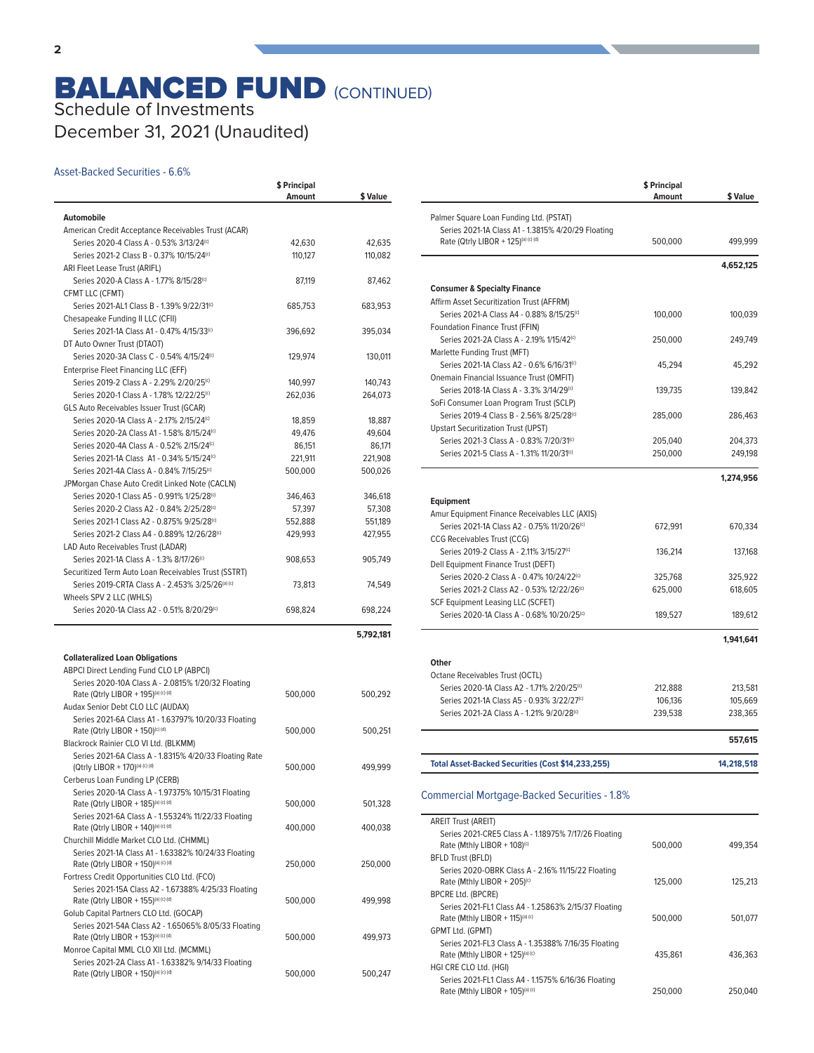# BALANCED FUND (CONTINUED)

Schedule of Investments
December 31, 2021 (Unaudited)

## Asset-Backed Securities - 6.6%

| | $ Principal Amount | $ Value |
|---|---|---|
| **Automobile** | | |
| American Credit Acceptance Receivables Trust (ACAR) | | |
| Series 2020-4 Class A - 0.53% 3/13/24[c] | 42,630 | 42,635 |
| Series 2021-2 Class B - 0.37% 10/15/24[c] | 110,127 | 110,082 |
| ARI Fleet Lease Trust (ARIFL) | | |
| Series 2020-A Class A - 1.77% 8/15/28[c] | 87,119 | 87,462 |
| CFMT LLC (CFMT) | | |
| Series 2021-AL1 Class B - 1.39% 9/22/31[c] | 685,753 | 683,953 |
| Chesapeake Funding II LLC (CFII) | | |
| Series 2021-1A Class A1 - 0.47% 4/15/33[c] | 396,692 | 395,034 |
| DT Auto Owner Trust (DTAOT) | | |
| Series 2020-3A Class C - 0.54% 4/15/24[c] | 129,974 | 130,011 |
| Enterprise Fleet Financing LLC (EFF) | | |
| Series 2019-2 Class A - 2.29% 2/20/25[c] | 140,997 | 140,743 |
| Series 2020-1 Class A - 1.78% 12/22/25[c] | 262,036 | 264,073 |
| GLS Auto Receivables Issuer Trust (GCAR) | | |
| Series 2020-1A Class A - 2.17% 2/15/24[c] | 18,859 | 18,887 |
| Series 2020-2A Class A1 - 1.58% 8/15/24[c] | 49,476 | 49,604 |
| Series 2020-4A Class A - 0.52% 2/15/24[c] | 86,151 | 86,171 |
| Series 2021-1A Class A1 - 0.34% 5/15/24[c] | 221,911 | 221,908 |
| Series 2021-4A Class A - 0.84% 7/15/25[c] | 500,000 | 500,026 |
| JPMorgan Chase Auto Credit Linked Note (CACLN) | | |
| Series 2020-1 Class A5 - 0.991% 1/25/28[c] | 346,463 | 346,618 |
| Series 2020-2 Class A2 - 0.84% 2/25/28[c] | 57,397 | 57,308 |
| Series 2021-1 Class A2 - 0.875% 9/25/28[c] | 552,888 | 551,189 |
| Series 2021-2 Class A4 - 0.889% 12/26/28[c] | 429,993 | 427,955 |
| LAD Auto Receivables Trust (LADAR) | | |
| Series 2021-1A Class A - 1.3% 8/17/26[c] | 908,653 | 905,749 |
| Securitized Term Auto Loan Receivables Trust (SSTRT) | | |
| Series 2019-CRTA Class A - 2.453% 3/25/26[a] [c] | 73,813 | 74,549 |
| Wheels SPV 2 LLC (WHLS) | | |
| Series 2020-1A Class A2 - 0.51% 8/20/29[c] | 698,824 | 698,224 |
| | | **5,792,181** |
| **Collateralized Loan Obligations** | | |
| ABPCI Direct Lending Fund CLO LP (ABPCI) | | |
| Series 2020-10A Class A - 2.0815% 1/20/32 Floating Rate (Qtrly LIBOR + 195)[a] [c] [d] | 500,000 | 500,292 |
| Audax Senior Debt CLO LLC (AUDAX) | | |
| Series 2021-6A Class A1 - 1.63797% 10/20/33 Floating Rate (Qtrly LIBOR + 150)[c] [d] | 500,000 | 500,251 |
| Blackrock Rainier CLO VI Ltd. (BLKMM) | | |
| Series 2021-6A Class A - 1.8315% 4/20/33 Floating Rate (Qtrly LIBOR + 170)[a] [c] [d] | 500,000 | 499,999 |
| Cerberus Loan Funding LP (CERB) | | |
| Series 2020-1A Class A - 1.97375% 10/15/31 Floating Rate (Qtrly LIBOR + 185)[a] [c] [d] | 500,000 | 501,328 |
| Series 2021-6A Class A - 1.55324% 11/22/33 Floating Rate (Qtrly LIBOR + 140)[a] [c] [d] | 400,000 | 400,038 |
| Churchill Middle Market CLO Ltd. (CHMML) | | |
| Series 2021-1A Class A1 - 1.63382% 10/24/33 Floating Rate (Qtrly LIBOR + 150)[a] [c] [d] | 250,000 | 250,000 |
| Fortress Credit Opportunities CLO Ltd. (FCO) | | |
| Series 2021-15A Class A2 - 1.67388% 4/25/33 Floating Rate (Qtrly LIBOR + 155)[a] [c] [d] | 500,000 | 499,998 |
| Golub Capital Partners CLO Ltd. (GOCAP) | | |
| Series 2021-54A Class A2 - 1.65065% 8/05/33 Floating Rate (Qtrly LIBOR + 153)[a] [c] [d] | 500,000 | 499,973 |
| Monroe Capital MML CLO XII Ltd. (MCMML) | | |
| Series 2021-2A Class A1 - 1.63382% 9/14/33 Floating Rate (Qtrly LIBOR + 150)[a] [c] [d] | 500,000 | 500,247 |
| Palmer Square Loan Funding Ltd. (PSTAT) | | |
| Series 2021-1A Class A1 - 1.3815% 4/20/29 Floating Rate (Qtrly LIBOR + 125)[a] [c] [d] | 500,000 | 499,999 |
| | | **4,652,125** |
| **Consumer & Specialty Finance** | | |
| Affirm Asset Securitization Trust (AFFRM) | | |
| Series 2021-A Class A4 - 0.88% 8/15/25[c] | 100,000 | 100,039 |
| Foundation Finance Trust (FFIN) | | |
| Series 2021-2A Class A - 2.19% 1/15/42[c] | 250,000 | 249,749 |
| Marlette Funding Trust (MFT) | | |
| Series 2021-1A Class A2 - 0.6% 6/16/31[c] | 45,294 | 45,292 |
| Onemain Financial Issuance Trust (OMFIT) | | |
| Series 2018-1A Class A - 3.3% 3/14/29[c] | 139,735 | 139,842 |
| SoFi Consumer Loan Program Trust (SCLP) | | |
| Series 2019-4 Class B - 2.56% 8/25/28[c] | 285,000 | 286,463 |
| Upstart Securitization Trust (UPST) | | |
| Series 2021-3 Class A - 0.83% 7/20/31[c] | 205,040 | 204,373 |
| Series 2021-5 Class A - 1.31% 11/20/31[c] | 250,000 | 249,198 |
| | | **1,274,956** |
| **Equipment** | | |
| Amur Equipment Finance Receivables LLC (AXIS) | | |
| Series 2021-1A Class A2 - 0.75% 11/20/26[c] | 672,991 | 670,334 |
| CCG Receivables Trust (CCG) | | |
| Series 2019-2 Class A - 2.11% 3/15/27[c] | 136,214 | 137,168 |
| Dell Equipment Finance Trust (DEFT) | | |
| Series 2020-2 Class A - 0.47% 10/24/22[c] | 325,768 | 325,922 |
| Series 2021-2 Class A2 - 0.53% 12/22/26[c] | 625,000 | 618,605 |
| SCF Equipment Leasing LLC (SCFET) | | |
| Series 2020-1A Class A - 0.68% 10/20/25[c] | 189,527 | 189,612 |
| | | **1,941,641** |
| **Other** | | |
| Octane Receivables Trust (OCTL) | | |
| Series 2020-1A Class A2 - 1.71% 2/20/25[c] | 212,888 | 213,581 |
| Series 2021-1A Class A5 - 0.93% 3/22/27[c] | 106,136 | 105,669 |
| Series 2021-2A Class A - 1.21% 9/20/28[c] | 239,538 | 238,365 |
| | | **557,615** |
| **Total Asset-Backed Securities (Cost $14,233,255)** | | **14,218,518** |

## Commercial Mortgage-Backed Securities - 1.8%

| | $ Principal Amount | $ Value |
|---|---|---|
| AREIT Trust (AREIT) | | |
| Series 2021-CRE5 Class A - 1.18975% 7/17/26 Floating Rate (Mthly LIBOR + 108)[c] | 500,000 | 499,354 |
| BFLD Trust (BFLD) | | |
| Series 2020-OBRK Class A - 2.16% 11/15/22 Floating Rate (Mthly LIBOR + 205)[c] | 125,000 | 125,213 |
| BPCRE Ltd. (BPCRE) | | |
| Series 2021-FL1 Class A4 - 1.25863% 2/15/37 Floating Rate (Mthly LIBOR + 115)[a] [c] | 500,000 | 501,077 |
| GPMT Ltd. (GPMT) | | |
| Series 2021-FL3 Class A - 1.35388% 7/16/35 Floating Rate (Mthly LIBOR + 125)[a] [c] | 435,861 | 436,363 |
| HGI CRE CLO Ltd. (HGI) | | |
| Series 2021-FL1 Class A4 - 1.1575% 6/16/36 Floating Rate (Mthly LIBOR + 105)[a] [c] | 250,000 | 250,040 |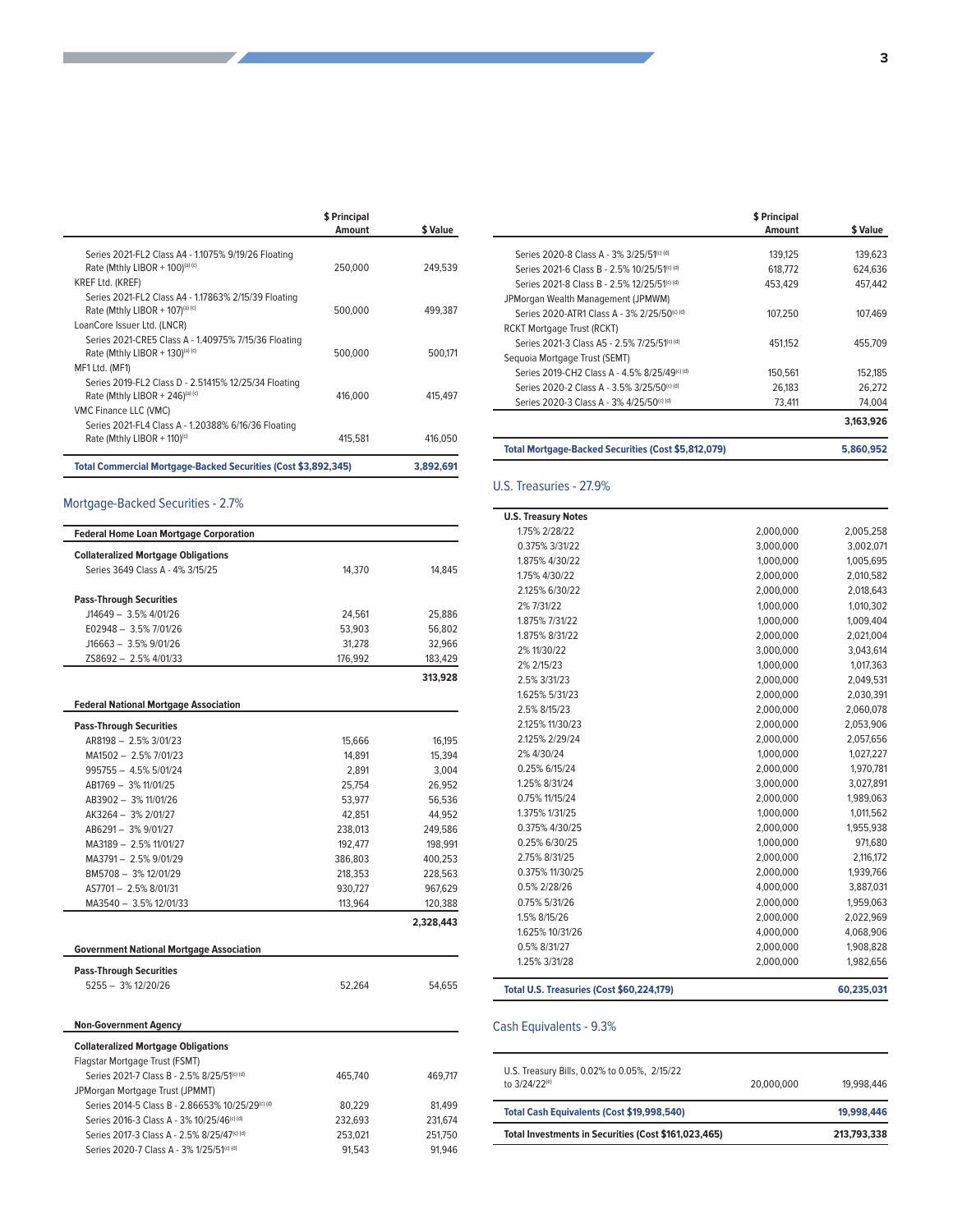| | $ Principal Amount | $ Value |
|---|---|---|
| Series 2021-FL2 Class A4 - 1.1075% 9/19/26 Floating Rate (Mthly LIBOR + 100)[(a) (c)] | 250,000 | 249,539 |
| KREF Ltd. (KREF) | | |
| Series 2021-FL2 Class A4 - 1.17863% 2/15/39 Floating Rate (Mthly LIBOR + 107)[(a) (c)] | 500,000 | 499,387 |
| LoanCore Issuer Ltd. (LNCR) | | |
| Series 2021-CRE5 Class A - 1.40975% 7/15/36 Floating Rate (Mthly LIBOR + 130)[(a) (c)] | 500,000 | 500,171 |
| MF1 Ltd. (MF1) | | |
| Series 2019-FL2 Class D - 2.51415% 12/25/34 Floating Rate (Mthly LIBOR + 246)[(a) (c)] | 416,000 | 415,497 |
| VMC Finance LLC (VMC) | | |
| Series 2021-FL4 Class A - 1.20388% 6/16/36 Floating Rate (Mthly LIBOR + 110)[(c)] | 415,581 | 416,050 |
| **Total Commercial Mortgage-Backed Securities (Cost $3,892,345)** | | **3,892,691** |

## Mortgage-Backed Securities - 2.7%

| | $ Principal Amount | $ Value |
|---|---|---|
| **Federal Home Loan Mortgage Corporation** | | |
| **Collateralized Mortgage Obligations** | | |
| Series 3649 Class A - 4% 3/15/25 | 14,370 | 14,845 |
| **Pass-Through Securities** | | |
| J14649 – 3.5% 4/01/26 | 24,561 | 25,886 |
| E02948 – 3.5% 7/01/26 | 53,903 | 56,802 |
| J16663 – 3.5% 9/01/26 | 31,278 | 32,966 |
| ZS8692 – 2.5% 4/01/33 | 176,992 | 183,429 |
| | | **313,928** |
| **Federal National Mortgage Association** | | |
| **Pass-Through Securities** | | |
| AR8198 – 2.5% 3/01/23 | 15,666 | 16,195 |
| MA1502 – 2.5% 7/01/23 | 14,891 | 15,394 |
| 995755 – 4.5% 5/01/24 | 2,891 | 3,004 |
| AB1769 – 3% 11/01/25 | 25,754 | 26,952 |
| AB3902 – 3% 11/01/26 | 53,977 | 56,536 |
| AK3264 – 3% 2/01/27 | 42,851 | 44,952 |
| AB6291 – 3% 9/01/27 | 238,013 | 249,586 |
| MA3189 – 2.5% 11/01/27 | 192,477 | 198,991 |
| MA3791 – 2.5% 9/01/29 | 386,803 | 400,253 |
| BM5708 – 3% 12/01/29 | 218,353 | 228,563 |
| AS7701 – 2.5% 8/01/31 | 930,727 | 967,629 |
| MA3540 – 3.5% 12/01/33 | 113,964 | 120,388 |
| | | **2,328,443** |
| **Government National Mortgage Association** | | |
| **Pass-Through Securities** | | |
| 5255 – 3% 12/20/26 | 52,264 | 54,655 |
| **Non-Government Agency** | | |
| **Collateralized Mortgage Obligations** | | |
| Flagstar Mortgage Trust (FSMT) | | |
| Series 2021-7 Class B - 2.5% 8/25/51[(c) (d)] | 465,740 | 469,717 |
| JPMorgan Mortgage Trust (JPMMT) | | |
| Series 2014-5 Class B - 2.86653% 10/25/29[(c) (d)] | 80,229 | 81,499 |
| Series 2016-3 Class A - 3% 10/25/46[(c) (d)] | 232,693 | 231,674 |
| Series 2017-3 Class A - 2.5% 8/25/47[(c) (d)] | 253,021 | 251,750 |
| Series 2020-7 Class A - 3% 1/25/51[(c) (d)] | 91,543 | 91,946 |
| Series 2020-8 Class A - 3% 3/25/51[(c) (d)] | 139,125 | 139,623 |
| Series 2021-6 Class B - 2.5% 10/25/51[(c) (d)] | 618,772 | 624,636 |
| Series 2021-8 Class B - 2.5% 12/25/51[(c) (d)] | 453,429 | 457,442 |
| JPMorgan Wealth Management (JPMWM) | | |
| Series 2020-ATR1 Class A - 3% 2/25/50[(c) (d)] | 107,250 | 107,469 |
| RCKT Mortgage Trust (RCKT) | | |
| Series 2021-3 Class A5 - 2.5% 7/25/51[(c) (d)] | 451,152 | 455,709 |
| Sequoia Mortgage Trust (SEMT) | | |
| Series 2019-CH2 Class A - 4.5% 8/25/49[(c) (d)] | 150,561 | 152,185 |
| Series 2020-2 Class A - 3.5% 3/25/50[(c) (d)] | 26,183 | 26,272 |
| Series 2020-3 Class A - 3% 4/25/50[(c) (d)] | 73,411 | 74,004 |
| | | **3,163,926** |
| **Total Mortgage-Backed Securities (Cost $5,812,079)** | | **5,860,952** |

## U.S. Treasuries - 27.9%

| | $ Principal Amount | $ Value |
|---|---|---|
| **U.S. Treasury Notes** | | |
| 1.75% 2/28/22 | 2,000,000 | 2,005,258 |
| 0.375% 3/31/22 | 3,000,000 | 3,002,071 |
| 1.875% 4/30/22 | 1,000,000 | 1,005,695 |
| 1.75% 4/30/22 | 2,000,000 | 2,010,582 |
| 2.125% 6/30/22 | 2,000,000 | 2,018,643 |
| 2% 7/31/22 | 1,000,000 | 1,010,302 |
| 1.875% 7/31/22 | 1,000,000 | 1,009,404 |
| 1.875% 8/31/22 | 2,000,000 | 2,021,004 |
| 2% 11/30/22 | 3,000,000 | 3,043,614 |
| 2% 2/15/23 | 1,000,000 | 1,017,363 |
| 2.5% 3/31/23 | 2,000,000 | 2,049,531 |
| 1.625% 5/31/23 | 2,000,000 | 2,030,391 |
| 2.5% 8/15/23 | 2,000,000 | 2,060,078 |
| 2.125% 11/30/23 | 2,000,000 | 2,053,906 |
| 2.125% 2/29/24 | 2,000,000 | 2,057,656 |
| 2% 4/30/24 | 1,000,000 | 1,027,227 |
| 0.25% 6/15/24 | 2,000,000 | 1,970,781 |
| 1.25% 8/31/24 | 3,000,000 | 3,027,891 |
| 0.75% 11/15/24 | 2,000,000 | 1,989,063 |
| 1.375% 1/31/25 | 1,000,000 | 1,011,562 |
| 0.375% 4/30/25 | 2,000,000 | 1,955,938 |
| 0.25% 6/30/25 | 1,000,000 | 971,680 |
| 2.75% 8/31/25 | 2,000,000 | 2,116,172 |
| 0.375% 11/30/25 | 2,000,000 | 1,939,766 |
| 0.5% 2/28/26 | 4,000,000 | 3,887,031 |
| 0.75% 5/31/26 | 2,000,000 | 1,959,063 |
| 1.5% 8/15/26 | 2,000,000 | 2,022,969 |
| 1.625% 10/31/26 | 4,000,000 | 4,068,906 |
| 0.5% 8/31/27 | 2,000,000 | 1,908,828 |
| 1.25% 3/31/28 | 2,000,000 | 1,982,656 |
| **Total U.S. Treasuries (Cost $60,224,179)** | | **60,235,031** |

## Cash Equivalents - 9.3%

| | $ Principal Amount | $ Value |
|---|---|---|
| U.S. Treasury Bills, 0.02% to 0.05%, 2/15/22 to 3/24/22[(e)] | 20,000,000 | 19,998,446 |
| **Total Cash Equivalents (Cost $19,998,540)** | | **19,998,446** |
| **Total Investments in Securities (Cost $161,023,465)** | | **213,793,338** |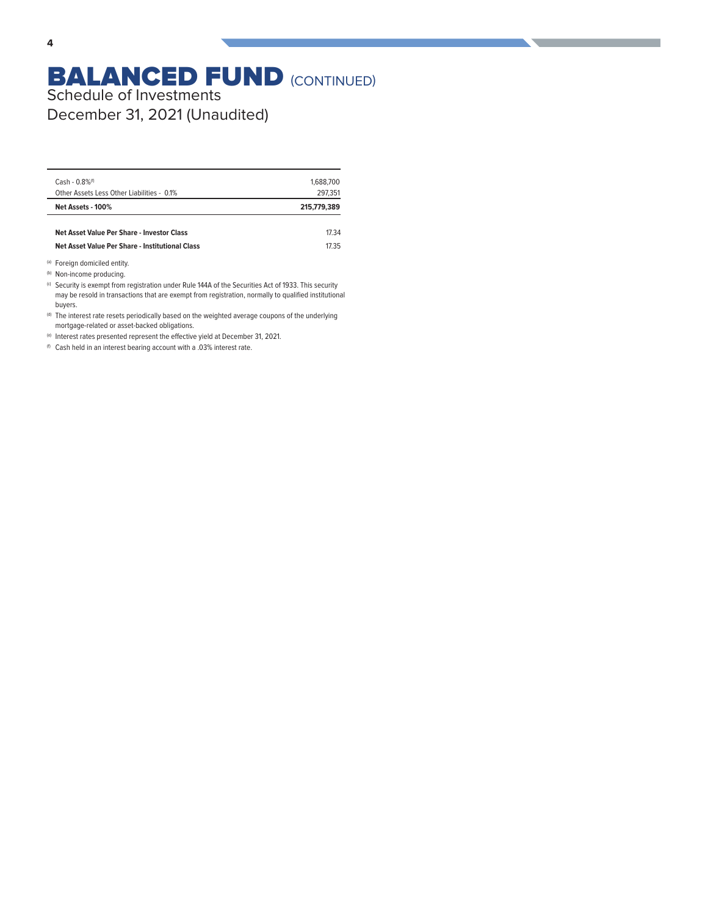# BALANCED FUND (CONTINUED)

Schedule of Investments
December 31, 2021 (Unaudited)

| | |
|---|---|
| Cash - 0.8%[f] | 1,688,700 |
| Other Assets Less Other Liabilities - 0.1% | 297,351 |
| **Net Assets - 100%** | **215,779,389** |
| | |
| **Net Asset Value Per Share - Investor Class** | 17.34 |
| **Net Asset Value Per Share - Institutional Class** | 17.35 |

[a] Foreign domiciled entity.

[b] Non-income producing.

[c] Security is exempt from registration under Rule 144A of the Securities Act of 1933. This security may be resold in transactions that are exempt from registration, normally to qualified institutional buyers.

[d] The interest rate resets periodically based on the weighted average coupons of the underlying mortgage-related or asset-backed obligations.

[e] Interest rates presented represent the effective yield at December 31, 2021.

[f] Cash held in an interest bearing account with a .03% interest rate.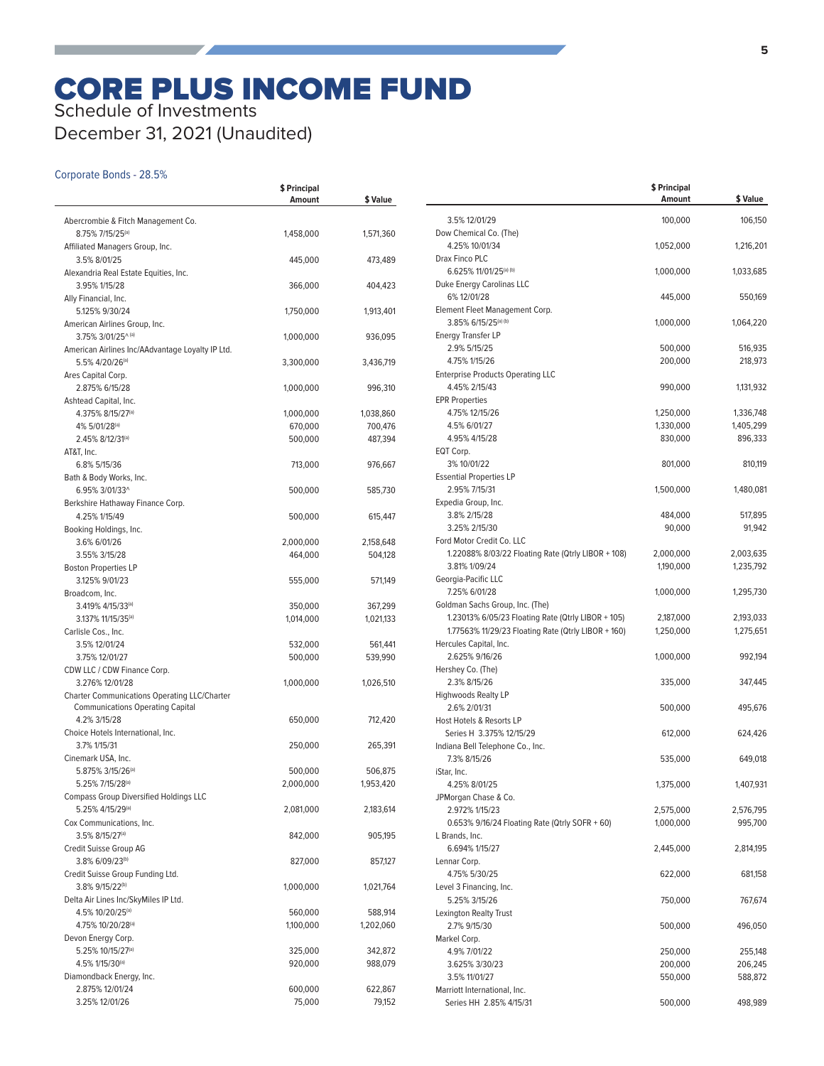# CORE PLUS INCOME FUND

Schedule of Investments

December 31, 2021 (Unaudited)

## Corporate Bonds - 28.5%

| | $ Principal Amount | $ Value |
|---|---|---|
| Abercrombie & Fitch Management Co. | | |
| 8.75% 7/15/25[(a)] | 1,458,000 | 1,571,360 |
| Affiliated Managers Group, Inc. | | |
| 3.5% 8/01/25 | 445,000 | 473,489 |
| Alexandria Real Estate Equities, Inc. | | |
| 3.95% 1/15/28 | 366,000 | 404,423 |
| Ally Financial, Inc. | | |
| 5.125% 9/30/24 | 1,750,000 | 1,913,401 |
| American Airlines Group, Inc. | | |
| 3.75% 3/01/25^ [(a)] | 1,000,000 | 936,095 |
| American Airlines Inc/AAdvantage Loyalty IP Ltd. | | |
| 5.5% 4/20/26[(a)] | 3,300,000 | 3,436,719 |
| Ares Capital Corp. | | |
| 2.875% 6/15/28 | 1,000,000 | 996,310 |
| Ashtead Capital, Inc. | | |
| 4.375% 8/15/27[(a)] | 1,000,000 | 1,038,860 |
| 4% 5/01/28[(a)] | 670,000 | 700,476 |
| 2.45% 8/12/31[(a)] | 500,000 | 487,394 |
| AT&T, Inc. | | |
| 6.8% 5/15/36 | 713,000 | 976,667 |
| Bath & Body Works, Inc. | | |
| 6.95% 3/01/33^ | 500,000 | 585,730 |
| Berkshire Hathaway Finance Corp. | | |
| 4.25% 1/15/49 | 500,000 | 615,447 |
| Booking Holdings, Inc. | | |
| 3.6% 6/01/26 | 2,000,000 | 2,158,648 |
| 3.55% 3/15/28 | 464,000 | 504,128 |
| Boston Properties LP | | |
| 3.125% 9/01/23 | 555,000 | 571,149 |
| Broadcom, Inc. | | |
| 3.419% 4/15/33[(a)] | 350,000 | 367,299 |
| 3.137% 11/15/35[(a)] | 1,014,000 | 1,021,133 |
| Carlisle Cos., Inc. | | |
| 3.5% 12/01/24 | 532,000 | 561,441 |
| 3.75% 12/01/27 | 500,000 | 539,990 |
| CDW LLC / CDW Finance Corp. | | |
| 3.276% 12/01/28 | 1,000,000 | 1,026,510 |
| Charter Communications Operating LLC/Charter Communications Operating Capital | | |
| 4.2% 3/15/28 | 650,000 | 712,420 |
| Choice Hotels International, Inc. | | |
| 3.7% 1/15/31 | 250,000 | 265,391 |
| Cinemark USA, Inc. | | |
| 5.875% 3/15/26[(a)] | 500,000 | 506,875 |
| 5.25% 7/15/28[(a)] | 2,000,000 | 1,953,420 |
| Compass Group Diversified Holdings LLC | | |
| 5.25% 4/15/29[(a)] | 2,081,000 | 2,183,614 |
| Cox Communications, Inc. | | |
| 3.5% 8/15/27[(a)] | 842,000 | 905,195 |
| Credit Suisse Group AG | | |
| 3.8% 6/09/23[(b)] | 827,000 | 857,127 |
| Credit Suisse Group Funding Ltd. | | |
| 3.8% 9/15/22[(b)] | 1,000,000 | 1,021,764 |
| Delta Air Lines Inc/SkyMiles IP Ltd. | | |
| 4.5% 10/20/25[(a)] | 560,000 | 588,914 |
| 4.75% 10/20/28[(a)] | 1,100,000 | 1,202,060 |
| Devon Energy Corp. | | |
| 5.25% 10/15/27[(a)] | 325,000 | 342,872 |
| 4.5% 1/15/30[(a)] | 920,000 | 988,079 |
| Diamondback Energy, Inc. | | |
| 2.875% 12/01/24 | 600,000 | 622,867 |
| 3.25% 12/01/26 | 75,000 | 79,152 |
| 3.5% 12/01/29 | 100,000 | 106,150 |
| Dow Chemical Co. (The) | | |
| 4.25% 10/01/34 | 1,052,000 | 1,216,201 |
| Drax Finco PLC | | |
| 6.625% 11/01/25[(a) (b)] | 1,000,000 | 1,033,685 |
| Duke Energy Carolinas LLC | | |
| 6% 12/01/28 | 445,000 | 550,169 |
| Element Fleet Management Corp. | | |
| 3.85% 6/15/25[(a) (b)] | 1,000,000 | 1,064,220 |
| Energy Transfer LP | | |
| 2.9% 5/15/25 | 500,000 | 516,935 |
| 4.75% 1/15/26 | 200,000 | 218,973 |
| Enterprise Products Operating LLC | | |
| 4.45% 2/15/43 | 990,000 | 1,131,932 |
| EPR Properties | | |
| 4.75% 12/15/26 | 1,250,000 | 1,336,748 |
| 4.5% 6/01/27 | 1,330,000 | 1,405,299 |
| 4.95% 4/15/28 | 830,000 | 896,333 |
| EQT Corp. | | |
| 3% 10/01/22 | 801,000 | 810,119 |
| Essential Properties LP | | |
| 2.95% 7/15/31 | 1,500,000 | 1,480,081 |
| Expedia Group, Inc. | | |
| 3.8% 2/15/28 | 484,000 | 517,895 |
| 3.25% 2/15/30 | 90,000 | 91,942 |
| Ford Motor Credit Co. LLC | | |
| 1.22088% 8/03/22 Floating Rate (Qtrly LIBOR + 108) | 2,000,000 | 2,003,635 |
| 3.81% 1/09/24 | 1,190,000 | 1,235,792 |
| Georgia-Pacific LLC | | |
| 7.25% 6/01/28 | 1,000,000 | 1,295,730 |
| Goldman Sachs Group, Inc. (The) | | |
| 1.23013% 6/05/23 Floating Rate (Qtrly LIBOR + 105) | 2,187,000 | 2,193,033 |
| 1.77563% 11/29/23 Floating Rate (Qtrly LIBOR + 160) | 1,250,000 | 1,275,651 |
| Hercules Capital, Inc. | | |
| 2.625% 9/16/26 | 1,000,000 | 992,194 |
| Hershey Co. (The) | | |
| 2.3% 8/15/26 | 335,000 | 347,445 |
| Highwoods Realty LP | | |
| 2.6% 2/01/31 | 500,000 | 495,676 |
| Host Hotels & Resorts LP | | |
| Series H 3.375% 12/15/29 | 612,000 | 624,426 |
| Indiana Bell Telephone Co., Inc. | | |
| 7.3% 8/15/26 | 535,000 | 649,018 |
| iStar, Inc. | | |
| 4.25% 8/01/25 | 1,375,000 | 1,407,931 |
| JPMorgan Chase & Co. | | |
| 2.972% 1/15/23 | 2,575,000 | 2,576,795 |
| 0.653% 9/16/24 Floating Rate (Qtrly SOFR + 60) | 1,000,000 | 995,700 |
| L Brands, Inc. | | |
| 6.694% 1/15/27 | 2,445,000 | 2,814,195 |
| Lennar Corp. | | |
| 4.75% 5/30/25 | 622,000 | 681,158 |
| Level 3 Financing, Inc. | | |
| 5.25% 3/15/26 | 750,000 | 767,674 |
| Lexington Realty Trust | | |
| 2.7% 9/15/30 | 500,000 | 496,050 |
| Markel Corp. | | |
| 4.9% 7/01/22 | 250,000 | 255,148 |
| 3.625% 3/30/23 | 200,000 | 206,245 |
| 3.5% 11/01/27 | 550,000 | 588,872 |
| Marriott International, Inc. | | |
| Series HH 2.85% 4/15/31 | 500,000 | 498,989 |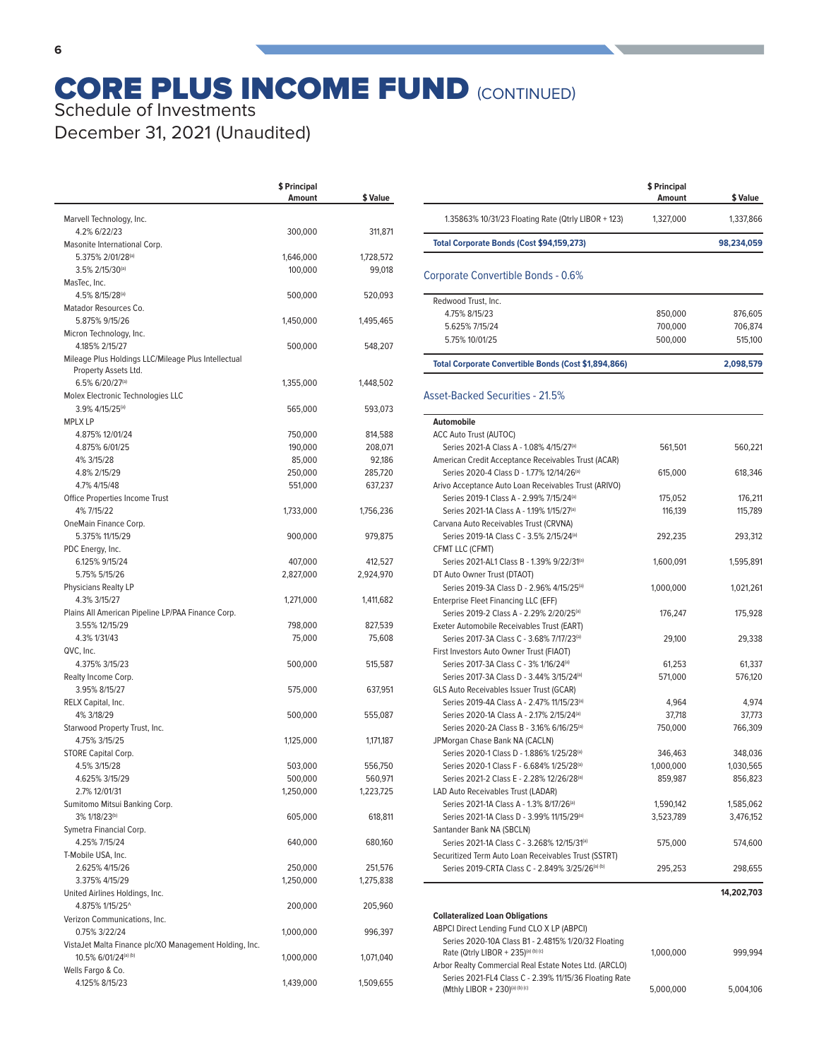# CORE PLUS INCOME FUND (CONTINUED)

Schedule of Investments

December 31, 2021 (Unaudited)

| | $ Principal Amount | $ Value |
|---|---|---|
| Marvell Technology, Inc. | | |
| 4.2% 6/22/23 | 300,000 | 311,871 |
| Masonite International Corp. | | |
| 5.375% 2/01/28[(a)] | 1,646,000 | 1,728,572 |
| 3.5% 2/15/30[(a)] | 100,000 | 99,018 |
| MasTec, Inc. | | |
| 4.5% 8/15/28[(a)] | 500,000 | 520,093 |
| Matador Resources Co. | | |
| 5.875% 9/15/26 | 1,450,000 | 1,495,465 |
| Micron Technology, Inc. | | |
| 4.185% 2/15/27 | 500,000 | 548,207 |
| Mileage Plus Holdings LLC/Mileage Plus Intellectual Property Assets Ltd. | | |
| 6.5% 6/20/27[(a)] | 1,355,000 | 1,448,502 |
| Molex Electronic Technologies LLC | | |
| 3.9% 4/15/25[(a)] | 565,000 | 593,073 |
| MPLX LP | | |
| 4.875% 12/01/24 | 750,000 | 814,588 |
| 4.875% 6/01/25 | 190,000 | 208,071 |
| 4% 3/15/28 | 85,000 | 92,186 |
| 4.8% 2/15/29 | 250,000 | 285,720 |
| 4.7% 4/15/48 | 551,000 | 637,237 |
| Office Properties Income Trust | | |
| 4% 7/15/22 | 1,733,000 | 1,756,236 |
| OneMain Finance Corp. | | |
| 5.375% 11/15/29 | 900,000 | 979,875 |
| PDC Energy, Inc. | | |
| 6.125% 9/15/24 | 407,000 | 412,527 |
| 5.75% 5/15/26 | 2,827,000 | 2,924,970 |
| Physicians Realty LP | | |
| 4.3% 3/15/27 | 1,271,000 | 1,411,682 |
| Plains All American Pipeline LP/PAA Finance Corp. | | |
| 3.55% 12/15/29 | 798,000 | 827,539 |
| 4.3% 1/31/43 | 75,000 | 75,608 |
| QVC, Inc. | | |
| 4.375% 3/15/23 | 500,000 | 515,587 |
| Realty Income Corp. | | |
| 3.95% 8/15/27 | 575,000 | 637,951 |
| RELX Capital, Inc. | | |
| 4% 3/18/29 | 500,000 | 555,087 |
| Starwood Property Trust, Inc. | | |
| 4.75% 3/15/25 | 1,125,000 | 1,171,187 |
| STORE Capital Corp. | | |
| 4.5% 3/15/28 | 503,000 | 556,750 |
| 4.625% 3/15/29 | 500,000 | 560,971 |
| 2.7% 12/01/31 | 1,250,000 | 1,223,725 |
| Sumitomo Mitsui Banking Corp. | | |
| 3% 1/18/23[(b)] | 605,000 | 618,811 |
| Symetra Financial Corp. | | |
| 4.25% 7/15/24 | 640,000 | 680,160 |
| T-Mobile USA, Inc. | | |
| 2.625% 4/15/26 | 250,000 | 251,576 |
| 3.375% 4/15/29 | 1,250,000 | 1,275,838 |
| United Airlines Holdings, Inc. | | |
| 4.875% 1/15/25^ | 200,000 | 205,960 |
| Verizon Communications, Inc. | | |
| 0.75% 3/22/24 | 1,000,000 | 996,397 |
| VistaJet Malta Finance plc/XO Management Holding, Inc. | | |
| 10.5% 6/01/24[(a) (b)] | 1,000,000 | 1,071,040 |
| Wells Fargo & Co. | | |
| 4.125% 8/15/23 | 1,439,000 | 1,509,655 |
| 1.35863% 10/31/23 Floating Rate (Qtrly LIBOR + 123) | 1,327,000 | 1,337,866 |
| **Total Corporate Bonds (Cost $94,159,273)** | | **98,234,059** |

## Corporate Convertible Bonds - 0.6%

| | $ Principal Amount | $ Value |
|---|---|---|
| Redwood Trust, Inc. | | |
| 4.75% 8/15/23 | 850,000 | 876,605 |
| 5.625% 7/15/24 | 700,000 | 706,874 |
| 5.75% 10/01/25 | 500,000 | 515,100 |
| **Total Corporate Convertible Bonds (Cost $1,894,866)** | | **2,098,579** |

## Asset-Backed Securities - 21.5%

| | $ Principal Amount | $ Value |
|---|---|---|
| **Automobile** | | |
| ACC Auto Trust (AUTOC) | | |
| Series 2021-A Class A - 1.08% 4/15/27[(a)] | 561,501 | 560,221 |
| American Credit Acceptance Receivables Trust (ACAR) | | |
| Series 2020-4 Class D - 1.77% 12/14/26[(a)] | 615,000 | 618,346 |
| Arivo Acceptance Auto Loan Receivables Trust (ARIVO) | | |
| Series 2019-1 Class A - 2.99% 7/15/24[(a)] | 175,052 | 176,211 |
| Series 2021-1A Class A - 1.19% 1/15/27[(a)] | 116,139 | 115,789 |
| Carvana Auto Receivables Trust (CRVNA) | | |
| Series 2019-1A Class C - 3.5% 2/15/24[(a)] | 292,235 | 293,312 |
| CFMT LLC (CFMT) | | |
| Series 2021-AL1 Class B - 1.39% 9/22/31[(a)] | 1,600,091 | 1,595,891 |
| DT Auto Owner Trust (DTAOT) | | |
| Series 2019-3A Class D - 2.96% 4/15/25[(a)] | 1,000,000 | 1,021,261 |
| Enterprise Fleet Financing LLC (EFF) | | |
| Series 2019-2 Class A - 2.29% 2/20/25[(a)] | 176,247 | 175,928 |
| Exeter Automobile Receivables Trust (EART) | | |
| Series 2017-3A Class C - 3.68% 7/17/23[(a)] | 29,100 | 29,338 |
| First Investors Auto Owner Trust (FIAOT) | | |
| Series 2017-3A Class C - 3% 1/16/24[(a)] | 61,253 | 61,337 |
| Series 2017-3A Class D - 3.44% 3/15/24[(a)] | 571,000 | 576,120 |
| GLS Auto Receivables Issuer Trust (GCAR) | | |
| Series 2019-4A Class A - 2.47% 11/15/23[(a)] | 4,964 | 4,974 |
| Series 2020-1A Class A - 2.17% 2/15/24[(a)] | 37,718 | 37,773 |
| Series 2020-2A Class B - 3.16% 6/16/25[(a)] | 750,000 | 766,309 |
| JPMorgan Chase Bank NA (CACLN) | | |
| Series 2020-1 Class D - 1.886% 1/25/28[(a)] | 346,463 | 348,036 |
| Series 2020-1 Class F - 6.684% 1/25/28[(a)] | 1,000,000 | 1,030,565 |
| Series 2021-2 Class E - 2.28% 12/26/28[(a)] | 859,987 | 856,823 |
| LAD Auto Receivables Trust (LADAR) | | |
| Series 2021-1A Class A - 1.3% 8/17/26[(a)] | 1,590,142 | 1,585,062 |
| Series 2021-1A Class D - 3.99% 11/15/29[(a)] | 3,523,789 | 3,476,152 |
| Santander Bank NA (SBCLN) | | |
| Series 2021-1A Class C - 3.268% 12/15/31[(a)] | 575,000 | 574,600 |
| Securitized Term Auto Loan Receivables Trust (SSTRT) | | |
| Series 2019-CRTA Class C - 2.849% 3/25/26[(a) (b)] | 295,253 | 298,655 |
| | | **14,202,703** |
| **Collateralized Loan Obligations** | | |
| ABPCI Direct Lending Fund CLO X LP (ABPCI) | | |
| Series 2020-10A Class B1 - 2.4815% 1/20/32 Floating Rate (Qtrly LIBOR + 235)[(a) (b) (c)] | 1,000,000 | 999,994 |
| Arbor Realty Commercial Real Estate Notes Ltd. (ARCLO) | | |
| Series 2021-FL4 Class C - 2.39% 11/15/36 Floating Rate (Mthly LIBOR + 230)[(a) (b) (c)] | 5,000,000 | 5,004,106 |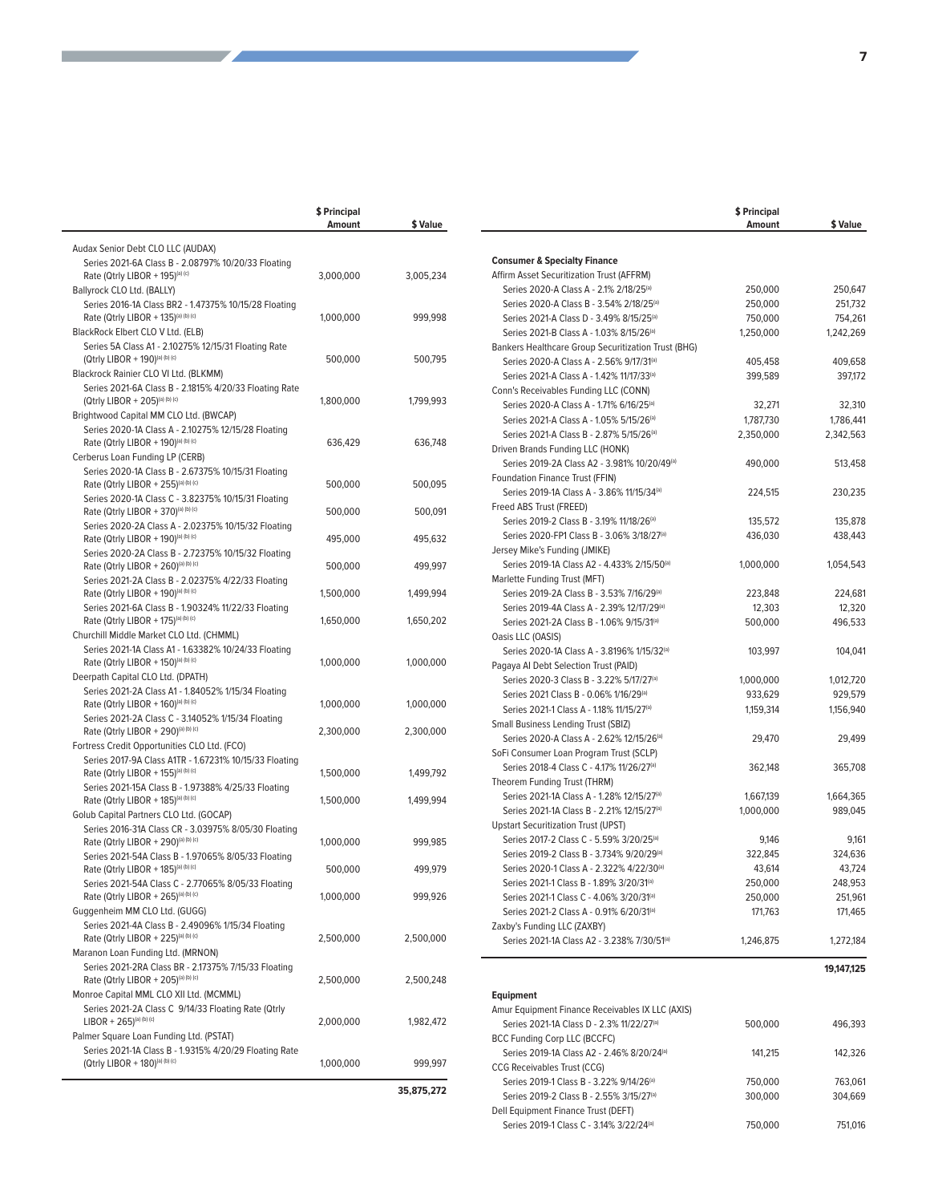| | $ Principal Amount | $ Value |
|---|---|---|
| Audax Senior Debt CLO LLC (AUDAX) | | |
| Series 2021-6A Class B - 2.08797% 10/20/33 Floating Rate (Qtrly LIBOR + 195)[(a) (c)] | 3,000,000 | 3,005,234 |
| Ballyrock CLO Ltd. (BALLY) | | |
| Series 2016-1A Class BR2 - 1.47375% 10/15/28 Floating Rate (Qtrly LIBOR + 135)[(a) (b) (c)] | 1,000,000 | 999,998 |
| BlackRock Elbert CLO V Ltd. (ELB) | | |
| Series 5A Class A1 - 2.10275% 12/15/31 Floating Rate (Qtrly LIBOR + 190)[(a) (b) (c)] | 500,000 | 500,795 |
| Blackrock Rainier CLO VI Ltd. (BLKMM) | | |
| Series 2021-6A Class B - 2.1815% 4/20/33 Floating Rate (Qtrly LIBOR + 205)[(a) (b) (c)] | 1,800,000 | 1,799,993 |
| Brightwood Capital MM CLO Ltd. (BWCAP) | | |
| Series 2020-1A Class A - 2.10275% 12/15/28 Floating Rate (Qtrly LIBOR + 190)[(a) (b) (c)] | 636,429 | 636,748 |
| Cerberus Loan Funding LP (CERB) | | |
| Series 2020-1A Class B - 2.67375% 10/15/31 Floating Rate (Qtrly LIBOR + 255)[(a) (b) (c)] | 500,000 | 500,095 |
| Series 2020-1A Class C - 3.82375% 10/15/31 Floating Rate (Qtrly LIBOR + 370)[(a) (b) (c)] | 500,000 | 500,091 |
| Series 2020-2A Class A - 2.02375% 10/15/32 Floating Rate (Qtrly LIBOR + 190)[(a) (b) (c)] | 495,000 | 495,632 |
| Series 2020-2A Class B - 2.72375% 10/15/32 Floating Rate (Qtrly LIBOR + 260)[(a) (b) (c)] | 500,000 | 499,997 |
| Series 2021-2A Class B - 2.02375% 4/22/33 Floating Rate (Qtrly LIBOR + 190)[(a) (b) (c)] | 1,500,000 | 1,499,994 |
| Series 2021-6A Class B - 1.90324% 11/22/33 Floating Rate (Qtrly LIBOR + 175)[(a) (b) (c)] | 1,650,000 | 1,650,202 |
| Churchill Middle Market CLO Ltd. (CHMML) | | |
| Series 2021-1A Class A1 - 1.63382% 10/24/33 Floating Rate (Qtrly LIBOR + 150)[(a) (b) (c)] | 1,000,000 | 1,000,000 |
| Deerpath Capital CLO Ltd. (DPATH) | | |
| Series 2021-2A Class A1 - 1.84052% 1/15/34 Floating Rate (Qtrly LIBOR + 160)[(a) (b) (c)] | 1,000,000 | 1,000,000 |
| Series 2021-2A Class C - 3.14052% 1/15/34 Floating Rate (Qtrly LIBOR + 290)[(a) (b) (c)] | 2,300,000 | 2,300,000 |
| Fortress Credit Opportunities CLO Ltd. (FCO) | | |
| Series 2017-9A Class A1TR - 1.67231% 10/15/33 Floating Rate (Qtrly LIBOR + 155)[(a) (b) (c)] | 1,500,000 | 1,499,792 |
| Series 2021-15A Class B - 1.97388% 4/25/33 Floating Rate (Qtrly LIBOR + 185)[(a) (b) (c)] | 1,500,000 | 1,499,994 |
| Golub Capital Partners CLO Ltd. (GOCAP) | | |
| Series 2016-31A Class CR - 3.03975% 8/05/30 Floating Rate (Qtrly LIBOR + 290)[(a) (b) (c)] | 1,000,000 | 999,985 |
| Series 2021-54A Class B - 1.97065% 8/05/33 Floating Rate (Qtrly LIBOR + 185)[(a) (b) (c)] | 500,000 | 499,979 |
| Series 2021-54A Class C - 2.77065% 8/05/33 Floating Rate (Qtrly LIBOR + 265)[(a) (b) (c)] | 1,000,000 | 999,926 |
| Guggenheim MM CLO Ltd. (GUGG) | | |
| Series 2021-4A Class B - 2.49096% 1/15/34 Floating Rate (Qtrly LIBOR + 225)[(a) (b) (c)] | 2,500,000 | 2,500,000 |
| Maranon Loan Funding Ltd. (MRNON) | | |
| Series 2021-2RA Class BR - 2.17375% 7/15/33 Floating Rate (Qtrly LIBOR + 205)[(a) (b) (c)] | 2,500,000 | 2,500,248 |
| Monroe Capital MML CLO XII Ltd. (MCMML) | | |
| Series 2021-2A Class C 9/14/33 Floating Rate (Qtrly LIBOR + 265)[(a) (b) (c)] | 2,000,000 | 1,982,472 |
| Palmer Square Loan Funding Ltd. (PSTAT) | | |
| Series 2021-1A Class B - 1.9315% 4/20/29 Floating Rate (Qtrly LIBOR + 180)[(a) (b) (c)] | 1,000,000 | 999,997 |
| | | **35,875,272** |
| **Consumer & Specialty Finance** | | |
| Affirm Asset Securitization Trust (AFFRM) | | |
| Series 2020-A Class A - 2.1% 2/18/25[(a)] | 250,000 | 250,647 |
| Series 2020-A Class B - 3.54% 2/18/25[(a)] | 250,000 | 251,732 |
| Series 2021-A Class D - 3.49% 8/15/25[(a)] | 750,000 | 754,261 |
| Series 2021-B Class A - 1.03% 8/15/26[(a)] | 1,250,000 | 1,242,269 |
| Bankers Healthcare Group Securitization Trust (BHG) | | |
| Series 2020-A Class A - 2.56% 9/17/31[(a)] | 405,458 | 409,658 |
| Series 2021-A Class A - 1.42% 11/17/33[(a)] | 399,589 | 397,172 |
| Conn's Receivables Funding LLC (CONN) | | |
| Series 2020-A Class A - 1.71% 6/16/25[(a)] | 32,271 | 32,310 |
| Series 2021-A Class A - 1.05% 5/15/26[(a)] | 1,787,730 | 1,786,441 |
| Series 2021-A Class B - 2.87% 5/15/26[(a)] | 2,350,000 | 2,342,563 |
| Driven Brands Funding LLC (HONK) | | |
| Series 2019-2A Class A2 - 3.981% 10/20/49[(a)] | 490,000 | 513,458 |
| Foundation Finance Trust (FFIN) | | |
| Series 2019-1A Class A - 3.86% 11/15/34[(a)] | 224,515 | 230,235 |
| Freed ABS Trust (FREED) | | |
| Series 2019-2 Class B - 3.19% 11/18/26[(a)] | 135,572 | 135,878 |
| Series 2020-FP1 Class B - 3.06% 3/18/27[(a)] | 436,030 | 438,443 |
| Jersey Mike's Funding (JMIKE) | | |
| Series 2019-1A Class A2 - 4.433% 2/15/50[(a)] | 1,000,000 | 1,054,543 |
| Marlette Funding Trust (MFT) | | |
| Series 2019-2A Class B - 3.53% 7/16/29[(a)] | 223,848 | 224,681 |
| Series 2019-4A Class A - 2.39% 12/17/29[(a)] | 12,303 | 12,320 |
| Series 2021-2A Class B - 1.06% 9/15/31[(a)] | 500,000 | 496,533 |
| Oasis LLC (OASIS) | | |
| Series 2020-1A Class A - 3.8196% 1/15/32[(a)] | 103,997 | 104,041 |
| Pagaya AI Debt Selection Trust (PAID) | | |
| Series 2020-3 Class B - 3.22% 5/17/27[(a)] | 1,000,000 | 1,012,720 |
| Series 2021 Class B - 0.06% 1/16/29[(a)] | 933,629 | 929,579 |
| Series 2021-1 Class A - 1.18% 11/15/27[(a)] | 1,159,314 | 1,156,940 |
| Small Business Lending Trust (SBIZ) | | |
| Series 2020-A Class A - 2.62% 12/15/26[(a)] | 29,470 | 29,499 |
| SoFi Consumer Loan Program Trust (SCLP) | | |
| Series 2018-4 Class C - 4.17% 11/26/27[(a)] | 362,148 | 365,708 |
| Theorem Funding Trust (THRM) | | |
| Series 2021-1A Class A - 1.28% 12/15/27[(a)] | 1,667,139 | 1,664,365 |
| Series 2021-1A Class B - 2.21% 12/15/27[(a)] | 1,000,000 | 989,045 |
| Upstart Securitization Trust (UPST) | | |
| Series 2017-2 Class C - 5.59% 3/20/25[(a)] | 9,146 | 9,161 |
| Series 2019-2 Class B - 3.734% 9/20/29[(a)] | 322,845 | 324,636 |
| Series 2020-1 Class A - 2.322% 4/22/30[(a)] | 43,614 | 43,724 |
| Series 2021-1 Class B - 1.89% 3/20/31[(a)] | 250,000 | 248,953 |
| Series 2021-1 Class C - 4.06% 3/20/31[(a)] | 250,000 | 251,961 |
| Series 2021-2 Class A - 0.91% 6/20/31[(a)] | 171,763 | 171,465 |
| Zaxby's Funding LLC (ZAXBY) | | |
| Series 2021-1A Class A2 - 3.238% 7/30/51[(a)] | 1,246,875 | 1,272,184 |
| | | **19,147,125** |
| **Equipment** | | |
| Amur Equipment Finance Receivables IX LLC (AXIS) | | |
| Series 2021-1A Class D - 2.3% 11/22/27[(a)] | 500,000 | 496,393 |
| BCC Funding Corp LLC (BCCFC) | | |
| Series 2019-1A Class A2 - 2.46% 8/20/24[(a)] | 141,215 | 142,326 |
| CCG Receivables Trust (CCG) | | |
| Series 2019-1 Class B - 3.22% 9/14/26[(a)] | 750,000 | 763,061 |
| Series 2019-2 Class B - 2.55% 3/15/27[(a)] | 300,000 | 304,669 |
| Dell Equipment Finance Trust (DEFT) | | |
| Series 2019-1 Class C - 3.14% 3/22/24[(a)] | 750,000 | 751,016 |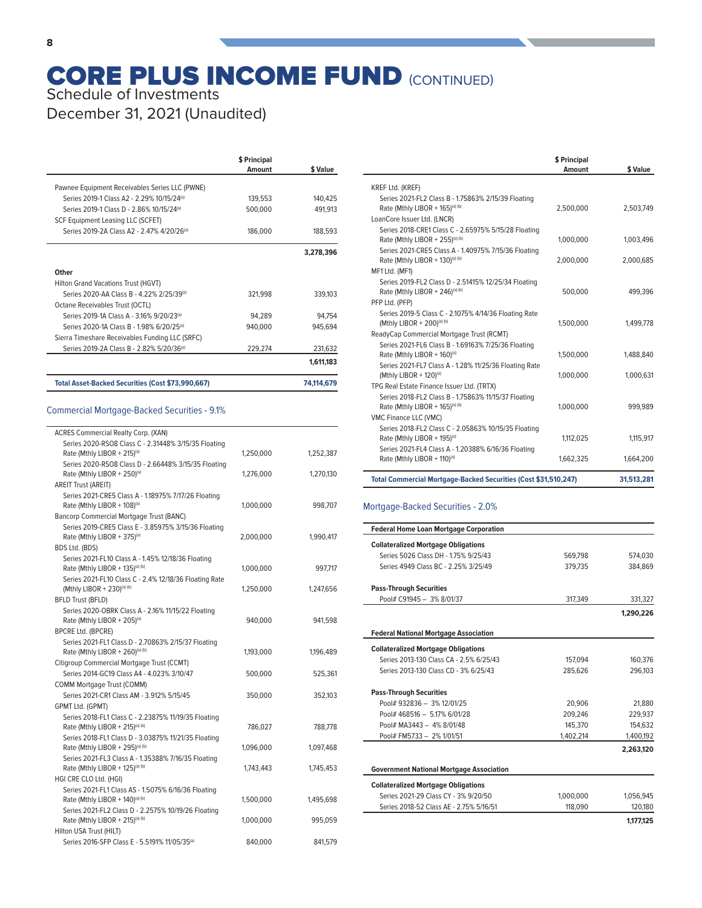# CORE PLUS INCOME FUND (CONTINUED)

Schedule of Investments

December 31, 2021 (Unaudited)

| | $ Principal Amount | $ Value |
|---|---|---|
| Pawnee Equipment Receivables Series LLC (PWNE) | | |
| Series 2019-1 Class A2 - 2.29% 10/15/24[(a)] | 139,553 | 140,425 |
| Series 2019-1 Class D - 2.86% 10/15/24[(a)] | 500,000 | 491,913 |
| SCF Equipment Leasing LLC (SCFET) | | |
| Series 2019-2A Class A2 - 2.47% 4/20/26[(a)] | 186,000 | 188,593 |
| | | **3,278,396** |
| **Other** | | |
| Hilton Grand Vacations Trust (HGVT) | | |
| Series 2020-AA Class B - 4.22% 2/25/39[(a)] | 321,998 | 339,103 |
| Octane Receivables Trust (OCTL) | | |
| Series 2019-1A Class A - 3.16% 9/20/23[(a)] | 94,289 | 94,754 |
| Series 2020-1A Class B - 1.98% 6/20/25[(a)] | 940,000 | 945,694 |
| Sierra Timeshare Receivables Funding LLC (SRFC) | | |
| Series 2019-2A Class B - 2.82% 5/20/36[(a)] | 229,274 | 231,632 |
| | | **1,611,183** |
| **Total Asset-Backed Securities (Cost $73,990,667)** | | **74,114,679** |

## Commercial Mortgage-Backed Securities - 9.1%

| | $ Principal Amount | $ Value |
|---|---|---|
| ACRES Commercial Realty Corp. (XAN) | | |
| Series 2020-RSO8 Class C - 2.31448% 3/15/35 Floating Rate (Mthly LIBOR + 215)[(a)] | 1,250,000 | 1,252,387 |
| Series 2020-RSO8 Class D - 2.66448% 3/15/35 Floating Rate (Mthly LIBOR + 250)[(a)] | 1,276,000 | 1,270,130 |
| AREIT Trust (AREIT) | | |
| Series 2021-CRE5 Class A - 1.18975% 7/17/26 Floating Rate (Mthly LIBOR + 108)[(a)] | 1,000,000 | 998,707 |
| Bancorp Commercial Mortgage Trust (BANC) | | |
| Series 2019-CRE5 Class E - 3.85975% 3/15/36 Floating Rate (Mthly LIBOR + 375)[(a)] | 2,000,000 | 1,990,417 |
| BDS Ltd. (BDS) | | |
| Series 2021-FL10 Class A - 1.45% 12/18/36 Floating Rate (Mthly LIBOR + 135)[(a) (b)] | 1,000,000 | 997,717 |
| Series 2021-FL10 Class C - 2.4% 12/18/36 Floating Rate (Mthly LIBOR + 230)[(a) (b)] | 1,250,000 | 1,247,656 |
| BFLD Trust (BFLD) | | |
| Series 2020-OBRK Class A - 2.16% 11/15/22 Floating Rate (Mthly LIBOR + 205)[(a)] | 940,000 | 941,598 |
| BPCRE Ltd. (BPCRE) | | |
| Series 2021-FL1 Class D - 2.70863% 2/15/37 Floating Rate (Mthly LIBOR + 260)[(a) (b)] | 1,193,000 | 1,196,489 |
| Citigroup Commercial Mortgage Trust (CCMT) | | |
| Series 2014-GC19 Class A4 - 4.023% 3/10/47 | 500,000 | 525,361 |
| COMM Mortgage Trust (COMM) | | |
| Series 2021-CR1 Class AM - 3.912% 5/15/45 | 350,000 | 352,103 |
| GPMT Ltd. (GPMT) | | |
| Series 2018-FL1 Class C - 2.23875% 11/19/35 Floating Rate (Mthly LIBOR + 215)[(a) (b)] | 786,027 | 788,778 |
| Series 2018-FL1 Class D - 3.03875% 11/21/35 Floating Rate (Mthly LIBOR + 295)[(a) (b)] | 1,096,000 | 1,097,468 |
| Series 2021-FL3 Class A - 1.35388% 7/16/35 Floating Rate (Mthly LIBOR + 125)[(a) (b)] | 1,743,443 | 1,745,453 |
| HGI CRE CLO Ltd. (HGI) | | |
| Series 2021-FL1 Class AS - 1.5075% 6/16/36 Floating Rate (Mthly LIBOR + 140)[(a) (b)] | 1,500,000 | 1,495,698 |
| Series 2021-FL2 Class D - 2.2575% 10/19/26 Floating Rate (Mthly LIBOR + 215)[(a) (b)] | 1,000,000 | 995,059 |
| Hilton USA Trust (HILT) | | |
| Series 2016-SFP Class E - 5.5191% 11/05/35[(a)] | 840,000 | 841,579 |
| KREF Ltd. (KREF) | | |
| Series 2021-FL2 Class B - 1.75863% 2/15/39 Floating Rate (Mthly LIBOR + 165)[(a) (b)] | 2,500,000 | 2,503,749 |
| LoanCore Issuer Ltd. (LNCR) | | |
| Series 2018-CRE1 Class C - 2.65975% 5/15/28 Floating Rate (Mthly LIBOR + 255)[(a) (b)] | 1,000,000 | 1,003,496 |
| Series 2021-CRE5 Class A - 1.40975% 7/15/36 Floating Rate (Mthly LIBOR + 130)[(a) (b)] | 2,000,000 | 2,000,685 |
| MF1 Ltd. (MF1) | | |
| Series 2019-FL2 Class D - 2.51415% 12/25/34 Floating Rate (Mthly LIBOR + 246)[(a) (b)] | 500,000 | 499,396 |
| PFP Ltd. (PFP) | | |
| Series 2019-5 Class C - 2.1075% 4/14/36 Floating Rate (Mthly LIBOR + 200)[(a) (b)] | 1,500,000 | 1,499,778 |
| ReadyCap Commercial Mortgage Trust (RCMT) | | |
| Series 2021-FL6 Class B - 1.69163% 7/25/36 Floating Rate (Mthly LIBOR + 160)[(a)] | 1,500,000 | 1,488,840 |
| Series 2021-FL7 Class A - 1.28% 11/25/36 Floating Rate (Mthly LIBOR + 120)[(a)] | 1,000,000 | 1,000,631 |
| TPG Real Estate Finance Issuer Ltd. (TRTX) | | |
| Series 2018-FL2 Class B - 1.75863% 11/15/37 Floating Rate (Mthly LIBOR + 165)[(a) (b)] | 1,000,000 | 999,989 |
| VMC Finance LLC (VMC) | | |
| Series 2018-FL2 Class C - 2.05863% 10/15/35 Floating Rate (Mthly LIBOR + 195)[(a)] | 1,112,025 | 1,115,917 |
| Series 2021-FL4 Class A - 1.20388% 6/16/36 Floating Rate (Mthly LIBOR + 110)[(a)] | 1,662,325 | 1,664,200 |
| **Total Commercial Mortgage-Backed Securities (Cost $31,510,247)** | | **31,513,281** |

## Mortgage-Backed Securities - 2.0%

| | $ Principal Amount | $ Value |
|---|---|---|
| **Federal Home Loan Mortgage Corporation** | | |
| **Collateralized Mortgage Obligations** | | |
| Series 5026 Class DH - 1.75% 9/25/43 | 569,798 | 574,030 |
| Series 4949 Class BC - 2.25% 3/25/49 | 379,735 | 384,869 |
| **Pass-Through Securities** | | |
| Pool# C91945 – 3% 8/01/37 | 317,349 | 331,327 |
| | | **1,290,226** |
| **Federal National Mortgage Association** | | |
| **Collateralized Mortgage Obligations** | | |
| Series 2013-130 Class CA - 2.5% 6/25/43 | 157,094 | 160,376 |
| Series 2013-130 Class CD - 3% 6/25/43 | 285,626 | 296,103 |
| **Pass-Through Securities** | | |
| Pool# 932836 – 3% 12/01/25 | 20,906 | 21,880 |
| Pool# 468516 – 5.17% 6/01/28 | 209,246 | 229,937 |
| Pool# MA3443 – 4% 8/01/48 | 145,370 | 154,632 |
| Pool# FM5733 – 2% 1/01/51 | 1,402,214 | 1,400,192 |
| | | **2,263,120** |
| **Government National Mortgage Association** | | |
| **Collateralized Mortgage Obligations** | | |
| Series 2021-29 Class CY - 3% 9/20/50 | 1,000,000 | 1,056,945 |
| Series 2018-52 Class AE - 2.75% 5/16/51 | 118,090 | 120,180 |
| | | **1,177,125** |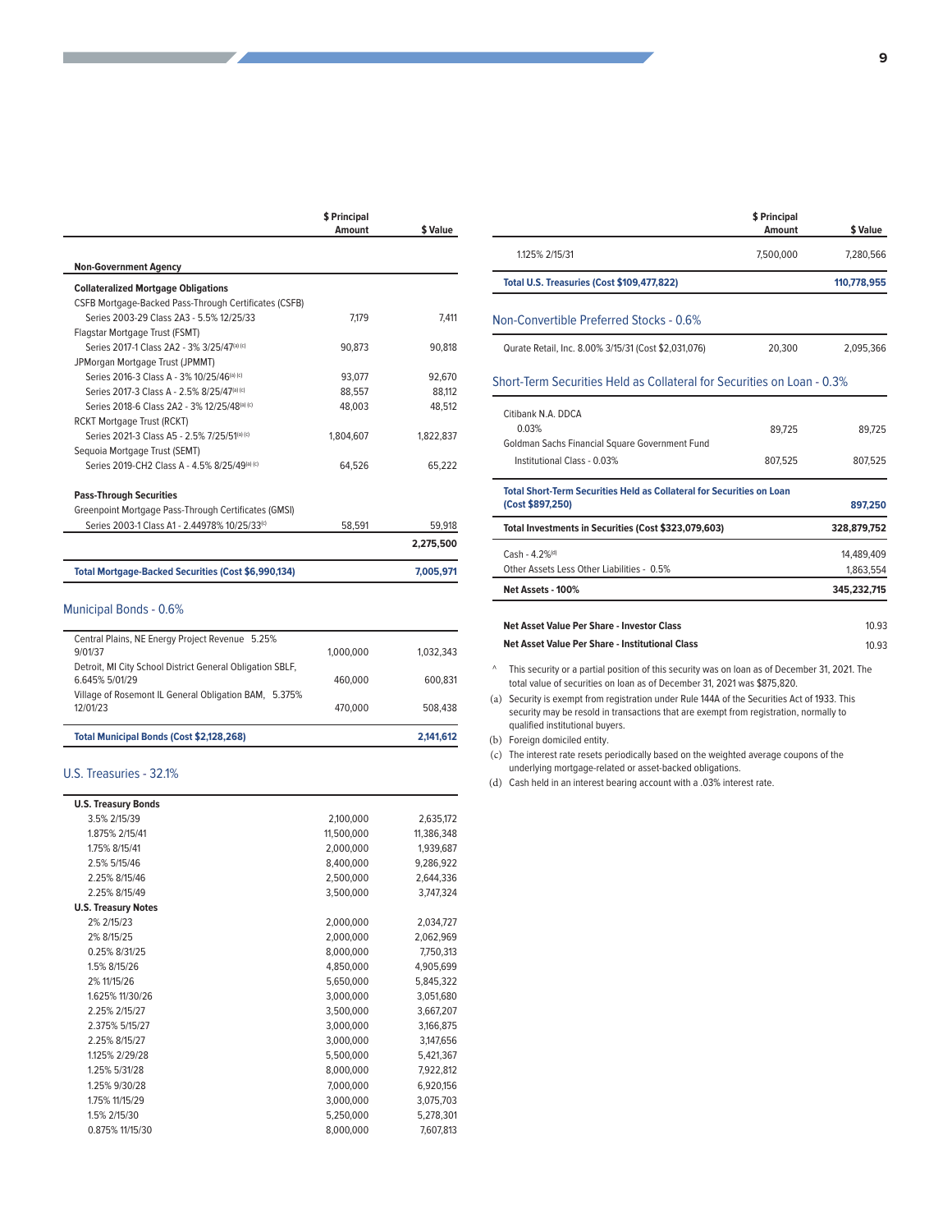| | $ Principal Amount | $ Value |
|---|---|---|
| **Non-Government Agency** | | |
| **Collateralized Mortgage Obligations** | | |
| CSFB Mortgage-Backed Pass-Through Certificates (CSFB) | | |
| Series 2003-29 Class 2A3 - 5.5% 12/25/33 | 7,179 | 7,411 |
| Flagstar Mortgage Trust (FSMT) | | |
| Series 2017-1 Class 2A2 - 3% 3/25/47[a] [c] | 90,873 | 90,818 |
| JPMorgan Mortgage Trust (JPMMT) | | |
| Series 2016-3 Class A - 3% 10/25/46[a] [c] | 93,077 | 92,670 |
| Series 2017-3 Class A - 2.5% 8/25/47[a] [c] | 88,557 | 88,112 |
| Series 2018-6 Class 2A2 - 3% 12/25/48[a] [c] | 48,003 | 48,512 |
| RCKT Mortgage Trust (RCKT) | | |
| Series 2021-3 Class A5 - 2.5% 7/25/51[a] [c] | 1,804,607 | 1,822,837 |
| Sequoia Mortgage Trust (SEMT) | | |
| Series 2019-CH2 Class A - 4.5% 8/25/49[a] [c] | 64,526 | 65,222 |
| **Pass-Through Securities** | | |
| Greenpoint Mortgage Pass-Through Certificates (GMSI) | | |
| Series 2003-1 Class A1 - 2.44978% 10/25/33[c] | 58,591 | 59,918 |
| | | **2,275,500** |
| **Total Mortgage-Backed Securities (Cost $6,990,134)** | | **7,005,971** |

## Municipal Bonds - 0.6%

| | | |
|---|---|---|
| Central Plains, NE Energy Project Revenue 5.25% 9/01/37 | 1,000,000 | 1,032,343 |
| Detroit, MI City School District General Obligation SBLF, 6.645% 5/01/29 | 460,000 | 600,831 |
| Village of Rosemont IL General Obligation BAM, 5.375% 12/01/23 | 470,000 | 508,438 |
| **Total Municipal Bonds (Cost $2,128,268)** | | **2,141,612** |

## U.S. Treasuries - 32.1%

| | | |
|---|---|---|
| **U.S. Treasury Bonds** | | |
| 3.5% 2/15/39 | 2,100,000 | 2,635,172 |
| 1.875% 2/15/41 | 11,500,000 | 11,386,348 |
| 1.75% 8/15/41 | 2,000,000 | 1,939,687 |
| 2.5% 5/15/46 | 8,400,000 | 9,286,922 |
| 2.25% 8/15/46 | 2,500,000 | 2,644,336 |
| 2.25% 8/15/49 | 3,500,000 | 3,747,324 |
| **U.S. Treasury Notes** | | |
| 2% 2/15/23 | 2,000,000 | 2,034,727 |
| 2% 8/15/25 | 2,000,000 | 2,062,969 |
| 0.25% 8/31/25 | 8,000,000 | 7,750,313 |
| 1.5% 8/15/26 | 4,850,000 | 4,905,699 |
| 2% 11/15/26 | 5,650,000 | 5,845,322 |
| 1.625% 11/30/26 | 3,000,000 | 3,051,680 |
| 2.25% 2/15/27 | 3,500,000 | 3,667,207 |
| 2.375% 5/15/27 | 3,000,000 | 3,166,875 |
| 2.25% 8/15/27 | 3,000,000 | 3,147,656 |
| 1.125% 2/29/28 | 5,500,000 | 5,421,367 |
| 1.25% 5/31/28 | 8,000,000 | 7,922,812 |
| 1.25% 9/30/28 | 7,000,000 | 6,920,156 |
| 1.75% 11/15/29 | 3,000,000 | 3,075,703 |
| 1.5% 2/15/30 | 5,250,000 | 5,278,301 |
| 0.875% 11/15/30 | 8,000,000 | 7,607,813 |
| 1.125% 2/15/31 | 7,500,000 | 7,280,566 |
| **Total U.S. Treasuries (Cost $109,477,822)** | | **110,778,955** |

## Non-Convertible Preferred Stocks - 0.6%

| | | |
|---|---|---|
| Qurate Retail, Inc. 8.00% 3/15/31 (Cost $2,031,076) | 20,300 | 2,095,366 |

## Short-Term Securities Held as Collateral for Securities on Loan - 0.3%

| | | |
|---|---|---|
| Citibank N.A. DDCA 0.03% | 89,725 | 89,725 |
| Goldman Sachs Financial Square Government Fund Institutional Class - 0.03% | 807,525 | 807,525 |
| **Total Short-Term Securities Held as Collateral for Securities on Loan (Cost $897,250)** | | **897,250** |
| **Total Investments in Securities (Cost $323,079,603)** | | **328,879,752** |
| Cash - 4.2%[d] | | 14,489,409 |
| Other Assets Less Other Liabilities - 0.5% | | 1,863,554 |
| **Net Assets - 100%** | | **345,232,715** |
| **Net Asset Value Per Share - Investor Class** | | 10.93 |
| **Net Asset Value Per Share - Institutional Class** | | 10.93 |

^ This security or a partial position of this security was on loan as of December 31, 2021. The total value of securities on loan as of December 31, 2021 was $875,820.

(a) Security is exempt from registration under Rule 144A of the Securities Act of 1933. This security may be resold in transactions that are exempt from registration, normally to qualified institutional buyers.

(b) Foreign domiciled entity.

(c) The interest rate resets periodically based on the weighted average coupons of the underlying mortgage-related or asset-backed obligations.

(d) Cash held in an interest bearing account with a .03% interest rate.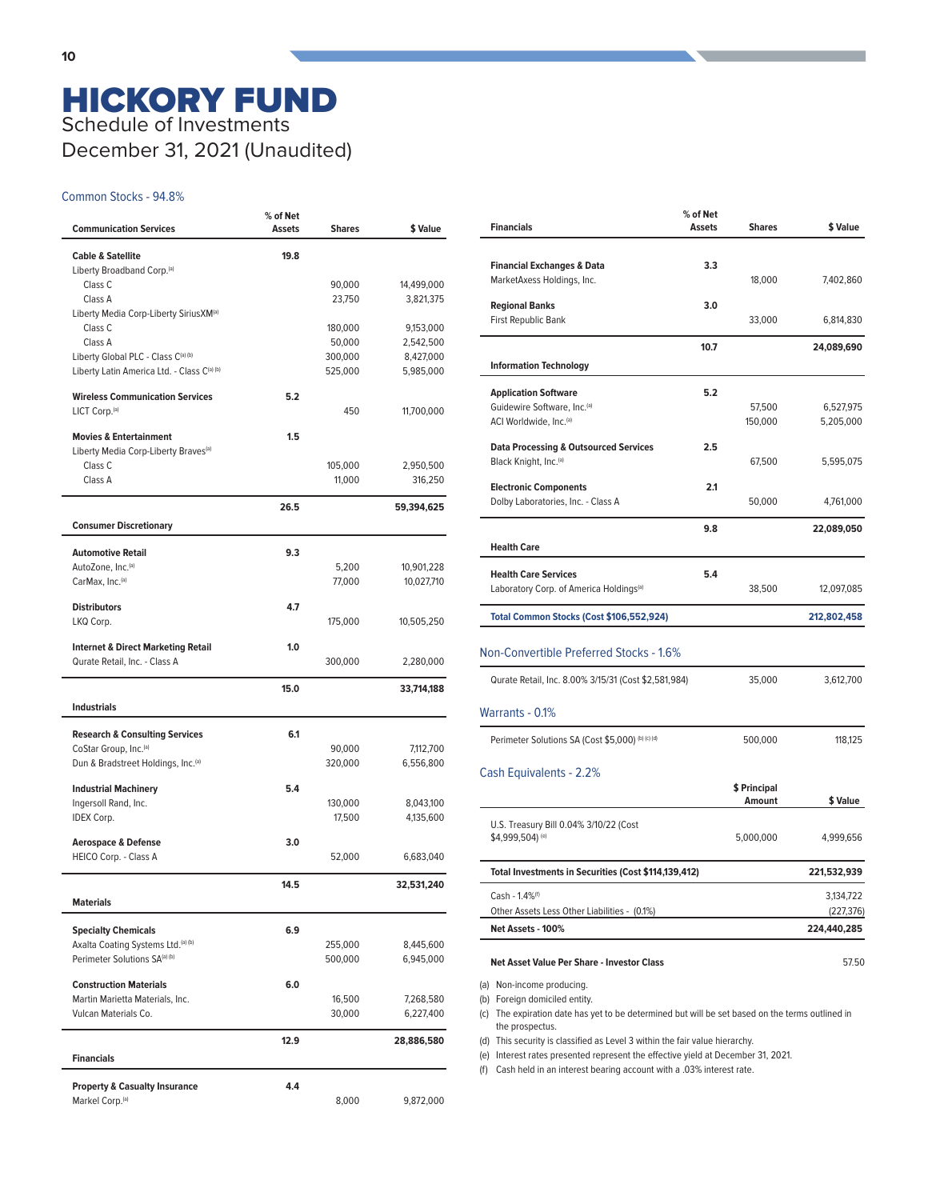# HICKORY FUND

## Schedule of Investments
## December 31, 2021 (Unaudited)

### Common Stocks - 94.8%

| Communication Services | % of Net Assets | Shares | $ Value |
|---|---|---|---|
| **Cable & Satellite** | **19.8** | | |
| Liberty Broadband Corp.[(a)] | | | |
| Class C | | 90,000 | 14,499,000 |
| Class A | | 23,750 | 3,821,375 |
| Liberty Media Corp-Liberty SiriusXM[(a)] | | | |
| Class C | | 180,000 | 9,153,000 |
| Class A | | 50,000 | 2,542,500 |
| Liberty Global PLC - Class C[(a) (b)] | | 300,000 | 8,427,000 |
| Liberty Latin America Ltd. - Class C[(a) (b)] | | 525,000 | 5,985,000 |
| **Wireless Communication Services** | **5.2** | | |
| LICT Corp.[(a)] | | 450 | 11,700,000 |
| **Movies & Entertainment** | **1.5** | | |
| Liberty Media Corp-Liberty Braves[(a)] | | | |
| Class C | | 105,000 | 2,950,500 |
| Class A | | 11,000 | 316,250 |
| | **26.5** | | **59,394,625** |

| Consumer Discretionary | % of Net Assets | Shares | $ Value |
|---|---|---|---|
| **Automotive Retail** | **9.3** | | |
| AutoZone, Inc.[(a)] | | 5,200 | 10,901,228 |
| CarMax, Inc.[(a)] | | 77,000 | 10,027,710 |
| **Distributors** | **4.7** | | |
| LKQ Corp. | | 175,000 | 10,505,250 |
| **Internet & Direct Marketing Retail** | **1.0** | | |
| Qurate Retail, Inc. - Class A | | 300,000 | 2,280,000 |
| | **15.0** | | **33,714,188** |

| Industrials | % of Net Assets | Shares | $ Value |
|---|---|---|---|
| **Research & Consulting Services** | **6.1** | | |
| CoStar Group, Inc.[(a)] | | 90,000 | 7,112,700 |
| Dun & Bradstreet Holdings, Inc.[(a)] | | 320,000 | 6,556,800 |
| **Industrial Machinery** | **5.4** | | |
| Ingersoll Rand, Inc. | | 130,000 | 8,043,100 |
| IDEX Corp. | | 17,500 | 4,135,600 |
| **Aerospace & Defense** | **3.0** | | |
| HEICO Corp. - Class A | | 52,000 | 6,683,040 |
| | **14.5** | | **32,531,240** |

| Materials | % of Net Assets | Shares | $ Value |
|---|---|---|---|
| **Specialty Chemicals** | **6.9** | | |
| Axalta Coating Systems Ltd.[(a) (b)] | | 255,000 | 8,445,600 |
| Perimeter Solutions SA[(a) (b)] | | 500,000 | 6,945,000 |
| **Construction Materials** | **6.0** | | |
| Martin Marietta Materials, Inc. | | 16,500 | 7,268,580 |
| Vulcan Materials Co. | | 30,000 | 6,227,400 |
| | **12.9** | | **28,886,580** |

| Financials | % of Net Assets | Shares | $ Value |
|---|---|---|---|
| **Property & Casualty Insurance** | **4.4** | | |
| Markel Corp.[(a)] | | 8,000 | 9,872,000 |
| **Financial Exchanges & Data** | **3.3** | | |
| MarketAxess Holdings, Inc. | | 18,000 | 7,402,860 |
| **Regional Banks** | **3.0** | | |
| First Republic Bank | | 33,000 | 6,814,830 |
| | **10.7** | | **24,089,690** |

| Information Technology | % of Net Assets | Shares | $ Value |
|---|---|---|---|
| **Application Software** | **5.2** | | |
| Guidewire Software, Inc.[(a)] | | 57,500 | 6,527,975 |
| ACI Worldwide, Inc.[(a)] | | 150,000 | 5,205,000 |
| **Data Processing & Outsourced Services** | **2.5** | | |
| Black Knight, Inc.[(a)] | | 67,500 | 5,595,075 |
| **Electronic Components** | **2.1** | | |
| Dolby Laboratories, Inc. - Class A | | 50,000 | 4,761,000 |
| | **9.8** | | **22,089,050** |

| Health Care | % of Net Assets | Shares | $ Value |
|---|---|---|---|
| **Health Care Services** | **5.4** | | |
| Laboratory Corp. of America Holdings[(a)] | | 38,500 | 12,097,085 |
| **Total Common Stocks (Cost $106,552,924)** | | | **212,802,458** |

### Non-Convertible Preferred Stocks - 1.6%

| | | |
|---|---|---|
| Qurate Retail, Inc. 8.00% 3/15/31 (Cost $2,581,984) | 35,000 | 3,612,700 |

### Warrants - 0.1%

| | | |
|---|---|---|
| Perimeter Solutions SA (Cost $5,000) [(b) (c) (d)] | 500,000 | 118,125 |

### Cash Equivalents - 2.2%

| | $ Principal Amount | $ Value |
|---|---|---|
| U.S. Treasury Bill 0.04% 3/10/22 (Cost $4,999,504) [(e)] | 5,000,000 | 4,999,656 |
| **Total Investments in Securities (Cost $114,139,412)** | | **221,532,939** |
| Cash - 1.4%[(f)] | | 3,134,722 |
| Other Assets Less Other Liabilities - (0.1%) | | (227,376) |
| **Net Assets - 100%** | | **224,440,285** |
| **Net Asset Value Per Share - Investor Class** | | 57.50 |

(a) Non-income producing.
(b) Foreign domiciled entity.
(c) The expiration date has yet to be determined but will be set based on the terms outlined in the prospectus.
(d) This security is classified as Level 3 within the fair value hierarchy.
(e) Interest rates presented represent the effective yield at December 31, 2021.
(f) Cash held in an interest bearing account with a .03% interest rate.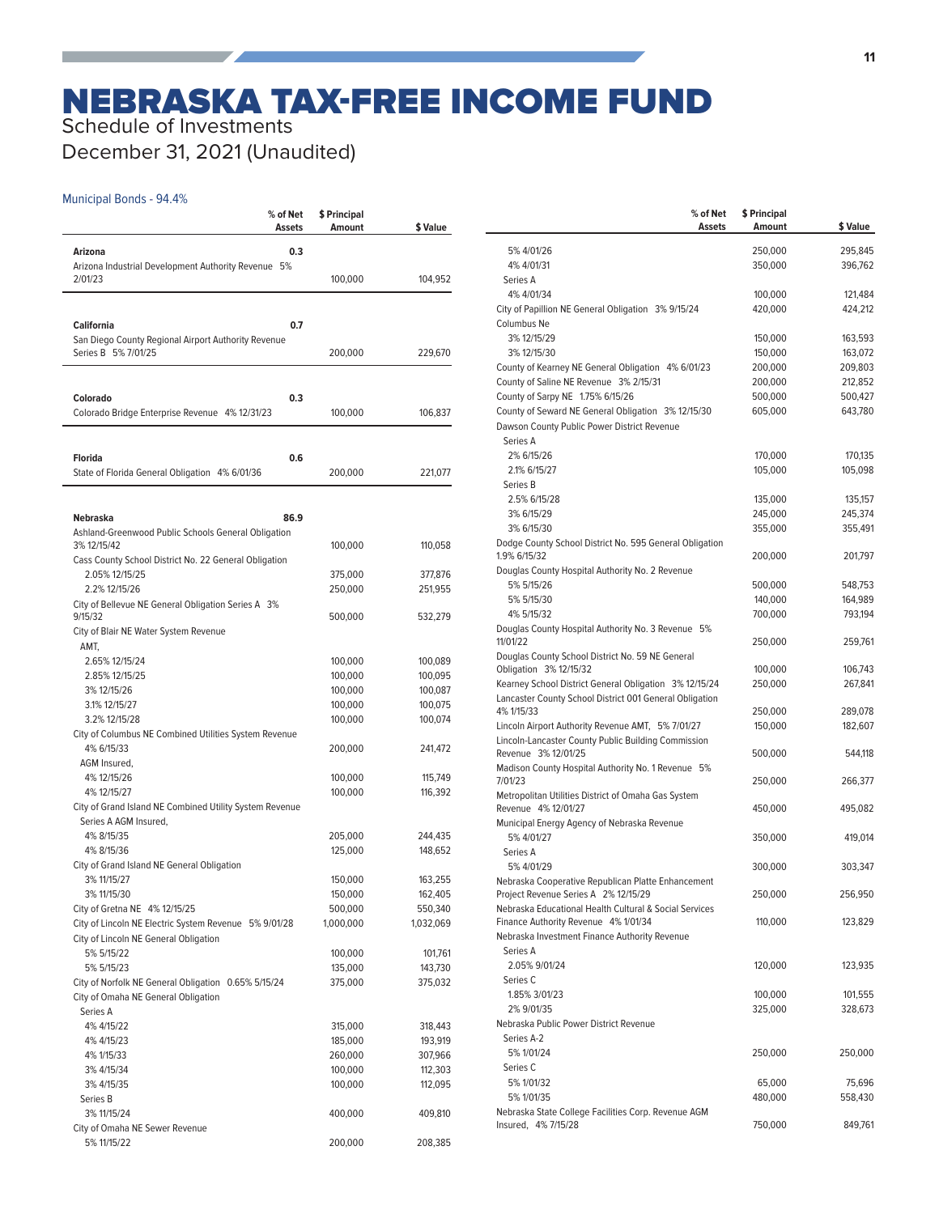# NEBRASKA TAX-FREE INCOME FUND

Schedule of Investments

December 31, 2021 (Unaudited)

Municipal Bonds - 94.4%

| | % of Net Assets | $ Principal Amount | $ Value |
|---|---|---|---|
| **Arizona** | **0.3** | | |
| Arizona Industrial Development Authority Revenue 5% 2/01/23 | | 100,000 | 104,952 |
| **California** | **0.7** | | |
| San Diego County Regional Airport Authority Revenue Series B 5% 7/01/25 | | 200,000 | 229,670 |
| **Colorado** | **0.3** | | |
| Colorado Bridge Enterprise Revenue 4% 12/31/23 | | 100,000 | 106,837 |
| **Florida** | **0.6** | | |
| State of Florida General Obligation 4% 6/01/36 | | 200,000 | 221,077 |
| **Nebraska** | **86.9** | | |
| Ashland-Greenwood Public Schools General Obligation 3% 12/15/42 | | 100,000 | 110,058 |
| Cass County School District No. 22 General Obligation | | | |
| 2.05% 12/15/25 | | 375,000 | 377,876 |
| 2.2% 12/15/26 | | 250,000 | 251,955 |
| City of Bellevue NE General Obligation Series A 3% 9/15/32 | | 500,000 | 532,279 |
| City of Blair NE Water System Revenue | | | |
| AMT, | | | |
| 2.65% 12/15/24 | | 100,000 | 100,089 |
| 2.85% 12/15/25 | | 100,000 | 100,095 |
| 3% 12/15/26 | | 100,000 | 100,087 |
| 3.1% 12/15/27 | | 100,000 | 100,075 |
| 3.2% 12/15/28 | | 100,000 | 100,074 |
| City of Columbus NE Combined Utilities System Revenue | | | |
| 4% 6/15/33 | | 200,000 | 241,472 |
| AGM Insured, | | | |
| 4% 12/15/26 | | 100,000 | 115,749 |
| 4% 12/15/27 | | 100,000 | 116,392 |
| City of Grand Island NE Combined Utility System Revenue | | | |
| Series A AGM Insured, | | | |
| 4% 8/15/35 | | 205,000 | 244,435 |
| 4% 8/15/36 | | 125,000 | 148,652 |
| City of Grand Island NE General Obligation | | | |
| 3% 11/15/27 | | 150,000 | 163,255 |
| 3% 11/15/30 | | 150,000 | 162,405 |
| City of Gretna NE 4% 12/15/25 | | 500,000 | 550,340 |
| City of Lincoln NE Electric System Revenue 5% 9/01/28 | | 1,000,000 | 1,032,069 |
| City of Lincoln NE General Obligation | | | |
| 5% 5/15/22 | | 100,000 | 101,761 |
| 5% 5/15/23 | | 135,000 | 143,730 |
| City of Norfolk NE General Obligation 0.65% 5/15/24 | | 375,000 | 375,032 |
| City of Omaha NE General Obligation | | | |
| Series A | | | |
| 4% 4/15/22 | | 315,000 | 318,443 |
| 4% 4/15/23 | | 185,000 | 193,919 |
| 4% 1/15/33 | | 260,000 | 307,966 |
| 3% 4/15/34 | | 100,000 | 112,303 |
| 3% 4/15/35 | | 100,000 | 112,095 |
| Series B | | | |
| 3% 11/15/24 | | 400,000 | 409,810 |
| City of Omaha NE Sewer Revenue | | | |
| 5% 11/15/22 | | 200,000 | 208,385 |
| 5% 4/01/26 | | 250,000 | 295,845 |
| 4% 4/01/31 | | 350,000 | 396,762 |
| Series A | | | |
| 4% 4/01/34 | | 100,000 | 121,484 |
| City of Papillion NE General Obligation 3% 9/15/24 | | 420,000 | 424,212 |
| Columbus Ne | | | |
| 3% 12/15/29 | | 150,000 | 163,593 |
| 3% 12/15/30 | | 150,000 | 163,072 |
| County of Kearney NE General Obligation 4% 6/01/23 | | 200,000 | 209,803 |
| County of Saline NE Revenue 3% 2/15/31 | | 200,000 | 212,852 |
| County of Sarpy NE 1.75% 6/15/26 | | 500,000 | 500,427 |
| County of Seward NE General Obligation 3% 12/15/30 | | 605,000 | 643,780 |
| Dawson County Public Power District Revenue | | | |
| Series A | | | |
| 2% 6/15/26 | | 170,000 | 170,135 |
| 2.1% 6/15/27 | | 105,000 | 105,098 |
| Series B | | | |
| 2.5% 6/15/28 | | 135,000 | 135,157 |
| 3% 6/15/29 | | 245,000 | 245,374 |
| 3% 6/15/30 | | 355,000 | 355,491 |
| Dodge County School District No. 595 General Obligation 1.9% 6/15/32 | | 200,000 | 201,797 |
| Douglas County Hospital Authority No. 2 Revenue | | | |
| 5% 5/15/26 | | 500,000 | 548,753 |
| 5% 5/15/30 | | 140,000 | 164,989 |
| 4% 5/15/32 | | 700,000 | 793,194 |
| Douglas County Hospital Authority No. 3 Revenue 5% 11/01/22 | | 250,000 | 259,761 |
| Douglas County School District No. 59 NE General Obligation 3% 12/15/32 | | 100,000 | 106,743 |
| Kearney School District General Obligation 3% 12/15/24 | | 250,000 | 267,841 |
| Lancaster County School District 001 General Obligation 4% 1/15/33 | | 250,000 | 289,078 |
| Lincoln Airport Authority Revenue AMT, 5% 7/01/27 | | 150,000 | 182,607 |
| Lincoln-Lancaster County Public Building Commission Revenue 3% 12/01/25 | | 500,000 | 544,118 |
| Madison County Hospital Authority No. 1 Revenue 5% 7/01/23 | | 250,000 | 266,377 |
| Metropolitan Utilities District of Omaha Gas System Revenue 4% 12/01/27 | | 450,000 | 495,082 |
| Municipal Energy Agency of Nebraska Revenue | | | |
| 5% 4/01/27 | | 350,000 | 419,014 |
| Series A | | | |
| 5% 4/01/29 | | 300,000 | 303,347 |
| Nebraska Cooperative Republican Platte Enhancement Project Revenue Series A 2% 12/15/29 | | 250,000 | 256,950 |
| Nebraska Educational Health Cultural & Social Services Finance Authority Revenue 4% 1/01/34 | | 110,000 | 123,829 |
| Nebraska Investment Finance Authority Revenue | | | |
| Series A | | | |
| 2.05% 9/01/24 | | 120,000 | 123,935 |
| Series C | | | |
| 1.85% 3/01/23 | | 100,000 | 101,555 |
| 2% 9/01/35 | | 325,000 | 328,673 |
| Nebraska Public Power District Revenue | | | |
| Series A-2 | | | |
| 5% 1/01/24 | | 250,000 | 250,000 |
| Series C | | | |
| 5% 1/01/32 | | 65,000 | 75,696 |
| 5% 1/01/35 | | 480,000 | 558,430 |
| Nebraska State College Facilities Corp. Revenue AGM Insured, 4% 7/15/28 | | 750,000 | 849,761 |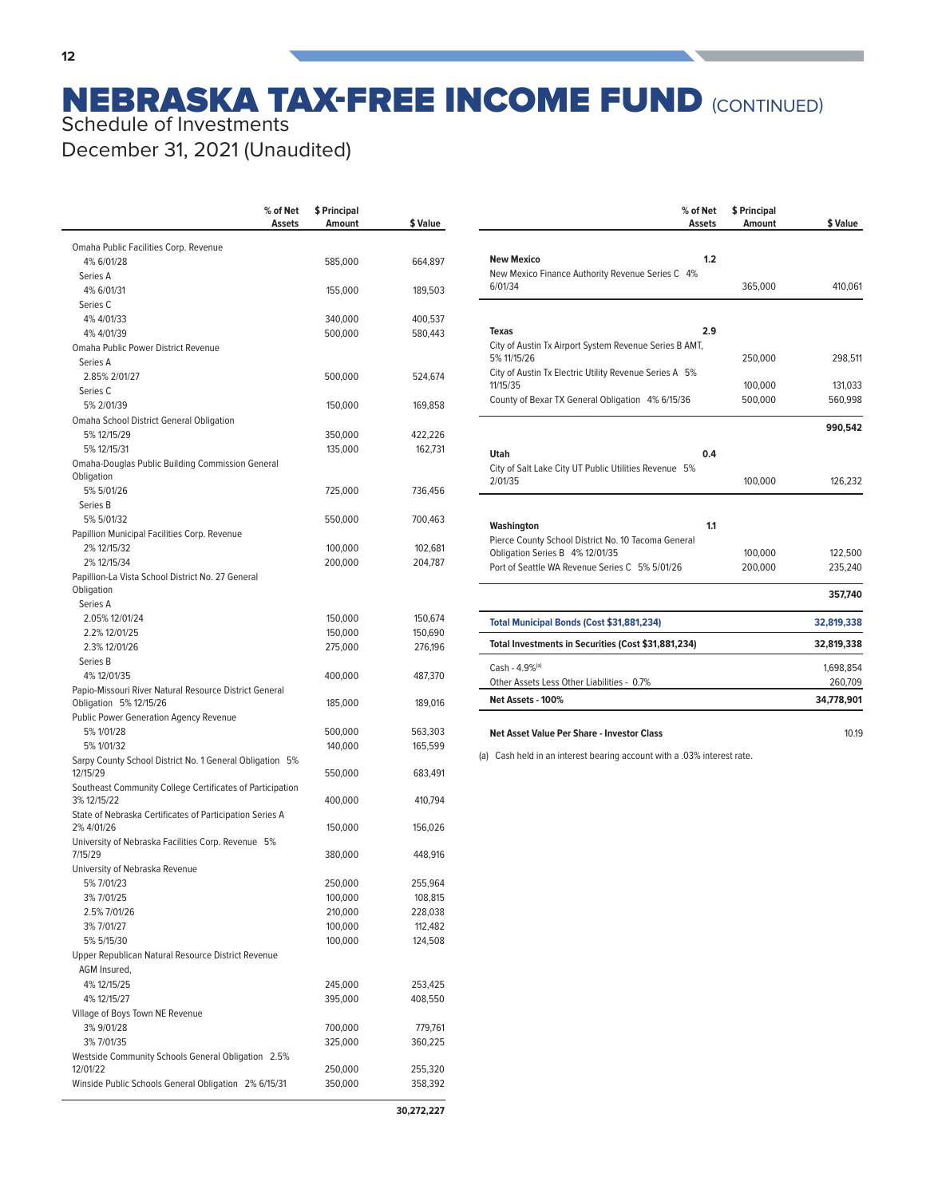# NEBRASKA TAX-FREE INCOME FUND (CONTINUED)

Schedule of Investments

December 31, 2021 (Unaudited)

| | % of Net Assets | $ Principal Amount | $ Value |
|---|---|---|---|
| Omaha Public Facilities Corp. Revenue | | | |
| 4% 6/01/28 | | 585,000 | 664,897 |
| Series A | | | |
| 4% 6/01/31 | | 155,000 | 189,503 |
| Series C | | | |
| 4% 4/01/33 | | 340,000 | 400,537 |
| 4% 4/01/39 | | 500,000 | 580,443 |
| Omaha Public Power District Revenue | | | |
| Series A | | | |
| 2.85% 2/01/27 | | 500,000 | 524,674 |
| Series C | | | |
| 5% 2/01/39 | | 150,000 | 169,858 |
| Omaha School District General Obligation | | | |
| 5% 12/15/29 | | 350,000 | 422,226 |
| 5% 12/15/31 | | 135,000 | 162,731 |
| Omaha-Douglas Public Building Commission General Obligation | | | |
| 5% 5/01/26 | | 725,000 | 736,456 |
| Series B | | | |
| 5% 5/01/32 | | 550,000 | 700,463 |
| Papillion Municipal Facilities Corp. Revenue | | | |
| 2% 12/15/32 | | 100,000 | 102,681 |
| 2% 12/15/34 | | 200,000 | 204,787 |
| Papillion-La Vista School District No. 27 General Obligation | | | |
| Series A | | | |
| 2.05% 12/01/24 | | 150,000 | 150,674 |
| 2.2% 12/01/25 | | 150,000 | 150,690 |
| 2.3% 12/01/26 | | 275,000 | 276,196 |
| Series B | | | |
| 4% 12/01/35 | | 400,000 | 487,370 |
| Papio-Missouri River Natural Resource District General Obligation 5% 12/15/26 | | 185,000 | 189,016 |
| Public Power Generation Agency Revenue | | | |
| 5% 1/01/28 | | 500,000 | 563,303 |
| 5% 1/01/32 | | 140,000 | 165,599 |
| Sarpy County School District No. 1 General Obligation 5% 12/15/29 | | 550,000 | 683,491 |
| Southeast Community College Certificates of Participation 3% 12/15/22 | | 400,000 | 410,794 |
| State of Nebraska Certificates of Participation Series A 2% 4/01/26 | | 150,000 | 156,026 |
| University of Nebraska Facilities Corp. Revenue 5% 7/15/29 | | 380,000 | 448,916 |
| University of Nebraska Revenue | | | |
| 5% 7/01/23 | | 250,000 | 255,964 |
| 3% 7/01/25 | | 100,000 | 108,815 |
| 2.5% 7/01/26 | | 210,000 | 228,038 |
| 3% 7/01/27 | | 100,000 | 112,482 |
| 5% 5/15/30 | | 100,000 | 124,508 |
| Upper Republican Natural Resource District Revenue | | | |
| AGM Insured, | | | |
| 4% 12/15/25 | | 245,000 | 253,425 |
| 4% 12/15/27 | | 395,000 | 408,550 |
| Village of Boys Town NE Revenue | | | |
| 3% 9/01/28 | | 700,000 | 779,761 |
| 3% 7/01/35 | | 325,000 | 360,225 |
| Westside Community Schools General Obligation 2.5% 12/01/22 | | 250,000 | 255,320 |
| Winside Public Schools General Obligation 2% 6/15/31 | | 350,000 | 358,392 |
| | | | **30,272,227** |
| **New Mexico** | **1.2** | | |
| New Mexico Finance Authority Revenue Series C 4% 6/01/34 | | 365,000 | 410,061 |
| **Texas** | **2.9** | | |
| City of Austin Tx Airport System Revenue Series B AMT, 5% 11/15/26 | | 250,000 | 298,511 |
| City of Austin Tx Electric Utility Revenue Series A 5% 11/15/35 | | 100,000 | 131,033 |
| County of Bexar TX General Obligation 4% 6/15/36 | | 500,000 | 560,998 |
| | | | **990,542** |
| **Utah** | **0.4** | | |
| City of Salt Lake City UT Public Utilities Revenue 5% 2/01/35 | | 100,000 | 126,232 |
| **Washington** | **1.1** | | |
| Pierce County School District No. 10 Tacoma General Obligation Series B 4% 12/01/35 | | 100,000 | 122,500 |
| Port of Seattle WA Revenue Series C 5% 5/01/26 | | 200,000 | 235,240 |
| | | | **357,740** |
| **Total Municipal Bonds (Cost $31,881,234)** | | | **32,819,338** |
| **Total Investments in Securities (Cost $31,881,234)** | | | **32,819,338** |
| Cash - 4.9%[a] | | | 1,698,854 |
| Other Assets Less Other Liabilities - 0.7% | | | 260,709 |
| **Net Assets - 100%** | | | **34,778,901** |
| **Net Asset Value Per Share - Investor Class** | | | 10.19 |

(a) Cash held in an interest bearing account with a .03% interest rate.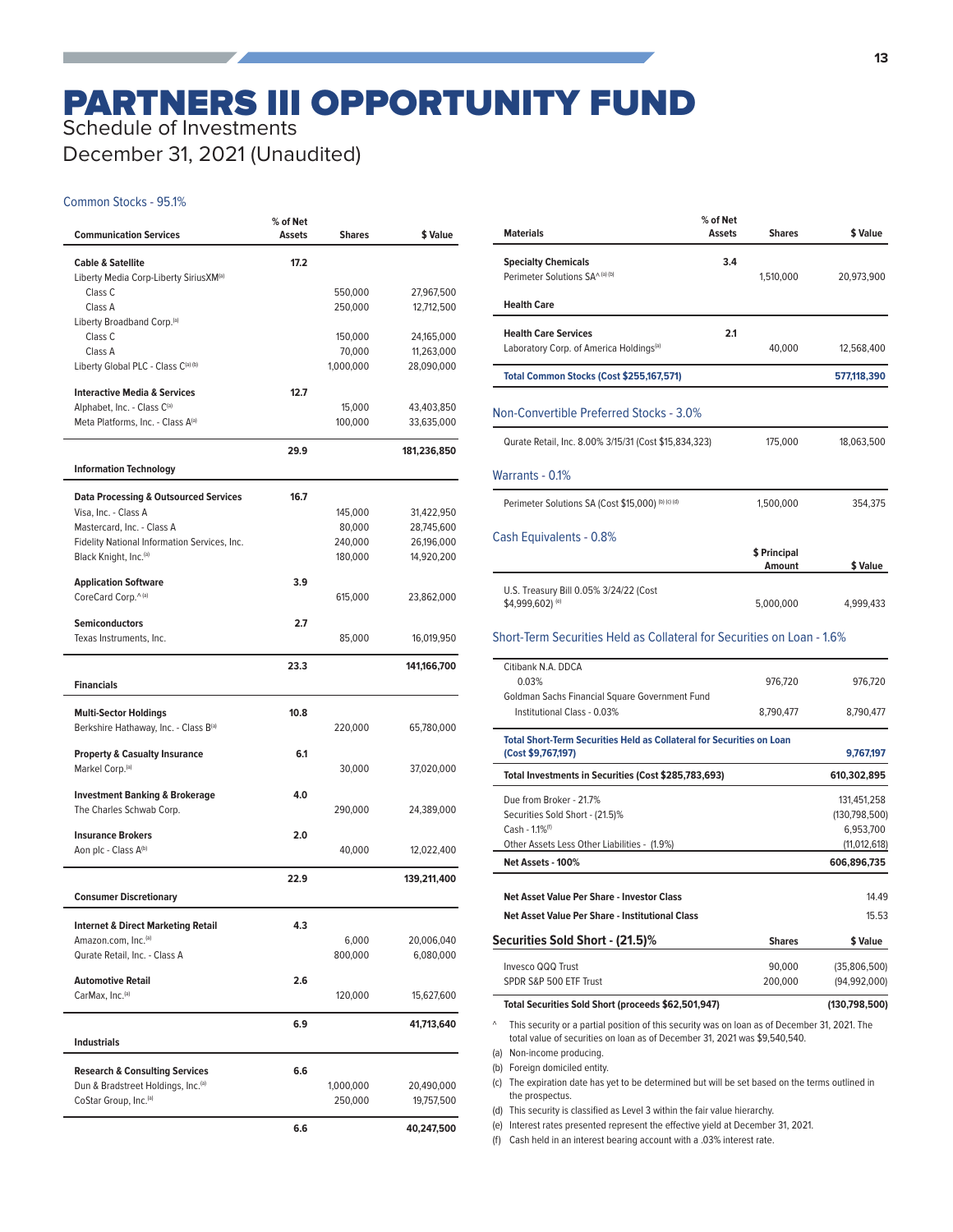# PARTNERS III OPPORTUNITY FUND

Schedule of Investments

December 31, 2021 (Unaudited)

## Common Stocks - 95.1%

| Communication Services | % of Net Assets | Shares | $ Value |
|---|---|---|---|
| **Cable & Satellite** | **17.2** | | |
| Liberty Media Corp-Liberty SiriusXM[(a)] | | | |
| Class C | | 550,000 | 27,967,500 |
| Class A | | 250,000 | 12,712,500 |
| Liberty Broadband Corp.[(a)] | | | |
| Class C | | 150,000 | 24,165,000 |
| Class A | | 70,000 | 11,263,000 |
| Liberty Global PLC - Class C[(a) (b)] | | 1,000,000 | 28,090,000 |
| **Interactive Media & Services** | **12.7** | | |
| Alphabet, Inc. - Class C[(a)] | | 15,000 | 43,403,850 |
| Meta Platforms, Inc. - Class A[(a)] | | 100,000 | 33,635,000 |
| | **29.9** | | **181,236,850** |

| Information Technology | % of Net Assets | Shares | $ Value |
|---|---|---|---|
| **Data Processing & Outsourced Services** | **16.7** | | |
| Visa, Inc. - Class A | | 145,000 | 31,422,950 |
| Mastercard, Inc. - Class A | | 80,000 | 28,745,600 |
| Fidelity National Information Services, Inc. | | 240,000 | 26,196,000 |
| Black Knight, Inc.[(a)] | | 180,000 | 14,920,200 |
| **Application Software** | **3.9** | | |
| CoreCard Corp.^[(a)] | | 615,000 | 23,862,000 |
| **Semiconductors** | **2.7** | | |
| Texas Instruments, Inc. | | 85,000 | 16,019,950 |
| | **23.3** | | **141,166,700** |

| Financials | % of Net Assets | Shares | $ Value |
|---|---|---|---|
| **Multi-Sector Holdings** | **10.8** | | |
| Berkshire Hathaway, Inc. - Class B[(a)] | | 220,000 | 65,780,000 |
| **Property & Casualty Insurance** | **6.1** | | |
| Markel Corp.[(a)] | | 30,000 | 37,020,000 |
| **Investment Banking & Brokerage** | **4.0** | | |
| The Charles Schwab Corp. | | 290,000 | 24,389,000 |
| **Insurance Brokers** | **2.0** | | |
| Aon plc - Class A[(b)] | | 40,000 | 12,022,400 |
| | **22.9** | | **139,211,400** |

| Consumer Discretionary | % of Net Assets | Shares | $ Value |
|---|---|---|---|
| **Internet & Direct Marketing Retail** | **4.3** | | |
| Amazon.com, Inc.[(a)] | | 6,000 | 20,006,040 |
| Qurate Retail, Inc. - Class A | | 800,000 | 6,080,000 |
| **Automotive Retail** | **2.6** | | |
| CarMax, Inc.[(a)] | | 120,000 | 15,627,600 |
| | **6.9** | | **41,713,640** |

| Industrials | % of Net Assets | Shares | $ Value |
|---|---|---|---|
| **Research & Consulting Services** | **6.6** | | |
| Dun & Bradstreet Holdings, Inc.[(a)] | | 1,000,000 | 20,490,000 |
| CoStar Group, Inc.[(a)] | | 250,000 | 19,757,500 |
| | **6.6** | | **40,247,500** |

| Materials | % of Net Assets | Shares | $ Value |
|---|---|---|---|
| **Specialty Chemicals** | **3.4** | | |
| Perimeter Solutions SA^[(a) (b)] | | 1,510,000 | 20,973,900 |

| Health Care | % of Net Assets | Shares | $ Value |
|---|---|---|---|
| **Health Care Services** | **2.1** | | |
| Laboratory Corp. of America Holdings[(a)] | | 40,000 | 12,568,400 |
| **Total Common Stocks (Cost $255,167,571)** | | | **577,118,390** |

## Non-Convertible Preferred Stocks - 3.0%

| | Shares | $ Value |
|---|---|---|
| Qurate Retail, Inc. 8.00% 3/15/31 (Cost $15,834,323) | 175,000 | 18,063,500 |

## Warrants - 0.1%

| | Shares | $ Value |
|---|---|---|
| Perimeter Solutions SA (Cost $15,000) [(b) (c) (d)] | 1,500,000 | 354,375 |

## Cash Equivalents - 0.8%

| | $ Principal Amount | $ Value |
|---|---|---|
| U.S. Treasury Bill 0.05% 3/24/22 (Cost $4,999,602) [(e)] | 5,000,000 | 4,999,433 |

## Short-Term Securities Held as Collateral for Securities on Loan - 1.6%

| | | |
|---|---|---|
| Citibank N.A. DDCA 0.03% | 976,720 | 976,720 |
| Goldman Sachs Financial Square Government Fund Institutional Class - 0.03% | 8,790,477 | 8,790,477 |
| **Total Short-Term Securities Held as Collateral for Securities on Loan (Cost $9,767,197)** | | **9,767,197** |
| **Total Investments in Securities (Cost $285,783,693)** | | **610,302,895** |
| Due from Broker - 21.7% | | 131,451,258 |
| Securities Sold Short - (21.5)% | | (130,798,500) |
| Cash - 1.1%[(f)] | | 6,953,700 |
| Other Assets Less Other Liabilities - (1.9%) | | (11,012,618) |
| **Net Assets - 100%** | | **606,896,735** |
| **Net Asset Value Per Share - Investor Class** | | 14.49 |
| **Net Asset Value Per Share - Institutional Class** | | 15.53 |

## Securities Sold Short - (21.5)%

| | Shares | $ Value |
|---|---|---|
| Invesco QQQ Trust | 90,000 | (35,806,500) |
| SPDR S&P 500 ETF Trust | 200,000 | (94,992,000) |
| **Total Securities Sold Short (proceeds $62,501,947)** | | **(130,798,500)** |

^ This security or a partial position of this security was on loan as of December 31, 2021. The total value of securities on loan as of December 31, 2021 was $9,540,540.

(a) Non-income producing.

(b) Foreign domiciled entity.

(c) The expiration date has yet to be determined but will be set based on the terms outlined in the prospectus.

(d) This security is classified as Level 3 within the fair value hierarchy.

(e) Interest rates presented represent the effective yield at December 31, 2021.

(f) Cash held in an interest bearing account with a .03% interest rate.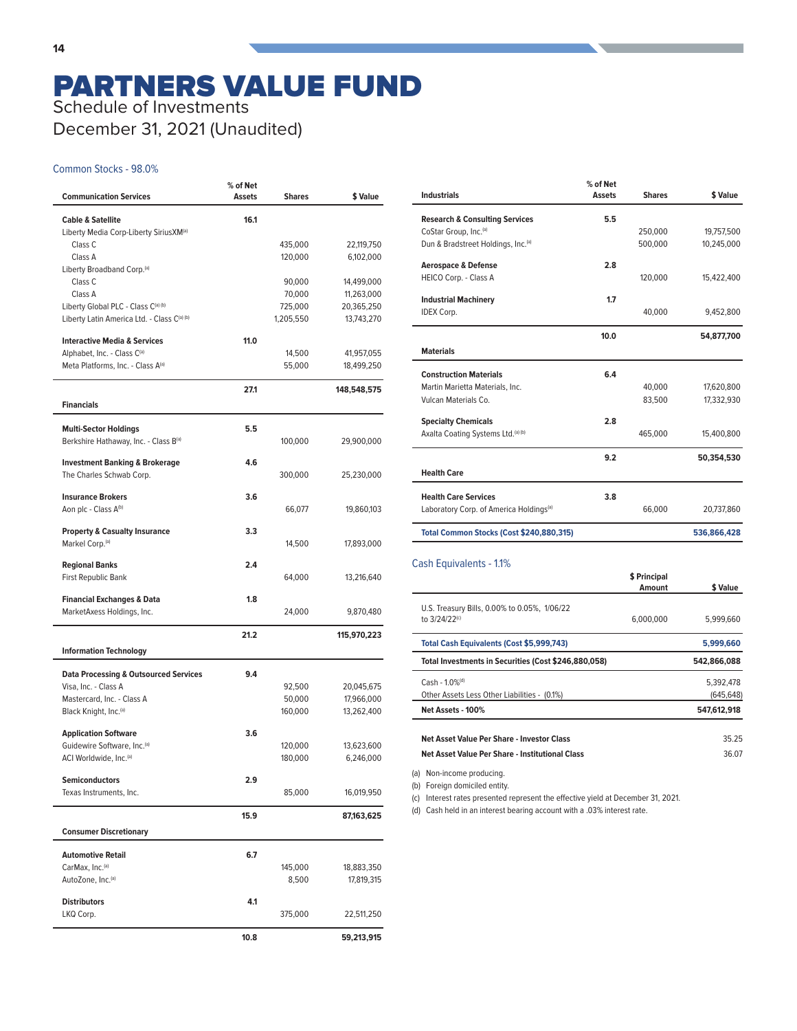# PARTNERS VALUE FUND

Schedule of Investments

December 31, 2021 (Unaudited)

Common Stocks - 98.0%

| Communication Services | % of Net Assets | Shares | $ Value |
|---|---|---|---|
| **Cable & Satellite** | **16.1** | | |
| Liberty Media Corp-Liberty SiriusXM[(a)] | | | |
| Class C | | 435,000 | 22,119,750 |
| Class A | | 120,000 | 6,102,000 |
| Liberty Broadband Corp.[(a)] | | | |
| Class C | | 90,000 | 14,499,000 |
| Class A | | 70,000 | 11,263,000 |
| Liberty Global PLC - Class C[(a) (b)] | | 725,000 | 20,365,250 |
| Liberty Latin America Ltd. - Class C[(a) (b)] | | 1,205,550 | 13,743,270 |
| **Interactive Media & Services** | **11.0** | | |
| Alphabet, Inc. - Class C[(a)] | | 14,500 | 41,957,055 |
| Meta Platforms, Inc. - Class A[(a)] | | 55,000 | 18,499,250 |
| | **27.1** | | **148,548,575** |

| Financials | % of Net Assets | Shares | $ Value |
|---|---|---|---|
| **Multi-Sector Holdings** | **5.5** | | |
| Berkshire Hathaway, Inc. - Class B[(a)] | | 100,000 | 29,900,000 |
| **Investment Banking & Brokerage** | **4.6** | | |
| The Charles Schwab Corp. | | 300,000 | 25,230,000 |
| **Insurance Brokers** | **3.6** | | |
| Aon plc - Class A[(b)] | | 66,077 | 19,860,103 |
| **Property & Casualty Insurance** | **3.3** | | |
| Markel Corp.[(a)] | | 14,500 | 17,893,000 |
| **Regional Banks** | **2.4** | | |
| First Republic Bank | | 64,000 | 13,216,640 |
| **Financial Exchanges & Data** | **1.8** | | |
| MarketAxess Holdings, Inc. | | 24,000 | 9,870,480 |
| | **21.2** | | **115,970,223** |

| Information Technology | % of Net Assets | Shares | $ Value |
|---|---|---|---|
| **Data Processing & Outsourced Services** | **9.4** | | |
| Visa, Inc. - Class A | | 92,500 | 20,045,675 |
| Mastercard, Inc. - Class A | | 50,000 | 17,966,000 |
| Black Knight, Inc.[(a)] | | 160,000 | 13,262,400 |
| **Application Software** | **3.6** | | |
| Guidewire Software, Inc.[(a)] | | 120,000 | 13,623,600 |
| ACI Worldwide, Inc.[(a)] | | 180,000 | 6,246,000 |
| **Semiconductors** | **2.9** | | |
| Texas Instruments, Inc. | | 85,000 | 16,019,950 |
| | **15.9** | | **87,163,625** |

| Consumer Discretionary | % of Net Assets | Shares | $ Value |
|---|---|---|---|
| **Automotive Retail** | **6.7** | | |
| CarMax, Inc.[(a)] | | 145,000 | 18,883,350 |
| AutoZone, Inc.[(a)] | | 8,500 | 17,819,315 |
| **Distributors** | **4.1** | | |
| LKQ Corp. | | 375,000 | 22,511,250 |
| | **10.8** | | **59,213,915** |

| Industrials | % of Net Assets | Shares | $ Value |
|---|---|---|---|
| **Research & Consulting Services** | **5.5** | | |
| CoStar Group, Inc.[(a)] | | 250,000 | 19,757,500 |
| Dun & Bradstreet Holdings, Inc.[(a)] | | 500,000 | 10,245,000 |
| **Aerospace & Defense** | **2.8** | | |
| HEICO Corp. - Class A | | 120,000 | 15,422,400 |
| **Industrial Machinery** | **1.7** | | |
| IDEX Corp. | | 40,000 | 9,452,800 |
| | **10.0** | | **54,877,700** |

| Materials | % of Net Assets | Shares | $ Value |
|---|---|---|---|
| **Construction Materials** | **6.4** | | |
| Martin Marietta Materials, Inc. | | 40,000 | 17,620,800 |
| Vulcan Materials Co. | | 83,500 | 17,332,930 |
| **Specialty Chemicals** | **2.8** | | |
| Axalta Coating Systems Ltd.[(a) (b)] | | 465,000 | 15,400,800 |
| | **9.2** | | **50,354,530** |

| Health Care | % of Net Assets | Shares | $ Value |
|---|---|---|---|
| **Health Care Services** | **3.8** | | |
| Laboratory Corp. of America Holdings[(a)] | | 66,000 | 20,737,860 |
| **Total Common Stocks (Cost $240,880,315)** | | | **536,866,428** |

Cash Equivalents - 1.1%

| | $ Principal Amount | $ Value |
|---|---|---|
| U.S. Treasury Bills, 0.00% to 0.05%, 1/06/22 to 3/24/22[(c)] | 6,000,000 | 5,999,660 |
| **Total Cash Equivalents (Cost $5,999,743)** | | **5,999,660** |
| **Total Investments in Securities (Cost $246,880,058)** | | **542,866,088** |
| Cash - 1.0%[(d)] | | 5,392,478 |
| Other Assets Less Other Liabilities - (0.1%) | | (645,648) |
| **Net Assets - 100%** | | **547,612,918** |
| **Net Asset Value Per Share - Investor Class** | | 35.25 |
| **Net Asset Value Per Share - Institutional Class** | | 36.07 |

(a) Non-income producing.

(b) Foreign domiciled entity.

(c) Interest rates presented represent the effective yield at December 31, 2021.

(d) Cash held in an interest bearing account with a .03% interest rate.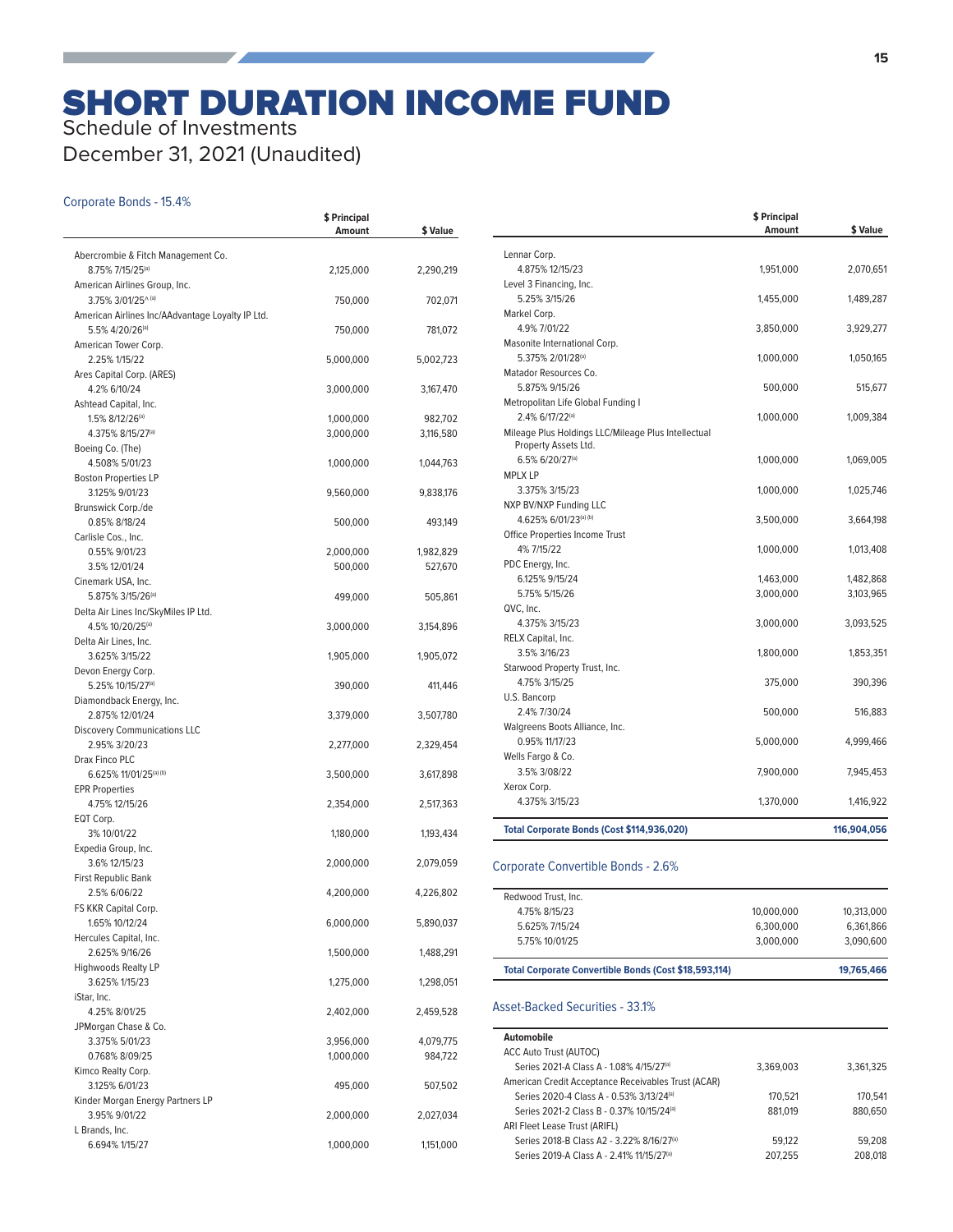# SHORT DURATION INCOME FUND

Schedule of Investments

December 31, 2021 (Unaudited)

## Corporate Bonds - 15.4%

| | $ Principal Amount | $ Value |
|---|---|---|
| Abercrombie & Fitch Management Co. | | |
| 8.75% 7/15/25[(a)] | 2,125,000 | 2,290,219 |
| American Airlines Group, Inc. | | |
| 3.75% 3/01/25^[(a)] | 750,000 | 702,071 |
| American Airlines Inc/AAdvantage Loyalty IP Ltd. | | |
| 5.5% 4/20/26[(a)] | 750,000 | 781,072 |
| American Tower Corp. | | |
| 2.25% 1/15/22 | 5,000,000 | 5,002,723 |
| Ares Capital Corp. (ARES) | | |
| 4.2% 6/10/24 | 3,000,000 | 3,167,470 |
| Ashtead Capital, Inc. | | |
| 1.5% 8/12/26[(a)] | 1,000,000 | 982,702 |
| 4.375% 8/15/27[(a)] | 3,000,000 | 3,116,580 |
| Boeing Co. (The) | | |
| 4.508% 5/01/23 | 1,000,000 | 1,044,763 |
| Boston Properties LP | | |
| 3.125% 9/01/23 | 9,560,000 | 9,838,176 |
| Brunswick Corp./de | | |
| 0.85% 8/18/24 | 500,000 | 493,149 |
| Carlisle Cos., Inc. | | |
| 0.55% 9/01/23 | 2,000,000 | 1,982,829 |
| 3.5% 12/01/24 | 500,000 | 527,670 |
| Cinemark USA, Inc. | | |
| 5.875% 3/15/26[(a)] | 499,000 | 505,861 |
| Delta Air Lines Inc/SkyMiles IP Ltd. | | |
| 4.5% 10/20/25[(a)] | 3,000,000 | 3,154,896 |
| Delta Air Lines, Inc. | | |
| 3.625% 3/15/22 | 1,905,000 | 1,905,072 |
| Devon Energy Corp. | | |
| 5.25% 10/15/27[(a)] | 390,000 | 411,446 |
| Diamondback Energy, Inc. | | |
| 2.875% 12/01/24 | 3,379,000 | 3,507,780 |
| Discovery Communications LLC | | |
| 2.95% 3/20/23 | 2,277,000 | 2,329,454 |
| Drax Finco PLC | | |
| 6.625% 11/01/25[(a)(b)] | 3,500,000 | 3,617,898 |
| EPR Properties | | |
| 4.75% 12/15/26 | 2,354,000 | 2,517,363 |
| EQT Corp. | | |
| 3% 10/01/22 | 1,180,000 | 1,193,434 |
| Expedia Group, Inc. | | |
| 3.6% 12/15/23 | 2,000,000 | 2,079,059 |
| First Republic Bank | | |
| 2.5% 6/06/22 | 4,200,000 | 4,226,802 |
| FS KKR Capital Corp. | | |
| 1.65% 10/12/24 | 6,000,000 | 5,890,037 |
| Hercules Capital, Inc. | | |
| 2.625% 9/16/26 | 1,500,000 | 1,488,291 |
| Highwoods Realty LP | | |
| 3.625% 1/15/23 | 1,275,000 | 1,298,051 |
| iStar, Inc. | | |
| 4.25% 8/01/25 | 2,402,000 | 2,459,528 |
| JPMorgan Chase & Co. | | |
| 3.375% 5/01/23 | 3,956,000 | 4,079,775 |
| 0.768% 8/09/25 | 1,000,000 | 984,722 |
| Kimco Realty Corp. | | |
| 3.125% 6/01/23 | 495,000 | 507,502 |
| Kinder Morgan Energy Partners LP | | |
| 3.95% 9/01/22 | 2,000,000 | 2,027,034 |
| L Brands, Inc. | | |
| 6.694% 1/15/27 | 1,000,000 | 1,151,000 |
| Lennar Corp. | | |
| 4.875% 12/15/23 | 1,951,000 | 2,070,651 |
| Level 3 Financing, Inc. | | |
| 5.25% 3/15/26 | 1,455,000 | 1,489,287 |
| Markel Corp. | | |
| 4.9% 7/01/22 | 3,850,000 | 3,929,277 |
| Masonite International Corp. | | |
| 5.375% 2/01/28[(a)] | 1,000,000 | 1,050,165 |
| Matador Resources Co. | | |
| 5.875% 9/15/26 | 500,000 | 515,677 |
| Metropolitan Life Global Funding I | | |
| 2.4% 6/17/22[(a)] | 1,000,000 | 1,009,384 |
| Mileage Plus Holdings LLC/Mileage Plus Intellectual Property Assets Ltd. | | |
| 6.5% 6/20/27[(a)] | 1,000,000 | 1,069,005 |
| MPLX LP | | |
| 3.375% 3/15/23 | 1,000,000 | 1,025,746 |
| NXP BV/NXP Funding LLC | | |
| 4.625% 6/01/23[(a)(b)] | 3,500,000 | 3,664,198 |
| Office Properties Income Trust | | |
| 4% 7/15/22 | 1,000,000 | 1,013,408 |
| PDC Energy, Inc. | | |
| 6.125% 9/15/24 | 1,463,000 | 1,482,868 |
| 5.75% 5/15/26 | 3,000,000 | 3,103,965 |
| QVC, Inc. | | |
| 4.375% 3/15/23 | 3,000,000 | 3,093,525 |
| RELX Capital, Inc. | | |
| 3.5% 3/16/23 | 1,800,000 | 1,853,351 |
| Starwood Property Trust, Inc. | | |
| 4.75% 3/15/25 | 375,000 | 390,396 |
| U.S. Bancorp | | |
| 2.4% 7/30/24 | 500,000 | 516,883 |
| Walgreens Boots Alliance, Inc. | | |
| 0.95% 11/17/23 | 5,000,000 | 4,999,466 |
| Wells Fargo & Co. | | |
| 3.5% 3/08/22 | 7,900,000 | 7,945,453 |
| Xerox Corp. | | |
| 4.375% 3/15/23 | 1,370,000 | 1,416,922 |
| **Total Corporate Bonds (Cost $114,936,020)** | | **116,904,056** |

## Corporate Convertible Bonds - 2.6%

| | $ Principal Amount | $ Value |
|---|---|---|
| Redwood Trust, Inc. | | |
| 4.75% 8/15/23 | 10,000,000 | 10,313,000 |
| 5.625% 7/15/24 | 6,300,000 | 6,361,866 |
| 5.75% 10/01/25 | 3,000,000 | 3,090,600 |
| **Total Corporate Convertible Bonds (Cost $18,593,114)** | | **19,765,466** |

## Asset-Backed Securities - 33.1%

| | $ Principal Amount | $ Value |
|---|---|---|
| **Automobile** | | |
| ACC Auto Trust (AUTOC) | | |
| Series 2021-A Class A - 1.08% 4/15/27[(a)] | 3,369,003 | 3,361,325 |
| American Credit Acceptance Receivables Trust (ACAR) | | |
| Series 2020-4 Class A - 0.53% 3/13/24[(a)] | 170,521 | 170,541 |
| Series 2021-2 Class B - 0.37% 10/15/24[(a)] | 881,019 | 880,650 |
| ARI Fleet Lease Trust (ARIFL) | | |
| Series 2018-B Class A2 - 3.22% 8/16/27[(a)] | 59,122 | 59,208 |
| Series 2019-A Class A - 2.41% 11/15/27[(a)] | 207,255 | 208,018 |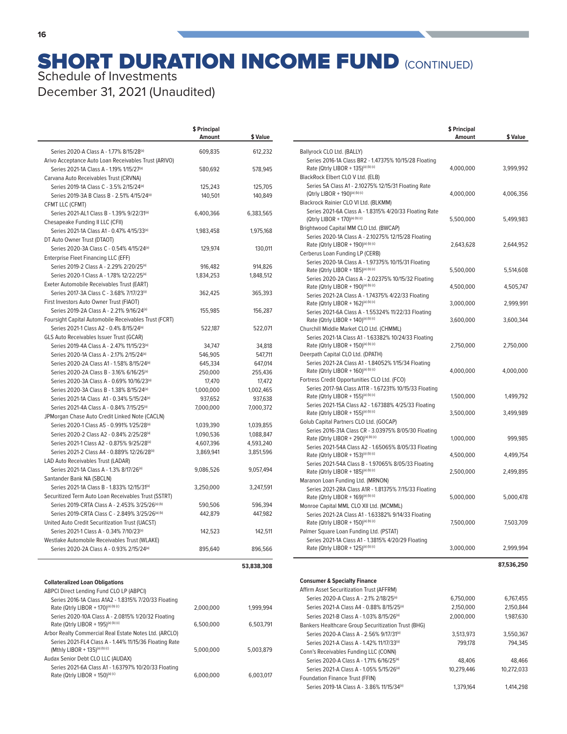# SHORT DURATION INCOME FUND (CONTINUED)

Schedule of Investments

December 31, 2021 (Unaudited)

| | $ Principal Amount | $ Value |
|---|---|---|
| Series 2020-A Class A - 1.77% 8/15/28[(a)] | 609,835 | 612,232 |
| Arivo Acceptance Auto Loan Receivables Trust (ARIVO) | | |
| Series 2021-1A Class A - 1.19% 1/15/27[(a)] | 580,692 | 578,945 |
| Carvana Auto Receivables Trust (CRVNA) | | |
| Series 2019-1A Class C - 3.5% 2/15/24[(a)] | 125,243 | 125,705 |
| Series 2019-3A B Class B - 2.51% 4/15/24[(a)] | 140,501 | 140,849 |
| CFMT LLC (CFMT) | | |
| Series 2021-AL1 Class B - 1.39% 9/22/31[(a)] | 6,400,366 | 6,383,565 |
| Chesapeake Funding II LLC (CFII) | | |
| Series 2021-1A Class A1 - 0.47% 4/15/33[(a)] | 1,983,458 | 1,975,168 |
| DT Auto Owner Trust (DTAOT) | | |
| Series 2020-3A Class C - 0.54% 4/15/24[(a)] | 129,974 | 130,011 |
| Enterprise Fleet Financing LLC (EFF) | | |
| Series 2019-2 Class A - 2.29% 2/20/25[(a)] | 916,482 | 914,826 |
| Series 2020-1 Class A - 1.78% 12/22/25[(a)] | 1,834,253 | 1,848,512 |
| Exeter Automobile Receivables Trust (EART) | | |
| Series 2017-3A Class C - 3.68% 7/17/23[(a)] | 362,425 | 365,393 |
| First Investors Auto Owner Trust (FIAOT) | | |
| Series 2019-2A Class A - 2.21% 9/16/24[(a)] | 155,985 | 156,287 |
| Foursight Capital Automobile Receivables Trust (FCRT) | | |
| Series 2021-1 Class A2 - 0.4% 8/15/24[(a)] | 522,187 | 522,071 |
| GLS Auto Receivables Issuer Trust (GCAR) | | |
| Series 2019-4A Class A - 2.47% 11/15/23[(a)] | 34,747 | 34,818 |
| Series 2020-1A Class A - 2.17% 2/15/24[(a)] | 546,905 | 547,711 |
| Series 2020-2A Class A1 - 1.58% 8/15/24[(a)] | 645,334 | 647,014 |
| Series 2020-2A Class B - 3.16% 6/16/25[(a)] | 250,000 | 255,436 |
| Series 2020-3A Class A - 0.69% 10/16/23[(a)] | 17,470 | 17,472 |
| Series 2020-3A Class B - 1.38% 8/15/24[(a)] | 1,000,000 | 1,002,465 |
| Series 2021-1A Class A1 - 0.34% 5/15/24[(a)] | 937,652 | 937,638 |
| Series 2021-4A Class A - 0.84% 7/15/25[(a)] | 7,000,000 | 7,000,372 |
| JPMorgan Chase Auto Credit Linked Note (CACLN) | | |
| Series 2020-1 Class A5 - 0.991% 1/25/28[(a)] | 1,039,390 | 1,039,855 |
| Series 2020-2 Class A2 - 0.84% 2/25/28[(a)] | 1,090,536 | 1,088,847 |
| Series 2021-1 Class A2 - 0.875% 9/25/28[(a)] | 4,607,396 | 4,593,240 |
| Series 2021-2 Class A4 - 0.889% 12/26/28[(a)] | 3,869,941 | 3,851,596 |
| LAD Auto Receivables Trust (LADAR) | | |
| Series 2021-1A Class A - 1.3% 8/17/26[(a)] | 9,086,526 | 9,057,494 |
| Santander Bank NA (SBCLN) | | |
| Series 2021-1A Class B - 1.833% 12/15/31[(a)] | 3,250,000 | 3,247,591 |
| Securitized Term Auto Loan Receivables Trust (SSTRT) | | |
| Series 2019-CRTA Class A - 2.453% 3/25/26[(a) (b)] | 590,506 | 596,394 |
| Series 2019-CRTA Class C - 2.849% 3/25/26[(a) (b)] | 442,879 | 447,982 |
| United Auto Credit Securitization Trust (UACST) | | |
| Series 2021-1 Class A - 0.34% 7/10/23[(a)] | 142,523 | 142,511 |
| Westlake Automobile Receivables Trust (WLAKE) | | |
| Series 2020-2A Class A - 0.93% 2/15/24[(a)] | 895,640 | 896,566 |
| | | **53,838,308** |
| **Collateralized Loan Obligations** | | |
| ABPCI Direct Lending Fund CLO LP (ABPCI) | | |
| Series 2016-1A Class A1A2 - 1.8315% 7/20/33 Floating Rate (Qtrly LIBOR + 170)[(a) (b) (c)] | 2,000,000 | 1,999,994 |
| Series 2020-10A Class A - 2.0815% 1/20/32 Floating Rate (Qtrly LIBOR + 195)[(a) (b) (c)] | 6,500,000 | 6,503,791 |
| Arbor Realty Commercial Real Estate Notes Ltd. (ARCLO) | | |
| Series 2021-FL4 Class A - 1.44% 11/15/36 Floating Rate (Mthly LIBOR + 135)[(a) (b) (c)] | 5,000,000 | 5,003,879 |
| Audax Senior Debt CLO LLC (AUDAX) | | |
| Series 2021-6A Class A1 - 1.63797% 10/20/33 Floating Rate (Qtrly LIBOR + 150)[(a) (c)] | 6,000,000 | 6,003,017 |
| Ballyrock CLO Ltd. (BALLY) | | |
| Series 2016-1A Class BR2 - 1.47375% 10/15/28 Floating Rate (Qtrly LIBOR + 135)[(a) (b) (c)] | 4,000,000 | 3,999,992 |
| BlackRock Elbert CLO V Ltd. (ELB) | | |
| Series 5A Class A1 - 2.10275% 12/15/31 Floating Rate (Qtrly LIBOR + 190)[(a) (b) (c)] | 4,000,000 | 4,006,356 |
| Blackrock Rainier CLO VI Ltd. (BLKMM) | | |
| Series 2021-6A Class A - 1.8315% 4/20/33 Floating Rate (Qtrly LIBOR + 170)[(a) (b) (c)] | 5,500,000 | 5,499,983 |
| Brightwood Capital MM CLO Ltd. (BWCAP) | | |
| Series 2020-1A Class A - 2.10275% 12/15/28 Floating Rate (Qtrly LIBOR + 190)[(a) (b) (c)] | 2,643,628 | 2,644,952 |
| Cerberus Loan Funding LP (CERB) | | |
| Series 2020-1A Class A - 1.97375% 10/15/31 Floating Rate (Qtrly LIBOR + 185)[(a) (b) (c)] | 5,500,000 | 5,514,608 |
| Series 2020-2A Class A - 2.02375% 10/15/32 Floating Rate (Qtrly LIBOR + 190)[(a) (b) (c)] | 4,500,000 | 4,505,747 |
| Series 2021-2A Class A - 1.74375% 4/22/33 Floating Rate (Qtrly LIBOR + 162)[(a) (b) (c)] | 3,000,000 | 2,999,991 |
| Series 2021-6A Class A - 1.55324% 11/22/33 Floating Rate (Qtrly LIBOR + 140)[(a) (b) (c)] | 3,600,000 | 3,600,344 |
| Churchill Middle Market CLO Ltd. (CHMML) | | |
| Series 2021-1A Class A1 - 1.63382% 10/24/33 Floating Rate (Qtrly LIBOR + 150)[(a) (b) (c)] | 2,750,000 | 2,750,000 |
| Deerpath Capital CLO Ltd. (DPATH) | | |
| Series 2021-2A Class A1 - 1.84052% 1/15/34 Floating Rate (Qtrly LIBOR + 160)[(a) (b) (c)] | 4,000,000 | 4,000,000 |
| Fortress Credit Opportunities CLO Ltd. (FCO) | | |
| Series 2017-9A Class A1TR - 1.67231% 10/15/33 Floating Rate (Qtrly LIBOR + 155)[(a) (b) (c)] | 1,500,000 | 1,499,792 |
| Series 2021-15A Class A2 - 1.67388% 4/25/33 Floating Rate (Qtrly LIBOR + 155)[(a) (b) (c)] | 3,500,000 | 3,499,989 |
| Golub Capital Partners CLO Ltd. (GOCAP) | | |
| Series 2016-31A Class CR - 3.03975% 8/05/30 Floating Rate (Qtrly LIBOR + 290)[(a) (b) (c)] | 1,000,000 | 999,985 |
| Series 2021-54A Class A2 - 1.65065% 8/05/33 Floating Rate (Qtrly LIBOR + 153)[(a) (b) (c)] | 4,500,000 | 4,499,754 |
| Series 2021-54A Class B - 1.97065% 8/05/33 Floating Rate (Qtrly LIBOR + 185)[(a) (b) (c)] | 2,500,000 | 2,499,895 |
| Maranon Loan Funding Ltd. (MRNON) | | |
| Series 2021-2RA Class A1R - 1.81375% 7/15/33 Floating Rate (Qtrly LIBOR + 169)[(a) (b) (c)] | 5,000,000 | 5,000,478 |
| Monroe Capital MML CLO XII Ltd. (MCMML) | | |
| Series 2021-2A Class A1 - 1.63382% 9/14/33 Floating Rate (Qtrly LIBOR + 150)[(a) (b) (c)] | 7,500,000 | 7,503,709 |
| Palmer Square Loan Funding Ltd. (PSTAT) | | |
| Series 2021-1A Class A1 - 1.3815% 4/20/29 Floating Rate (Qtrly LIBOR + 125)[(a) (b) (c)] | 3,000,000 | 2,999,994 |
| | | **87,536,250** |
| **Consumer & Specialty Finance** | | |
| Affirm Asset Securitization Trust (AFFRM) | | |
| Series 2020-A Class A - 2.1% 2/18/25[(a)] | 6,750,000 | 6,767,455 |
| Series 2021-A Class A4 - 0.88% 8/15/25[(a)] | 2,150,000 | 2,150,844 |
| Series 2021-B Class A - 1.03% 8/15/26[(a)] | 2,000,000 | 1,987,630 |
| Bankers Healthcare Group Securitization Trust (BHG) | | |
| Series 2020-A Class A - 2.56% 9/17/31[(a)] | 3,513,973 | 3,550,367 |
| Series 2021-A Class A - 1.42% 11/17/33[(a)] | 799,178 | 794,345 |
| Conn's Receivables Funding LLC (CONN) | | |
| Series 2020-A Class A - 1.71% 6/16/25[(a)] | 48,406 | 48,466 |
| Series 2021-A Class A - 1.05% 5/15/26[(a)] | 10,279,446 | 10,272,033 |
| Foundation Finance Trust (FFIN) | | |
| Series 2019-1A Class A - 3.86% 11/15/34[(a)] | 1,379,164 | 1,414,298 |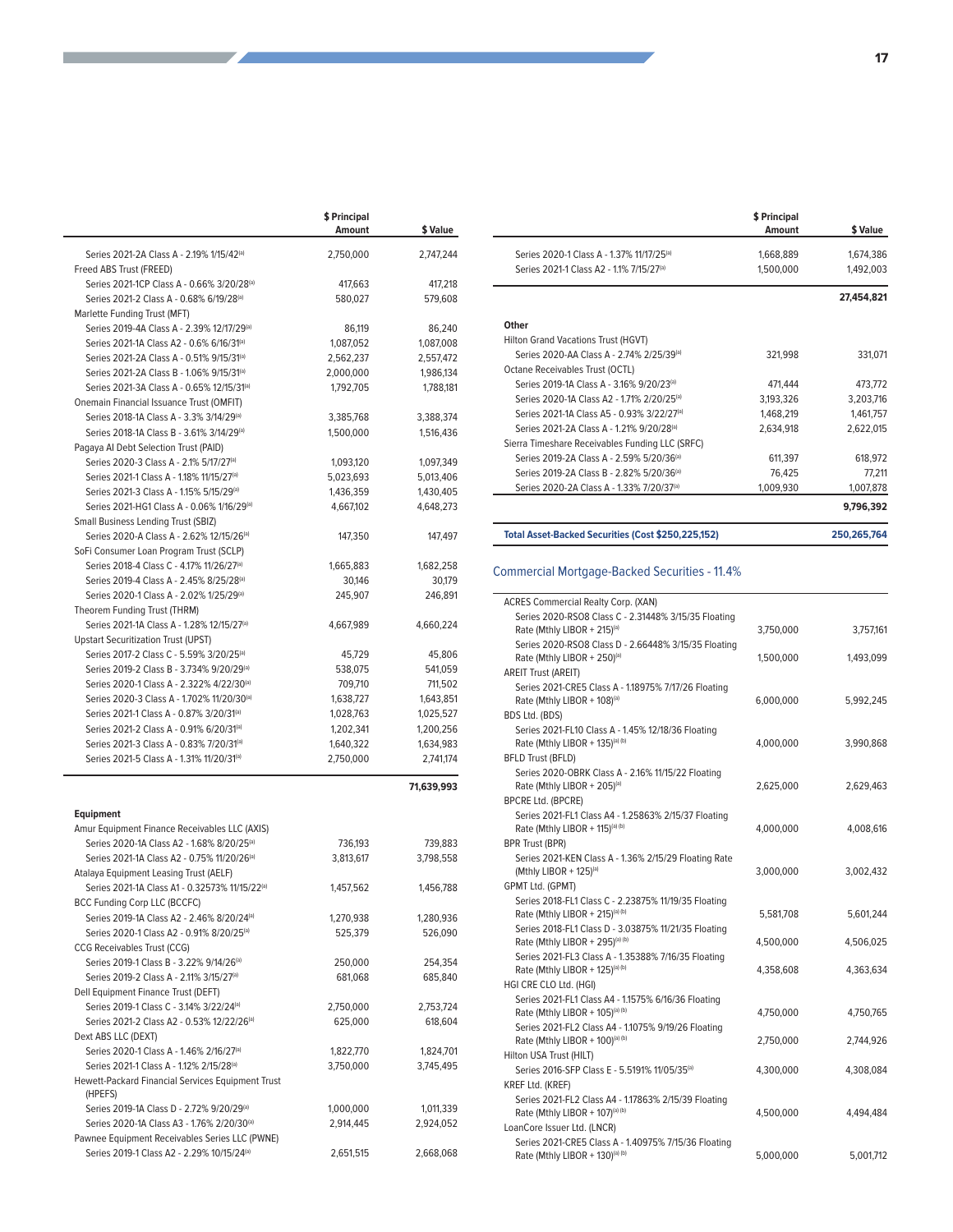| | $ Principal Amount | $ Value |
|---|---|---|
| Series 2021-2A Class A - 2.19% 1/15/42[(a)] | 2,750,000 | 2,747,244 |
| Freed ABS Trust (FREED) | | |
| Series 2021-1CP Class A - 0.66% 3/20/28[(a)] | 417,663 | 417,218 |
| Series 2021-2 Class A - 0.68% 6/19/28[(a)] | 580,027 | 579,608 |
| Marlette Funding Trust (MFT) | | |
| Series 2019-4A Class A - 2.39% 12/17/29[(a)] | 86,119 | 86,240 |
| Series 2021-1A Class A2 - 0.6% 6/16/31[(a)] | 1,087,052 | 1,087,008 |
| Series 2021-2A Class A - 0.51% 9/15/31[(a)] | 2,562,237 | 2,557,472 |
| Series 2021-2A Class B - 1.06% 9/15/31[(a)] | 2,000,000 | 1,986,134 |
| Series 2021-3A Class A - 0.65% 12/15/31[(a)] | 1,792,705 | 1,788,181 |
| Onemain Financial Issuance Trust (OMFIT) | | |
| Series 2018-1A Class A - 3.3% 3/14/29[(a)] | 3,385,768 | 3,388,374 |
| Series 2018-1A Class B - 3.61% 3/14/29[(a)] | 1,500,000 | 1,516,436 |
| Pagaya AI Debt Selection Trust (PAID) | | |
| Series 2020-3 Class A - 2.1% 5/17/27[(a)] | 1,093,120 | 1,097,349 |
| Series 2021-1 Class A - 1.18% 11/15/27[(a)] | 5,023,693 | 5,013,406 |
| Series 2021-3 Class A - 1.15% 5/15/29[(a)] | 1,436,359 | 1,430,405 |
| Series 2021-HG1 Class A - 0.06% 1/16/29[(a)] | 4,667,102 | 4,648,273 |
| Small Business Lending Trust (SBIZ) | | |
| Series 2020-A Class A - 2.62% 12/15/26[(a)] | 147,350 | 147,497 |
| SoFi Consumer Loan Program Trust (SCLP) | | |
| Series 2018-4 Class C - 4.17% 11/26/27[(a)] | 1,665,883 | 1,682,258 |
| Series 2019-4 Class A - 2.45% 8/25/28[(a)] | 30,146 | 30,179 |
| Series 2020-1 Class A - 2.02% 1/25/29[(a)] | 245,907 | 246,891 |
| Theorem Funding Trust (THRM) | | |
| Series 2021-1A Class A - 1.28% 12/15/27[(a)] | 4,667,989 | 4,660,224 |
| Upstart Securitization Trust (UPST) | | |
| Series 2017-2 Class C - 5.59% 3/20/25[(a)] | 45,729 | 45,806 |
| Series 2019-2 Class B - 3.734% 9/20/29[(a)] | 538,075 | 541,059 |
| Series 2020-1 Class A - 2.322% 4/22/30[(a)] | 709,710 | 711,502 |
| Series 2020-3 Class A - 1.702% 11/20/30[(a)] | 1,638,727 | 1,643,851 |
| Series 2021-1 Class A - 0.87% 3/20/31[(a)] | 1,028,763 | 1,025,527 |
| Series 2021-2 Class A - 0.91% 6/20/31[(a)] | 1,202,341 | 1,200,256 |
| Series 2021-3 Class A - 0.83% 7/20/31[(a)] | 1,640,322 | 1,634,983 |
| Series 2021-5 Class A - 1.31% 11/20/31[(a)] | 2,750,000 | 2,741,174 |
| | | **71,639,993** |
| **Equipment** | | |
| Amur Equipment Finance Receivables LLC (AXIS) | | |
| Series 2020-1A Class A2 - 1.68% 8/20/25[(a)] | 736,193 | 739,883 |
| Series 2021-1A Class A2 - 0.75% 11/20/26[(a)] | 3,813,617 | 3,798,558 |
| Atalaya Equipment Leasing Trust (AELF) | | |
| Series 2021-1A Class A1 - 0.32573% 11/15/22[(a)] | 1,457,562 | 1,456,788 |
| BCC Funding Corp LLC (BCCFC) | | |
| Series 2019-1A Class A2 - 2.46% 8/20/24[(a)] | 1,270,938 | 1,280,936 |
| Series 2020-1 Class A2 - 0.91% 8/20/25[(a)] | 525,379 | 526,090 |
| CCG Receivables Trust (CCG) | | |
| Series 2019-1 Class B - 3.22% 9/14/26[(a)] | 250,000 | 254,354 |
| Series 2019-2 Class A - 2.11% 3/15/27[(a)] | 681,068 | 685,840 |
| Dell Equipment Finance Trust (DEFT) | | |
| Series 2019-1 Class C - 3.14% 3/22/24[(a)] | 2,750,000 | 2,753,724 |
| Series 2021-2 Class A2 - 0.53% 12/22/26[(a)] | 625,000 | 618,604 |
| Dext ABS LLC (DEXT) | | |
| Series 2020-1 Class A - 1.46% 2/16/27[(a)] | 1,822,770 | 1,824,701 |
| Series 2021-1 Class A - 1.12% 2/15/28[(a)] | 3,750,000 | 3,745,495 |
| Hewett-Packard Financial Services Equipment Trust (HPEFS) | | |
| Series 2019-1A Class D - 2.72% 9/20/29[(a)] | 1,000,000 | 1,011,339 |
| Series 2020-1A Class A3 - 1.76% 2/20/30[(a)] | 2,914,445 | 2,924,052 |
| Pawnee Equipment Receivables Series LLC (PWNE) | | |
| Series 2019-1 Class A2 - 2.29% 10/15/24[(a)] | 2,651,515 | 2,668,068 |
| Series 2020-1 Class A - 1.37% 11/17/25[(a)] | 1,668,889 | 1,674,386 |
| Series 2021-1 Class A2 - 1.1% 7/15/27[(a)] | 1,500,000 | 1,492,003 |
| | | **27,454,821** |
| **Other** | | |
| Hilton Grand Vacations Trust (HGVT) | | |
| Series 2020-AA Class A - 2.74% 2/25/39[(a)] | 321,998 | 331,071 |
| Octane Receivables Trust (OCTL) | | |
| Series 2019-1A Class A - 3.16% 9/20/23[(a)] | 471,444 | 473,772 |
| Series 2020-1A Class A2 - 1.71% 2/20/25[(a)] | 3,193,326 | 3,203,716 |
| Series 2021-1A Class A5 - 0.93% 3/22/27[(a)] | 1,468,219 | 1,461,757 |
| Series 2021-2A Class A - 1.21% 9/20/28[(a)] | 2,634,918 | 2,622,015 |
| Sierra Timeshare Receivables Funding LLC (SRFC) | | |
| Series 2019-2A Class A - 2.59% 5/20/36[(a)] | 611,397 | 618,972 |
| Series 2019-2A Class B - 2.82% 5/20/36[(a)] | 76,425 | 77,211 |
| Series 2020-2A Class A - 1.33% 7/20/37[(a)] | 1,009,930 | 1,007,878 |
| | | **9,796,392** |
| **Total Asset-Backed Securities (Cost $250,225,152)** | | **250,265,764** |

## Commercial Mortgage-Backed Securities - 11.4%

| | $ Principal Amount | $ Value |
|---|---|---|
| ACRES Commercial Realty Corp. (XAN) | | |
| Series 2020-RSO8 Class C - 2.31448% 3/15/35 Floating Rate (Mthly LIBOR + 215)[(a)] | 3,750,000 | 3,757,161 |
| Series 2020-RSO8 Class D - 2.66448% 3/15/35 Floating Rate (Mthly LIBOR + 250)[(a)] | 1,500,000 | 1,493,099 |
| AREIT Trust (AREIT) | | |
| Series 2021-CRE5 Class A - 1.18975% 7/17/26 Floating Rate (Mthly LIBOR + 108)[(a)] | 6,000,000 | 5,992,245 |
| BDS Ltd. (BDS) | | |
| Series 2021-FL10 Class A - 1.45% 12/18/36 Floating Rate (Mthly LIBOR + 135)[(a) (b)] | 4,000,000 | 3,990,868 |
| BFLD Trust (BFLD) | | |
| Series 2020-OBRK Class A - 2.16% 11/15/22 Floating Rate (Mthly LIBOR + 205)[(a)] | 2,625,000 | 2,629,463 |
| BPCRE Ltd. (BPCRE) | | |
| Series 2021-FL1 Class A4 - 1.25863% 2/15/37 Floating Rate (Mthly LIBOR + 115)[(a) (b)] | 4,000,000 | 4,008,616 |
| BPR Trust (BPR) | | |
| Series 2021-KEN Class A - 1.36% 2/15/29 Floating Rate (Mthly LIBOR + 125)[(a)] | 3,000,000 | 3,002,432 |
| GPMT Ltd. (GPMT) | | |
| Series 2018-FL1 Class C - 2.23875% 11/19/35 Floating Rate (Mthly LIBOR + 215)[(a) (b)] | 5,581,708 | 5,601,244 |
| Series 2018-FL1 Class D - 3.03875% 11/21/35 Floating Rate (Mthly LIBOR + 295)[(a) (b)] | 4,500,000 | 4,506,025 |
| Series 2021-FL3 Class A - 1.35388% 7/16/35 Floating Rate (Mthly LIBOR + 125)[(a) (b)] | 4,358,608 | 4,363,634 |
| HGI CRE CLO Ltd. (HGI) | | |
| Series 2021-FL1 Class A4 - 1.1575% 6/16/36 Floating Rate (Mthly LIBOR + 105)[(a) (b)] | 4,750,000 | 4,750,765 |
| Series 2021-FL2 Class A4 - 1.1075% 9/19/26 Floating Rate (Mthly LIBOR + 100)[(a) (b)] | 2,750,000 | 2,744,926 |
| Hilton USA Trust (HILT) | | |
| Series 2016-SFP Class E - 5.5191% 11/05/35[(a)] | 4,300,000 | 4,308,084 |
| KREF Ltd. (KREF) | | |
| Series 2021-FL2 Class A4 - 1.17863% 2/15/39 Floating Rate (Mthly LIBOR + 107)[(a) (b)] | 4,500,000 | 4,494,484 |
| LoanCore Issuer Ltd. (LNCR) | | |
| Series 2021-CRE5 Class A - 1.40975% 7/15/36 Floating Rate (Mthly LIBOR + 130)[(a) (b)] | 5,000,000 | 5,001,712 |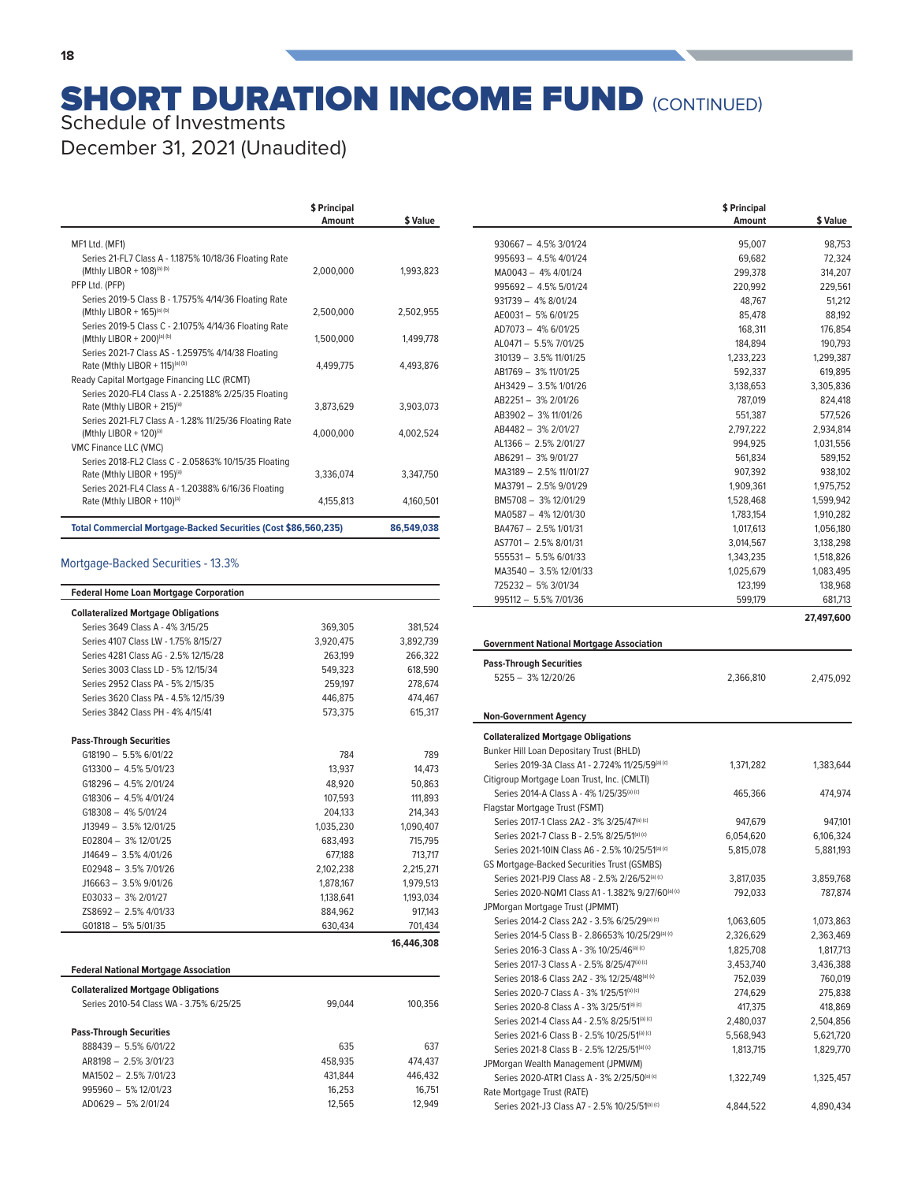# SHORT DURATION INCOME FUND (CONTINUED)

Schedule of Investments

December 31, 2021 (Unaudited)

| | $ Principal Amount | $ Value |
|---|---|---|
| MF1 Ltd. (MF1) | | |
| Series 21-FL7 Class A - 1.1875% 10/18/36 Floating Rate (Mthly LIBOR + 108)[(a) (b)] | 2,000,000 | 1,993,823 |
| PFP Ltd. (PFP) | | |
| Series 2019-5 Class B - 1.7575% 4/14/36 Floating Rate (Mthly LIBOR + 165)[(a) (b)] | 2,500,000 | 2,502,955 |
| Series 2019-5 Class C - 2.1075% 4/14/36 Floating Rate (Mthly LIBOR + 200)[(a) (b)] | 1,500,000 | 1,499,778 |
| Series 2021-7 Class AS - 1.25975% 4/14/38 Floating Rate (Mthly LIBOR + 115)[(a) (b)] | 4,499,775 | 4,493,876 |
| Ready Capital Mortgage Financing LLC (RCMT) | | |
| Series 2020-FL4 Class A - 2.25188% 2/25/35 Floating Rate (Mthly LIBOR + 215)[(a)] | 3,873,629 | 3,903,073 |
| Series 2021-FL7 Class A - 1.28% 11/25/36 Floating Rate (Mthly LIBOR + 120)[(a)] | 4,000,000 | 4,002,524 |
| VMC Finance LLC (VMC) | | |
| Series 2018-FL2 Class C - 2.05863% 10/15/35 Floating Rate (Mthly LIBOR + 195)[(a)] | 3,336,074 | 3,347,750 |
| Series 2021-FL4 Class A - 1.20388% 6/16/36 Floating Rate (Mthly LIBOR + 110)[(a)] | 4,155,813 | 4,160,501 |
| **Total Commercial Mortgage-Backed Securities (Cost $86,560,235)** | | **86,549,038** |

## Mortgage-Backed Securities - 13.3%

| | $ Principal Amount | $ Value |
|---|---|---|
| **Federal Home Loan Mortgage Corporation** | | |
| **Collateralized Mortgage Obligations** | | |
| Series 3649 Class A - 4% 3/15/25 | 369,305 | 381,524 |
| Series 4107 Class LW - 1.75% 8/15/27 | 3,920,475 | 3,892,739 |
| Series 4281 Class AG - 2.5% 12/15/28 | 263,199 | 266,322 |
| Series 3003 Class LD - 5% 12/15/34 | 549,323 | 618,590 |
| Series 2952 Class PA - 5% 2/15/35 | 259,197 | 278,674 |
| Series 3620 Class PA - 4.5% 12/15/39 | 446,875 | 474,467 |
| Series 3842 Class PH - 4% 4/15/41 | 573,375 | 615,317 |
| **Pass-Through Securities** | | |
| G18190 – 5.5% 6/01/22 | 784 | 789 |
| G13300 – 4.5% 5/01/23 | 13,937 | 14,473 |
| G18296 – 4.5% 2/01/24 | 48,920 | 50,863 |
| G18306 – 4.5% 4/01/24 | 107,593 | 111,893 |
| G18308 – 4% 5/01/24 | 204,133 | 214,343 |
| J13949 – 3.5% 12/01/25 | 1,035,230 | 1,090,407 |
| E02804 – 3% 12/01/25 | 683,493 | 715,795 |
| J14649 – 3.5% 4/01/26 | 677,188 | 713,717 |
| E02948 – 3.5% 7/01/26 | 2,102,238 | 2,215,271 |
| J16663 – 3.5% 9/01/26 | 1,878,167 | 1,979,513 |
| E03033 – 3% 2/01/27 | 1,138,641 | 1,193,034 |
| ZS8692 – 2.5% 4/01/33 | 884,962 | 917,143 |
| G01818 – 5% 5/01/35 | 630,434 | 701,434 |
| | | **16,446,308** |
| **Federal National Mortgage Association** | | |
| **Collateralized Mortgage Obligations** | | |
| Series 2010-54 Class WA - 3.75% 6/25/25 | 99,044 | 100,356 |
| **Pass-Through Securities** | | |
| 888439 – 5.5% 6/01/22 | 635 | 637 |
| AR8198 – 2.5% 3/01/23 | 458,935 | 474,437 |
| MA1502 – 2.5% 7/01/23 | 431,844 | 446,432 |
| 995960 – 5% 12/01/23 | 16,253 | 16,751 |
| AD0629 – 5% 2/01/24 | 12,565 | 12,949 |
| 930667 – 4.5% 3/01/24 | 95,007 | 98,753 |
| 995693 – 4.5% 4/01/24 | 69,682 | 72,324 |
| MA0043 – 4% 4/01/24 | 299,378 | 314,207 |
| 995692 – 4.5% 5/01/24 | 220,992 | 229,561 |
| 931739 – 4% 8/01/24 | 48,767 | 51,212 |
| AE0031 – 5% 6/01/25 | 85,478 | 88,192 |
| AD7073 – 4% 6/01/25 | 168,311 | 176,854 |
| AL0471 – 5.5% 7/01/25 | 184,894 | 190,793 |
| 310139 – 3.5% 11/01/25 | 1,233,223 | 1,299,387 |
| AB1769 – 3% 11/01/25 | 592,337 | 619,895 |
| AH3429 – 3.5% 1/01/26 | 3,138,653 | 3,305,836 |
| AB2251 – 3% 2/01/26 | 787,019 | 824,418 |
| AB3902 – 3% 11/01/26 | 551,387 | 577,526 |
| AB4482 – 3% 2/01/27 | 2,797,222 | 2,934,814 |
| AL1366 – 2.5% 2/01/27 | 994,925 | 1,031,556 |
| AB6291 – 3% 9/01/27 | 561,834 | 589,152 |
| MA3189 – 2.5% 11/01/27 | 907,392 | 938,102 |
| MA3791 – 2.5% 9/01/29 | 1,909,361 | 1,975,752 |
| BM5708 – 3% 12/01/29 | 1,528,468 | 1,599,942 |
| MA0587 – 4% 12/01/30 | 1,783,154 | 1,910,282 |
| BA4767 – 2.5% 1/01/31 | 1,017,613 | 1,056,180 |
| AS7701 – 2.5% 8/01/31 | 3,014,567 | 3,138,298 |
| 555531 – 5.5% 6/01/33 | 1,343,235 | 1,518,826 |
| MA3540 – 3.5% 12/01/33 | 1,025,679 | 1,083,495 |
| 725232 – 5% 3/01/34 | 123,199 | 138,968 |
| 995112 – 5.5% 7/01/36 | 599,179 | 681,713 |
| | | **27,497,600** |
| **Government National Mortgage Association** | | |
| **Pass-Through Securities** | | |
| 5255 – 3% 12/20/26 | 2,366,810 | 2,475,092 |
| **Non-Government Agency** | | |
| **Collateralized Mortgage Obligations** | | |
| Bunker Hill Loan Depositary Trust (BHLD) | | |
| Series 2019-3A Class A1 - 2.724% 11/25/59[(a) (c)] | 1,371,282 | 1,383,644 |
| Citigroup Mortgage Loan Trust, Inc. (CMLTI) | | |
| Series 2014-A Class A - 4% 1/25/35[(a) (c)] | 465,366 | 474,974 |
| Flagstar Mortgage Trust (FSMT) | | |
| Series 2017-1 Class 2A2 - 3% 3/25/47[(a) (c)] | 947,679 | 947,101 |
| Series 2021-7 Class B - 2.5% 8/25/51[(a) (c)] | 6,054,620 | 6,106,324 |
| Series 2021-10IN Class A6 - 2.5% 10/25/51[(a) (c)] | 5,815,078 | 5,881,193 |
| GS Mortgage-Backed Securities Trust (GSMBS) | | |
| Series 2021-PJ9 Class A8 - 2.5% 2/26/52[(a) (c)] | 3,817,035 | 3,859,768 |
| Series 2020-NQM1 Class A1 - 1.382% 9/27/60[(a) (c)] | 792,033 | 787,874 |
| JPMorgan Mortgage Trust (JPMMT) | | |
| Series 2014-2 Class 2A2 - 3.5% 6/25/29[(a) (c)] | 1,063,605 | 1,073,863 |
| Series 2014-5 Class B - 2.86653% 10/25/29[(a) (c)] | 2,326,629 | 2,363,469 |
| Series 2016-3 Class A - 3% 10/25/46[(a) (c)] | 1,825,708 | 1,817,713 |
| Series 2017-3 Class A - 2.5% 8/25/47[(a) (c)] | 3,453,740 | 3,436,388 |
| Series 2018-6 Class 2A2 - 3% 12/25/48[(a) (c)] | 752,039 | 760,019 |
| Series 2020-7 Class A - 3% 1/25/51[(a) (c)] | 274,629 | 275,838 |
| Series 2020-8 Class A - 3% 3/25/51[(a) (c)] | 417,375 | 418,869 |
| Series 2021-4 Class A4 - 2.5% 8/25/51[(a) (c)] | 2,480,037 | 2,504,856 |
| Series 2021-6 Class B - 2.5% 10/25/51[(a) (c)] | 5,568,943 | 5,621,720 |
| Series 2021-8 Class B - 2.5% 12/25/51[(a) (c)] | 1,813,715 | 1,829,770 |
| JPMorgan Wealth Management (JPMWM) | | |
| Series 2020-ATR1 Class A - 3% 2/25/50[(a) (c)] | 1,322,749 | 1,325,457 |
| Rate Mortgage Trust (RATE) | | |
| Series 2021-J3 Class A7 - 2.5% 10/25/51[(a) (c)] | 4,844,522 | 4,890,434 |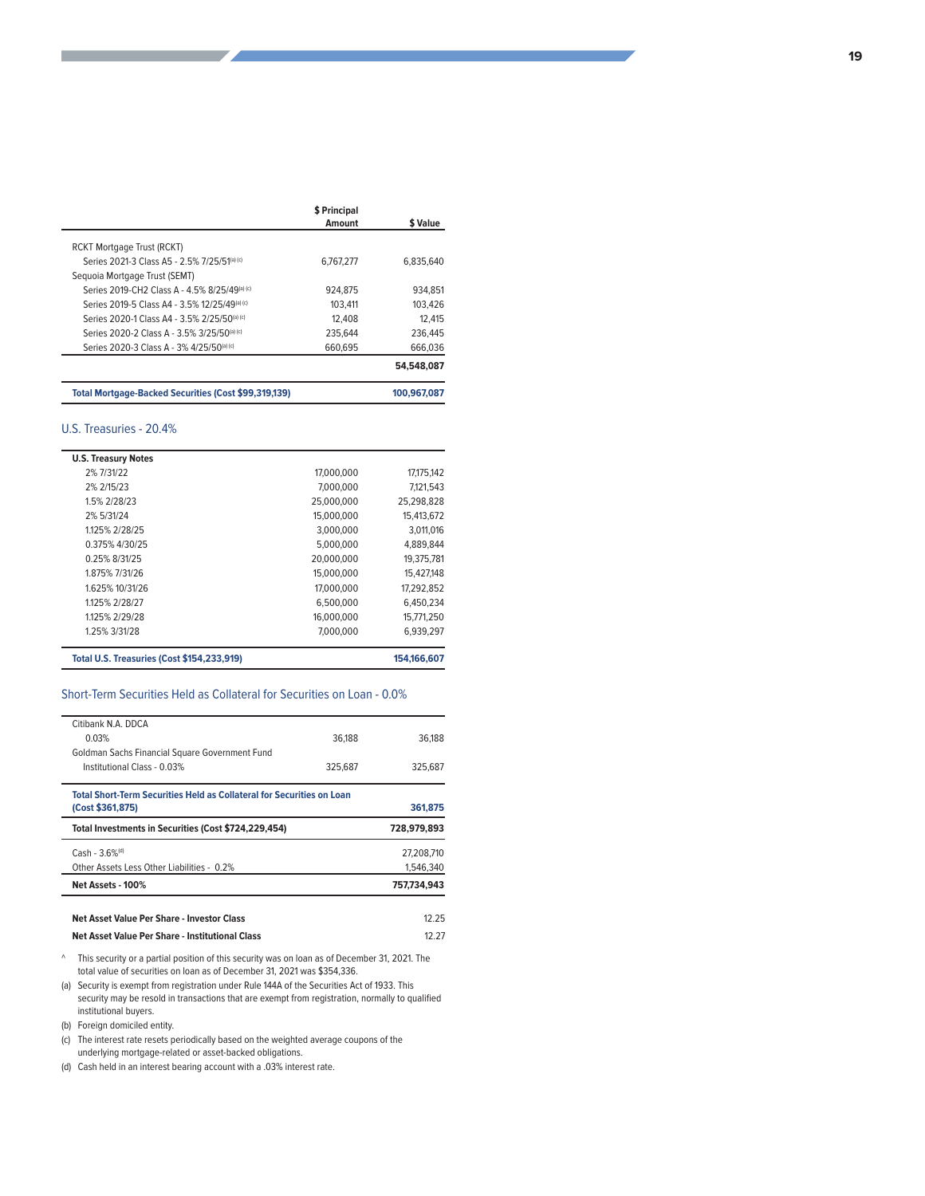| | $ Principal Amount | $ Value |
|---|---|---|
| RCKT Mortgage Trust (RCKT) | | |
| Series 2021-3 Class A5 - 2.5% 7/25/51[(a) (c)] | 6,767,277 | 6,835,640 |
| Sequoia Mortgage Trust (SEMT) | | |
| Series 2019-CH2 Class A - 4.5% 8/25/49[(a) (c)] | 924,875 | 934,851 |
| Series 2019-5 Class A4 - 3.5% 12/25/49[(a) (c)] | 103,411 | 103,426 |
| Series 2020-1 Class A4 - 3.5% 2/25/50[(a) (c)] | 12,408 | 12,415 |
| Series 2020-2 Class A - 3.5% 3/25/50[(a) (c)] | 235,644 | 236,445 |
| Series 2020-3 Class A - 3% 4/25/50[(a) (c)] | 660,695 | 666,036 |
| | | **54,548,087** |
| **Total Mortgage-Backed Securities (Cost $99,319,139)** | | **100,967,087** |

## U.S. Treasuries - 20.4%

| | | |
|---|---|---|
| **U.S. Treasury Notes** | | |
| 2% 7/31/22 | 17,000,000 | 17,175,142 |
| 2% 2/15/23 | 7,000,000 | 7,121,543 |
| 1.5% 2/28/23 | 25,000,000 | 25,298,828 |
| 2% 5/31/24 | 15,000,000 | 15,413,672 |
| 1.125% 2/28/25 | 3,000,000 | 3,011,016 |
| 0.375% 4/30/25 | 5,000,000 | 4,889,844 |
| 0.25% 8/31/25 | 20,000,000 | 19,375,781 |
| 1.875% 7/31/26 | 15,000,000 | 15,427,148 |
| 1.625% 10/31/26 | 17,000,000 | 17,292,852 |
| 1.125% 2/28/27 | 6,500,000 | 6,450,234 |
| 1.125% 2/29/28 | 16,000,000 | 15,771,250 |
| 1.25% 3/31/28 | 7,000,000 | 6,939,297 |
| **Total U.S. Treasuries (Cost $154,233,919)** | | **154,166,607** |

## Short-Term Securities Held as Collateral for Securities on Loan - 0.0%

| | | |
|---|---|---|
| Citibank N.A. DDCA | | |
| 0.03% | 36,188 | 36,188 |
| Goldman Sachs Financial Square Government Fund | | |
| Institutional Class - 0.03% | 325,687 | 325,687 |
| **Total Short-Term Securities Held as Collateral for Securities on Loan (Cost $361,875)** | | **361,875** |
| **Total Investments in Securities (Cost $724,229,454)** | | **728,979,893** |
| Cash - 3.6%[(d)] | | 27,208,710 |
| Other Assets Less Other Liabilities - 0.2% | | 1,546,340 |
| **Net Assets - 100%** | | **757,734,943** |
| **Net Asset Value Per Share - Investor Class** | | 12.25 |
| **Net Asset Value Per Share - Institutional Class** | | 12.27 |

^ This security or a partial position of this security was on loan as of December 31, 2021. The total value of securities on loan as of December 31, 2021 was $354,336.

(a) Security is exempt from registration under Rule 144A of the Securities Act of 1933. This security may be resold in transactions that are exempt from registration, normally to qualified institutional buyers.

(b) Foreign domiciled entity.

(c) The interest rate resets periodically based on the weighted average coupons of the underlying mortgage-related or asset-backed obligations.

(d) Cash held in an interest bearing account with a .03% interest rate.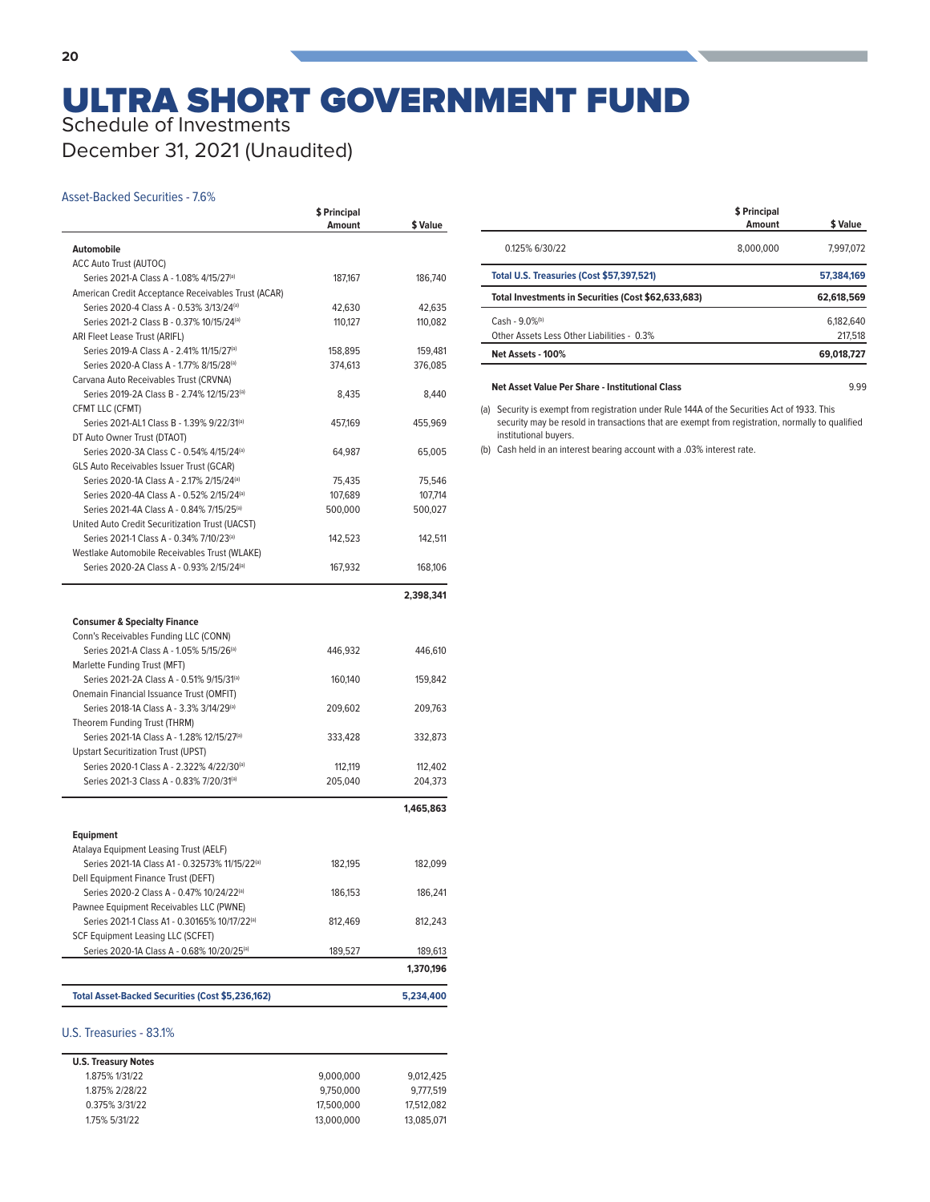# ULTRA SHORT GOVERNMENT FUND

Schedule of Investments

December 31, 2021 (Unaudited)

## Asset-Backed Securities - 7.6%

| | $ Principal Amount | $ Value |
|---|---|---|
| **Automobile** | | |
| ACC Auto Trust (AUTOC) | | |
| Series 2021-A Class A - 1.08% 4/15/27[a] | 187,167 | 186,740 |
| American Credit Acceptance Receivables Trust (ACAR) | | |
| Series 2020-4 Class A - 0.53% 3/13/24[a] | 42,630 | 42,635 |
| Series 2021-2 Class B - 0.37% 10/15/24[a] | 110,127 | 110,082 |
| ARI Fleet Lease Trust (ARIFL) | | |
| Series 2019-A Class A - 2.41% 11/15/27[a] | 158,895 | 159,481 |
| Series 2020-A Class A - 1.77% 8/15/28[a] | 374,613 | 376,085 |
| Carvana Auto Receivables Trust (CRVNA) | | |
| Series 2019-2A Class B - 2.74% 12/15/23[a] | 8,435 | 8,440 |
| CFMT LLC (CFMT) | | |
| Series 2021-AL1 Class B - 1.39% 9/22/31[a] | 457,169 | 455,969 |
| DT Auto Owner Trust (DTAOT) | | |
| Series 2020-3A Class C - 0.54% 4/15/24[a] | 64,987 | 65,005 |
| GLS Auto Receivables Issuer Trust (GCAR) | | |
| Series 2020-1A Class A - 2.17% 2/15/24[a] | 75,435 | 75,546 |
| Series 2020-4A Class A - 0.52% 2/15/24[a] | 107,689 | 107,714 |
| Series 2021-4A Class A - 0.84% 7/15/25[a] | 500,000 | 500,027 |
| United Auto Credit Securitization Trust (UACST) | | |
| Series 2021-1 Class A - 0.34% 7/10/23[a] | 142,523 | 142,511 |
| Westlake Automobile Receivables Trust (WLAKE) | | |
| Series 2020-2A Class A - 0.93% 2/15/24[a] | 167,932 | 168,106 |
| | | **2,398,341** |
| **Consumer & Specialty Finance** | | |
| Conn's Receivables Funding LLC (CONN) | | |
| Series 2021-A Class A - 1.05% 5/15/26[a] | 446,932 | 446,610 |
| Marlette Funding Trust (MFT) | | |
| Series 2021-2A Class A - 0.51% 9/15/31[a] | 160,140 | 159,842 |
| Onemain Financial Issuance Trust (OMFIT) | | |
| Series 2018-1A Class A - 3.3% 3/14/29[a] | 209,602 | 209,763 |
| Theorem Funding Trust (THRM) | | |
| Series 2021-1A Class A - 1.28% 12/15/27[a] | 333,428 | 332,873 |
| Upstart Securitization Trust (UPST) | | |
| Series 2020-1 Class A - 2.322% 4/22/30[a] | 112,119 | 112,402 |
| Series 2021-3 Class A - 0.83% 7/20/31[a] | 205,040 | 204,373 |
| | | **1,465,863** |
| **Equipment** | | |
| Atalaya Equipment Leasing Trust (AELF) | | |
| Series 2021-1A Class A1 - 0.32573% 11/15/22[a] | 182,195 | 182,099 |
| Dell Equipment Finance Trust (DEFT) | | |
| Series 2020-2 Class A - 0.47% 10/24/22[a] | 186,153 | 186,241 |
| Pawnee Equipment Receivables LLC (PWNE) | | |
| Series 2021-1 Class A1 - 0.30165% 10/17/22[a] | 812,469 | 812,243 |
| SCF Equipment Leasing LLC (SCFET) | | |
| Series 2020-1A Class A - 0.68% 10/20/25[a] | 189,527 | 189,613 |
| | | **1,370,196** |
| **Total Asset-Backed Securities (Cost $5,236,162)** | | **5,234,400** |

## U.S. Treasuries - 83.1%

| | $ Principal Amount | $ Value |
|---|---|---|
| **U.S. Treasury Notes** | | |
| 1.875% 1/31/22 | 9,000,000 | 9,012,425 |
| 1.875% 2/28/22 | 9,750,000 | 9,777,519 |
| 0.375% 3/31/22 | 17,500,000 | 17,512,082 |
| 1.75% 5/31/22 | 13,000,000 | 13,085,071 |
| 0.125% 6/30/22 | 8,000,000 | 7,997,072 |
| **Total U.S. Treasuries (Cost $57,397,521)** | | **57,384,169** |
| **Total Investments in Securities (Cost $62,633,683)** | | **62,618,569** |
| Cash - 9.0%[b] | | 6,182,640 |
| Other Assets Less Other Liabilities - 0.3% | | 217,518 |
| **Net Assets - 100%** | | **69,018,727** |
| **Net Asset Value Per Share - Institutional Class** | | 9.99 |

(a) Security is exempt from registration under Rule 144A of the Securities Act of 1933. This security may be resold in transactions that are exempt from registration, normally to qualified institutional buyers.

(b) Cash held in an interest bearing account with a .03% interest rate.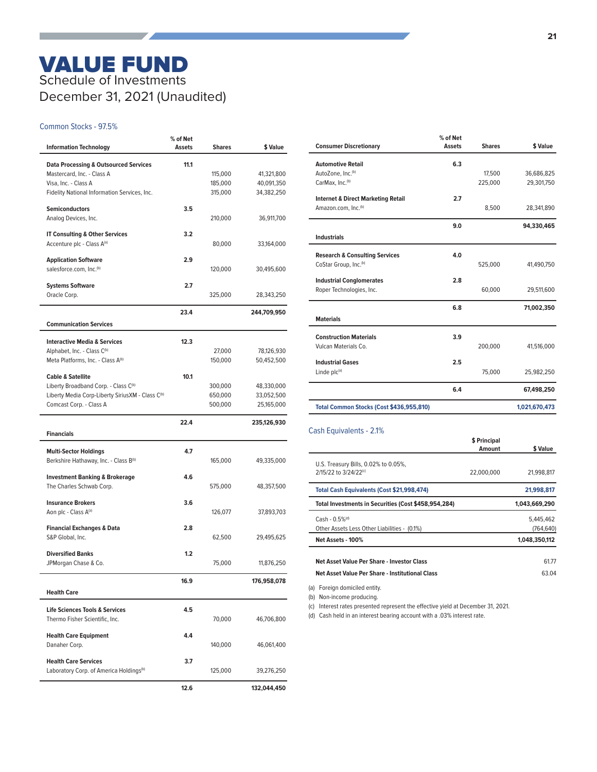# VALUE FUND

## Schedule of Investments

## December 31, 2021 (Unaudited)

### Common Stocks - 97.5%

| Information Technology | % of Net Assets | Shares | $ Value |
|---|---|---|---|
| **Data Processing & Outsourced Services** | **11.1** | | |
| Mastercard, Inc. - Class A | | 115,000 | 41,321,800 |
| Visa, Inc. - Class A | | 185,000 | 40,091,350 |
| Fidelity National Information Services, Inc. | | 315,000 | 34,382,250 |
| **Semiconductors** | **3.5** | | |
| Analog Devices, Inc. | | 210,000 | 36,911,700 |
| **IT Consulting & Other Services** | **3.2** | | |
| Accenture plc - Class A[(a)] | | 80,000 | 33,164,000 |
| **Application Software** | **2.9** | | |
| salesforce.com, Inc.[(b)] | | 120,000 | 30,495,600 |
| **Systems Software** | **2.7** | | |
| Oracle Corp. | | 325,000 | 28,343,250 |
| | **23.4** | | **244,709,950** |

| Communication Services | % of Net Assets | Shares | $ Value |
|---|---|---|---|
| **Interactive Media & Services** | **12.3** | | |
| Alphabet, Inc. - Class C[(b)] | | 27,000 | 78,126,930 |
| Meta Platforms, Inc. - Class A[(b)] | | 150,000 | 50,452,500 |
| **Cable & Satellite** | **10.1** | | |
| Liberty Broadband Corp. - Class C[(b)] | | 300,000 | 48,330,000 |
| Liberty Media Corp-Liberty SiriusXM - Class C[(b)] | | 650,000 | 33,052,500 |
| Comcast Corp. - Class A | | 500,000 | 25,165,000 |
| | **22.4** | | **235,126,930** |

| Financials | % of Net Assets | Shares | $ Value |
|---|---|---|---|
| **Multi-Sector Holdings** | **4.7** | | |
| Berkshire Hathaway, Inc. - Class B[(b)] | | 165,000 | 49,335,000 |
| **Investment Banking & Brokerage** | **4.6** | | |
| The Charles Schwab Corp. | | 575,000 | 48,357,500 |
| **Insurance Brokers** | **3.6** | | |
| Aon plc - Class A[(a)] | | 126,077 | 37,893,703 |
| **Financial Exchanges & Data** | **2.8** | | |
| S&P Global, Inc. | | 62,500 | 29,495,625 |
| **Diversified Banks** | **1.2** | | |
| JPMorgan Chase & Co. | | 75,000 | 11,876,250 |
| | **16.9** | | **176,958,078** |

| Health Care | % of Net Assets | Shares | $ Value |
|---|---|---|---|
| **Life Sciences Tools & Services** | **4.5** | | |
| Thermo Fisher Scientific, Inc. | | 70,000 | 46,706,800 |
| **Health Care Equipment** | **4.4** | | |
| Danaher Corp. | | 140,000 | 46,061,400 |
| **Health Care Services** | **3.7** | | |
| Laboratory Corp. of America Holdings[(b)] | | 125,000 | 39,276,250 |
| | **12.6** | | **132,044,450** |

| Consumer Discretionary | % of Net Assets | Shares | $ Value |
|---|---|---|---|
| **Automotive Retail** | **6.3** | | |
| AutoZone, Inc.[(b)] | | 17,500 | 36,686,825 |
| CarMax, Inc.[(b)] | | 225,000 | 29,301,750 |
| **Internet & Direct Marketing Retail** | **2.7** | | |
| Amazon.com, Inc.[(b)] | | 8,500 | 28,341,890 |
| | **9.0** | | **94,330,465** |

| Industrials | % of Net Assets | Shares | $ Value |
|---|---|---|---|
| **Research & Consulting Services** | **4.0** | | |
| CoStar Group, Inc.[(b)] | | 525,000 | 41,490,750 |
| **Industrial Conglomerates** | **2.8** | | |
| Roper Technologies, Inc. | | 60,000 | 29,511,600 |
| | **6.8** | | **71,002,350** |

| Materials | % of Net Assets | Shares | $ Value |
|---|---|---|---|
| **Construction Materials** | **3.9** | | |
| Vulcan Materials Co. | | 200,000 | 41,516,000 |
| **Industrial Gases** | **2.5** | | |
| Linde plc[(a)] | | 75,000 | 25,982,250 |
| | **6.4** | | **67,498,250** |
| **Total Common Stocks (Cost $436,955,810)** | | | **1,021,670,473** |

### Cash Equivalents - 2.1%

| | $ Principal Amount | $ Value |
|---|---|---|
| U.S. Treasury Bills, 0.02% to 0.05%, 2/15/22 to 3/24/22[(c)] | 22,000,000 | 21,998,817 |
| **Total Cash Equivalents (Cost $21,998,474)** | | **21,998,817** |
| **Total Investments in Securities (Cost $458,954,284)** | | **1,043,669,290** |
| Cash - 0.5%[(d)] | | 5,445,462 |
| Other Assets Less Other Liabilities - (0.1%) | | (764,640) |
| **Net Assets - 100%** | | **1,048,350,112** |
| **Net Asset Value Per Share - Investor Class** | | 61.77 |
| **Net Asset Value Per Share - Institutional Class** | | 63.04 |

(a) Foreign domiciled entity.

(b) Non-income producing.

(c) Interest rates presented represent the effective yield at December 31, 2021.

(d) Cash held in an interest bearing account with a .03% interest rate.